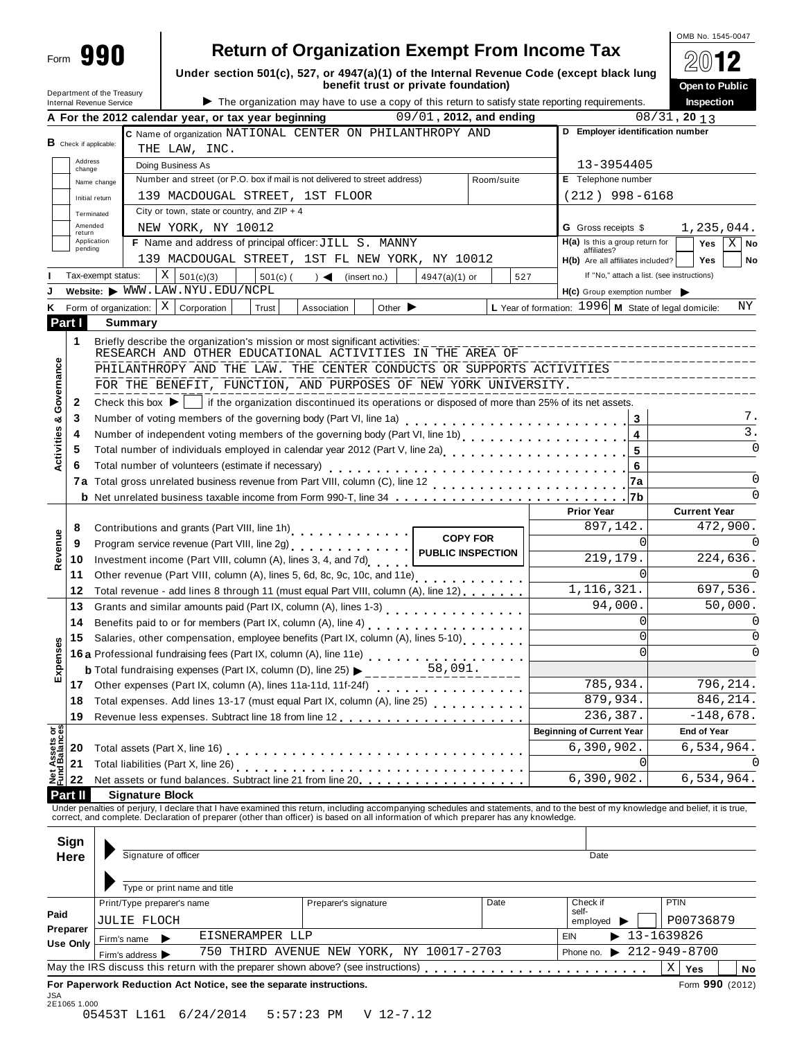Form **990**

# Return of Organization Exempt From Income Tax

**Under section 501(c), 527, or 4947(a)(1) of the Internal Revenue Code (except black lung benefit trust or private foundation)**

Department of the Treasury
Internal Revenue Service

▶ The organization may have to use a copy of this return to satisfy state reporting requirements.

OMB No. 1545-0047

**2012**

**Open to Public Inspection**

**A** For the 2012 calendar year, or tax year beginning 09/01, 2012, and ending 08/31, 20 13

**B** Check if applicable:
- Address change
- Name change
- Initial return
- Terminated
- Amended return
- Application pending

**C** Name of organization NATIONAL CENTER ON PHILANTHROPY AND THE LAW, INC.

Doing Business As

Number and street (or P.O. box if mail is not delivered to street address) 139 MACDOUGAL STREET, 1ST FLOOR | Room/suite

City or town, state or country, and ZIP + 4: NEW YORK, NY 10012

**D** Employer identification number: 13-3954405

**E** Telephone number: (212) 998-6168

**G** Gross receipts $ 1,235,044.

**F** Name and address of principal officer: JILL S. MANNY
139 MACDOUGAL STREET, 1ST FL NEW YORK, NY 10012

**H(a)** Is this a group return for affiliates? Yes [ ] No [X]

**H(b)** Are all affiliates included? Yes [ ] No [ ]
If "No," attach a list. (see instructions)

**H(c)** Group exemption number ▶

**I** Tax-exempt status: [X] 501(c)(3) [ ] 501(c) ( ) ◀ (insert no.) [ ] 4947(a)(1) or [ ] 527

**J** Website: ▶ WWW.LAW.NYU.EDU/NCPL

**K** Form of organization: [X] Corporation [ ] Trust [ ] Association [ ] Other ▶

**L** Year of formation: 1996 **M** State of legal domicile: NY

## Part I Summary

**Activities & Governance**

1 Briefly describe the organization's mission or most significant activities:
RESEARCH AND OTHER EDUCATIONAL ACTIVITIES IN THE AREA OF PHILANTHROPY AND THE LAW. THE CENTER CONDUCTS OR SUPPORTS ACTIVITIES FOR THE BENEFIT, FUNCTION, AND PURPOSES OF NEW YORK UNIVERSITY.

2 Check this box ▶ [ ] if the organization discontinued its operations or disposed of more than 25% of its net assets.

| | | | |
|---|---|---|---|
| 3 | Number of voting members of the governing body (Part VI, line 1a) | 3 | 7. |
| 4 | Number of independent voting members of the governing body (Part VI, line 1b) | 4 | 3. |
| 5 | Total number of individuals employed in calendar year 2012 (Part V, line 2a) | 5 | 0 |
| 6 | Total number of volunteers (estimate if necessary) | 6 | |
| 7a | Total gross unrelated business revenue from Part VIII, column (C), line 12 | 7a | 0 |
| b | Net unrelated business taxable income from Form 990-T, line 34 | 7b | 0 |

COPY FOR PUBLIC INSPECTION

| | | | Prior Year | Current Year |
|---|---|---|---|---|
| **Revenue** | 8 | Contributions and grants (Part VIII, line 1h) | 897,142. | 472,900. |
| | 9 | Program service revenue (Part VIII, line 2g) | 0 | 0 |
| | 10 | Investment income (Part VIII, column (A), lines 3, 4, and 7d) | 219,179. | 224,636. |
| | 11 | Other revenue (Part VIII, column (A), lines 5, 6d, 8c, 9c, 10c, and 11e) | 0 | 0 |
| | 12 | Total revenue - add lines 8 through 11 (must equal Part VIII, column (A), line 12) | 1,116,321. | 697,536. |
| **Expenses** | 13 | Grants and similar amounts paid (Part IX, column (A), lines 1-3) | 94,000. | 50,000. |
| | 14 | Benefits paid to or for members (Part IX, column (A), line 4) | 0 | 0 |
| | 15 | Salaries, other compensation, employee benefits (Part IX, column (A), lines 5-10) | 0 | 0 |
| | 16a | Professional fundraising fees (Part IX, column (A), line 11e) | 0 | 0 |
| | b | Total fundraising expenses (Part IX, column (D), line 25) ▶ 58,091. | | |
| | 17 | Other expenses (Part IX, column (A), lines 11a-11d, 11f-24f) | 785,934. | 796,214. |
| | 18 | Total expenses. Add lines 13-17 (must equal Part IX, column (A), line 25) | 879,934. | 846,214. |
| | 19 | Revenue less expenses. Subtract line 18 from line 12 | 236,387. | -148,678. |
| | | | **Beginning of Current Year** | **End of Year** |
| **Net Assets or Fund Balances** | 20 | Total assets (Part X, line 16) | 6,390,902. | 6,534,964. |
| | 21 | Total liabilities (Part X, line 26) | 0 | 0 |
| | 22 | Net assets or fund balances. Subtract line 21 from line 20 | 6,390,902. | 6,534,964. |

## Part II Signature Block

Under penalties of perjury, I declare that I have examined this return, including accompanying schedules and statements, and to the best of my knowledge and belief, it is true, correct, and complete. Declaration of preparer (other than officer) is based on all information of which preparer has any knowledge.

**Sign Here**

▶ Signature of officer | Date

▶ Type or print name and title

**Paid Preparer Use Only**

| Print/Type preparer's name | Preparer's signature | Date | Check if self-employed ▶ [ ] | PTIN |
|---|---|---|---|---|
| JULIE FLOCH | | | | P00736879 |

Firm's name ▶ EISNERAMPER LLP | EIN ▶ 13-1639826

Firm's address ▶ 750 THIRD AVENUE NEW YORK, NY 10017-2703 | Phone no. ▶ 212-949-8700

May the IRS discuss this return with the preparer shown above? (see instructions) [X] Yes [ ] No

**For Paperwork Reduction Act Notice, see the separate instructions.** Form **990** (2012)

JSA
2E1065 1.000
05453T L161 6/24/2014 5:57:23 PM V 12-7.12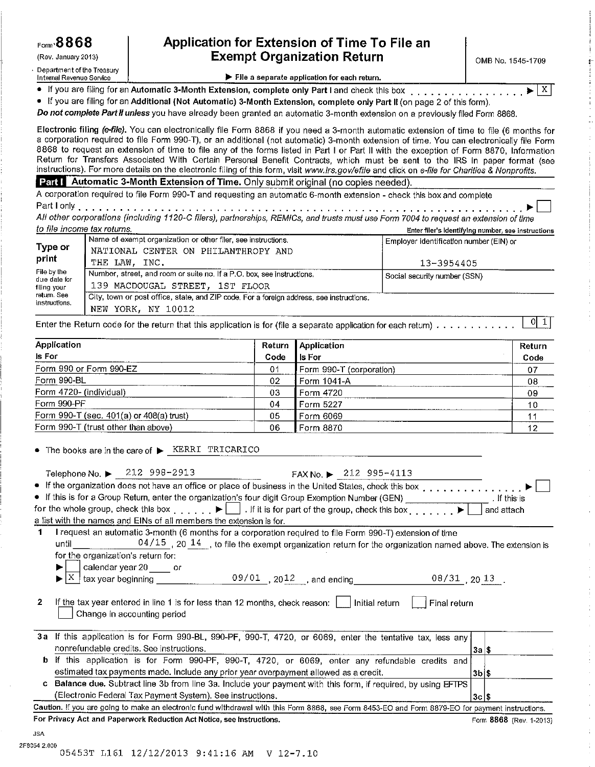Form **8868** (Rev. January 2013)
Department of the Treasury
Internal Revenue Service

# Application for Extension of Time To File an Exempt Organization Return

OMB No. 1545-1709

▶ **File a separate application for each return.**

- If you are filing for an **Automatic 3-Month Extension, complete only Part I** and check this box . . . . . . . . . . . . . . . . ▶ [X]
- If you are filing for an **Additional (Not Automatic) 3-Month Extension, complete only Part II** (on page 2 of this form).

***Do not complete Part II unless*** you have already been granted an automatic 3-month extension on a previously filed Form 8868.

**Electronic filing (*e-file*).** You can electronically file Form 8868 if you need a 3-month automatic extension of time to file (6 months for a corporation required to file Form 990-T), or an additional (not automatic) 3-month extension of time. You can electronically file Form 8868 to request an extension of time to file any of the forms listed in Part I or Part II with the exception of Form 8870, Information Return for Transfers Associated With Certain Personal Benefit Contracts, which must be sent to the IRS in paper format (see instructions). For more details on the electronic filing of this form, visit *www.irs.gov/efile* and click on *e-file for Charities & Nonprofits.*

## Part I Automatic 3-Month Extension of Time. Only submit original (no copies needed).

A corporation required to file Form 990-T and requesting an automatic 6-month extension - check this box and complete Part I only . . . . . . . . . . ▶ [ ]

*All other corporations (including 1120-C filers), partnerships, REMICs, and trusts must use Form 7004 to request an extension of time to file income tax returns.*

Enter filer's identifying number, see instructions

| Type or print | | |
|---|---|---|
| File by the due date for filing your return. See instructions. | Name of exempt organization or other filer, see instructions.<br>NATIONAL CENTER ON PHILANTHROPY AND THE LAW, INC. | Employer identification number (EIN) or<br>13-3954405 |
| | Number, street, and room or suite no. If a P.O. box, see instructions.<br>139 MACDOUGAL STREET, 1ST FLOOR | Social security number (SSN) |
| | City, town or post office, state, and ZIP code. For a foreign address, see instructions.<br>NEW YORK, NY 10012 | |

Enter the Return code for the return that this application is for (file a separate application for each return) . . . . . . . . . . . . 0 1

| Application Is For | Return Code | Application Is For | Return Code |
|---|---|---|---|
| Form 990 or Form 990-EZ | 01 | Form 990-T (corporation) | 07 |
| Form 990-BL | 02 | Form 1041-A | 08 |
| Form 4720 (individual) | 03 | Form 4720 | 09 |
| Form 990-PF | 04 | Form 5227 | 10 |
| Form 990-T (sec. 401(a) or 408(a) trust) | 05 | Form 6069 | 11 |
| Form 990-T (trust other than above) | 06 | Form 8870 | 12 |

- The books are in the care of ▶ KERRI TRICARICO

Telephone No. ▶ 212 998-2913 FAX No. ▶ 212 995-4113

- If the organization does not have an office or place of business in the United States, check this box . . . . . . . . . . . . . . . ▶ [ ]
- If this is for a Group Return, enter the organization's four digit Group Exemption Number (GEN) ________ . If this is for the whole group, check this box . . . . . . ▶ [ ] . If it is for part of the group, check this box . . . . . . . ▶ [ ] and attach a list with the names and EINs of all members the extension is for.

**1** I request an automatic 3-month (6 months for a corporation required to file Form 990-T) extension of time until 04/15 , 20 14 , to file the exempt organization return for the organization named above. The extension is for the organization's return for:

▶ [ ] calendar year 20 ____ or

▶ [X] tax year beginning 09/01 , 2012 , and ending 08/31 , 20 13 .

**2** If the tax year entered in line 1 is for less than 12 months, check reason: [ ] Initial return [ ] Final return [ ] Change in accounting period

| | | | |
|---|---|---|---|
| **3a** | If this application is for Form 990-BL, 990-PF, 990-T, 4720, or 6069, enter the tentative tax, less any nonrefundable credits. See instructions. | 3a | $ |
| **b** | If this application is for Form 990-PF, 990-T, 4720, or 6069, enter any refundable credits and estimated tax payments made. Include any prior year overpayment allowed as a credit. | 3b | $ |
| **c** | **Balance due.** Subtract line 3b from line 3a. Include your payment with this form, if required, by using EFTPS (Electronic Federal Tax Payment System). See instructions. | 3c | $ |

**Caution.** If you are going to make an electronic fund withdrawal with this Form 8868, see Form 8453-EO and Form 8879-EO for payment instructions.

**For Privacy Act and Paperwork Reduction Act Notice, see Instructions.** Form **8868** (Rev. 1-2013)

JSA
2F8054 2.000
05453T L161 12/12/2013 9:41:16 AM V 12-7.10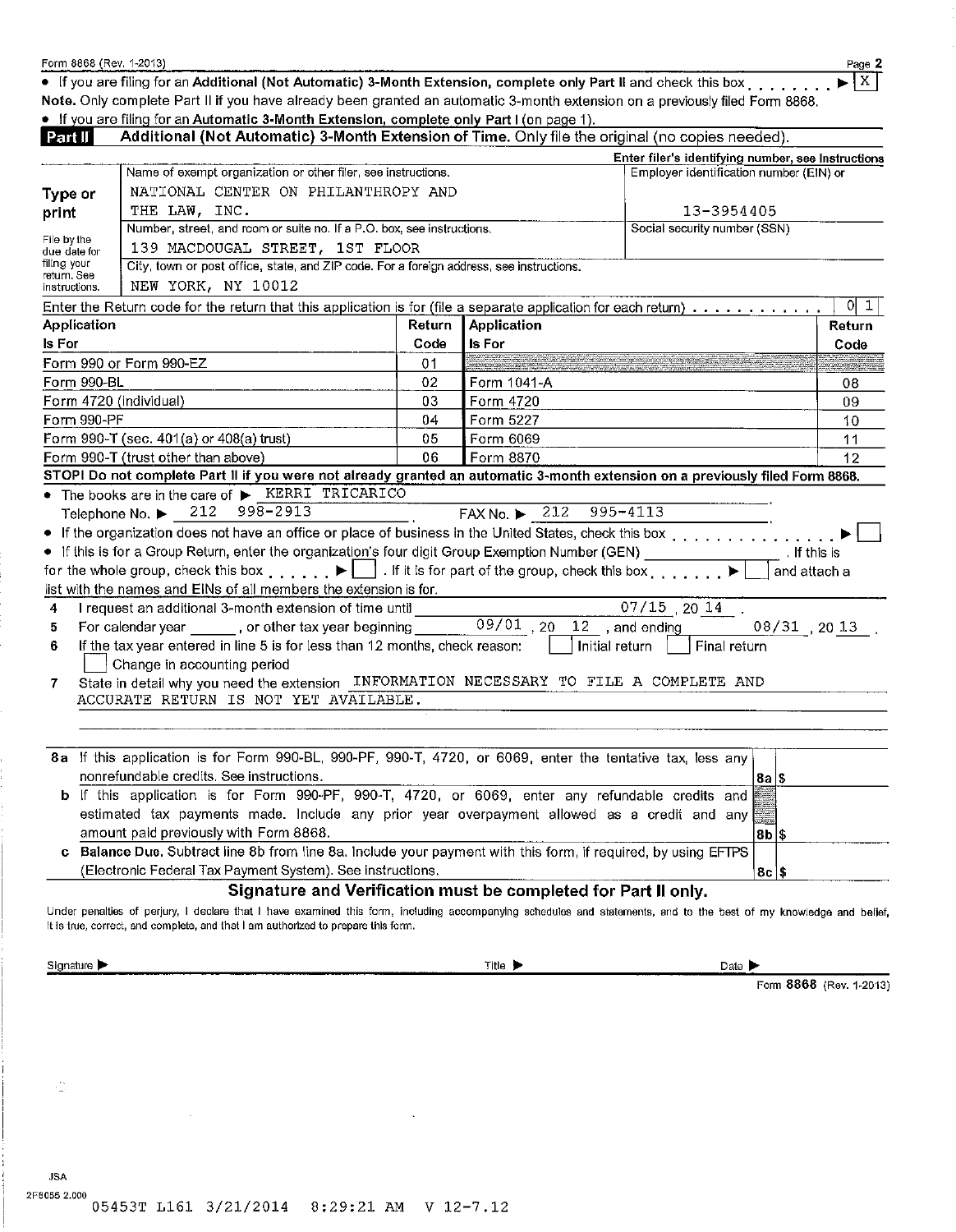Form 8868 (Rev. 1-2013)

- If you are filing for an **Additional (Not Automatic) 3-Month Extension, complete only Part II** and check this box . . . . . . . . ▶ [X]

**Note.** Only complete Part II if you have already been granted an automatic 3-month extension on a previously filed Form 8868.

- If you are filing for an **Automatic 3-Month Extension, complete only Part I** (on page 1).

## Part II Additional (Not Automatic) 3-Month Extension of Time. Only file the original (no copies needed).

| | | Enter filer's identifying number, see instructions |
|---|---|---|
| **Type or print** | Name of exempt organization or other filer, see instructions.<br>NATIONAL CENTER ON PHILANTHROPY AND THE LAW, INC. | Employer identification number (EIN) or<br>13-3954405 |
| File by the due date for filing your return. See instructions. | Number, street, and room or suite no. If a P.O. box, see instructions.<br>139 MACDOUGAL STREET, 1ST FLOOR | Social security number (SSN) |
| | City, town or post office, state, and ZIP code. For a foreign address, see instructions.<br>NEW YORK, NY 10012 | |

Enter the Return code for the return that this application is for (file a separate application for each return) . . . . . . . . . . . . 0 1

| Application Is For | Return Code | Application Is For | Return Code |
|---|---|---|---|
| Form 990 or Form 990-EZ | 01 | | |
| Form 990-BL | 02 | Form 1041-A | 08 |
| Form 4720 (individual) | 03 | Form 4720 | 09 |
| Form 990-PF | 04 | Form 5227 | 10 |
| Form 990-T (sec. 401(a) or 408(a) trust) | 05 | Form 6069 | 11 |
| Form 990-T (trust other than above) | 06 | Form 8870 | 12 |

**STOP! Do not complete Part II if you were not already granted an automatic 3-month extension on a previously filed Form 8868.**

- The books are in the care of ▶ KERRI TRICARICO
  Telephone No. ▶ 212 998-2913 FAX No. ▶ 212 995-4113
- If the organization does not have an office or place of business in the United States, check this box . . . . . . . . . . . . . . . ▶ [ ]
- If this is for a Group Return, enter the organization's four digit Group Exemption Number (GEN) ________ . If this is for the whole group, check this box . . . . . . ▶ [ ] . If it is for part of the group, check this box . . . . . . . ▶ [ ] and attach a list with the names and EINs of all members the extension is for.

**4** I request an additional 3-month extension of time until 07/15, 20 14 .

**5** For calendar year ______, or other tax year beginning 09/01, 20 12 , and ending 08/31, 20 13 .

**6** If the tax year entered in line 5 is for less than 12 months, check reason: [ ] Initial return [ ] Final return [ ] Change in accounting period

**7** State in detail why you need the extension INFORMATION NECESSARY TO FILE A COMPLETE AND ACCURATE RETURN IS NOT YET AVAILABLE.

| | | | |
|---|---|---|---|
| **8a** | If this application is for Form 990-BL, 990-PF, 990-T, 4720, or 6069, enter the tentative tax, less any nonrefundable credits. See instructions. | 8a | $ |
| **b** | If this application is for Form 990-PF, 990-T, 4720, or 6069, enter any refundable credits and estimated tax payments made. Include any prior year overpayment allowed as a credit and any amount paid previously with Form 8868. | 8b | $ |
| **c** | **Balance Due.** Subtract line 8b from line 8a. Include your payment with this form, if required, by using EFTPS (Electronic Federal Tax Payment System). See instructions. | 8c | $ |

### Signature and Verification must be completed for Part II only.

Under penalties of perjury, I declare that I have examined this form, including accompanying schedules and statements, and to the best of my knowledge and belief, it is true, correct, and complete, and that I am authorized to prepare this form.

Signature ▶ Title ▶ Date ▶

Form **8868** (Rev. 1-2013)

JSA
2F8055 2.000
05453T L161 3/21/2014 8:29:21 AM V 12-7.12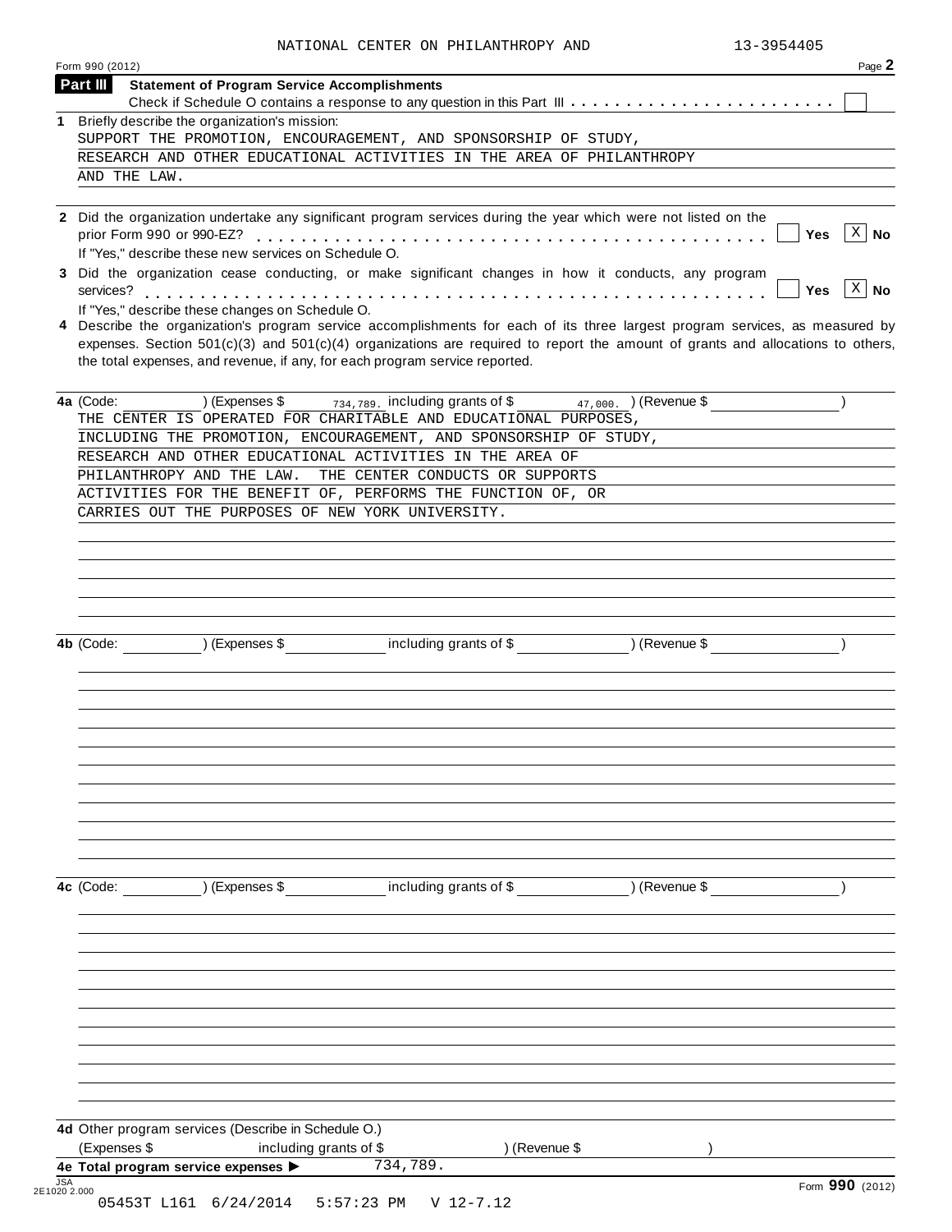NATIONAL CENTER ON PHILANTHROPY AND 13-3954405

Form 990 (2012) Page **2**

## Part III Statement of Program Service Accomplishments

Check if Schedule O contains a response to any question in this Part III . . . . . . . . . . . . . . . . . . . . . . . . ☐

**1** Briefly describe the organization's mission:

SUPPORT THE PROMOTION, ENCOURAGEMENT, AND SPONSORSHIP OF STUDY, RESEARCH AND OTHER EDUCATIONAL ACTIVITIES IN THE AREA OF PHILANTHROPY AND THE LAW.

**2** Did the organization undertake any significant program services during the year which were not listed on the prior Form 990 or 990-EZ? . . . . . . . . . . . . . . . . . . . . . . . . . . . . . . . . ☐ **Yes** ☒ **No**

If "Yes," describe these new services on Schedule O.

**3** Did the organization cease conducting, or make significant changes in how it conducts, any program services? . . . . . . . . . . . . . . . . . . . . . . . . . . . . . . . . . . . . . . . . . ☐ **Yes** ☒ **No**

If "Yes," describe these changes on Schedule O.

**4** Describe the organization's program service accomplishments for each of its three largest program services, as measured by expenses. Section 501(c)(3) and 501(c)(4) organizations are required to report the amount of grants and allocations to others, the total expenses, and revenue, if any, for each program service reported.

**4a** (Code: ) (Expenses $ 734,789. including grants of $ 47,000. ) (Revenue $ )

THE CENTER IS OPERATED FOR CHARITABLE AND EDUCATIONAL PURPOSES, INCLUDING THE PROMOTION, ENCOURAGEMENT, AND SPONSORSHIP OF STUDY, RESEARCH AND OTHER EDUCATIONAL ACTIVITIES IN THE AREA OF PHILANTHROPY AND THE LAW. THE CENTER CONDUCTS OR SUPPORTS ACTIVITIES FOR THE BENEFIT OF, PERFORMS THE FUNCTION OF, OR CARRIES OUT THE PURPOSES OF NEW YORK UNIVERSITY.

**4b** (Code: ) (Expenses $ including grants of $ ) (Revenue $ )

**4c** (Code: ) (Expenses $ including grants of $ ) (Revenue $ )

**4d** Other program services (Describe in Schedule O.)

(Expenses $ including grants of $ ) (Revenue $ )

**4e Total program service expenses ▶** 734,789.

JSA 2E1020 2.000 Form **990** (2012)

05453T L161 6/24/2014 5:57:23 PM V 12-7.12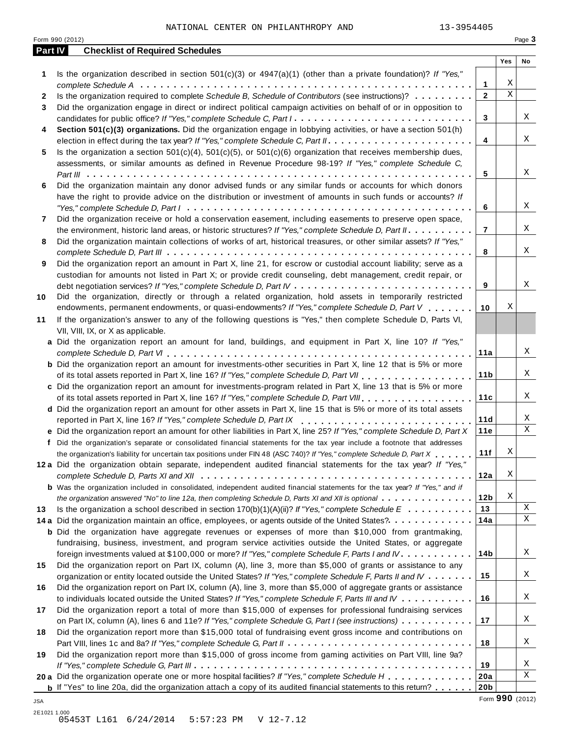NATIONAL CENTER ON PHILANTHROPY AND 13-3954405

Form 990 (2012) Page 3

## Part IV Checklist of Required Schedules

| | | | Yes | No |
|---|---|---|---|---|
| 1 | Is the organization described in section 501(c)(3) or 4947(a)(1) (other than a private foundation)? *If "Yes," complete Schedule A* | 1 | X | |
| 2 | Is the organization required to complete *Schedule B, Schedule of Contributors* (see instructions)? | 2 | X | |
| 3 | Did the organization engage in direct or indirect political campaign activities on behalf of or in opposition to candidates for public office? *If "Yes," complete Schedule C, Part I* | 3 | | X |
| 4 | **Section 501(c)(3) organizations.** Did the organization engage in lobbying activities, or have a section 501(h) election in effect during the tax year? *If "Yes," complete Schedule C, Part II* | 4 | | X |
| 5 | Is the organization a section 501(c)(4), 501(c)(5), or 501(c)(6) organization that receives membership dues, assessments, or similar amounts as defined in Revenue Procedure 98-19? *If "Yes," complete Schedule C, Part III* | 5 | | X |
| 6 | Did the organization maintain any donor advised funds or any similar funds or accounts for which donors have the right to provide advice on the distribution or investment of amounts in such funds or accounts? *If "Yes," complete Schedule D, Part I* | 6 | | X |
| 7 | Did the organization receive or hold a conservation easement, including easements to preserve open space, the environment, historic land areas, or historic structures? *If "Yes," complete Schedule D, Part II* | 7 | | X |
| 8 | Did the organization maintain collections of works of art, historical treasures, or other similar assets? *If "Yes," complete Schedule D, Part III* | 8 | | X |
| 9 | Did the organization report an amount in Part X, line 21, for escrow or custodial account liability; serve as a custodian for amounts not listed in Part X; or provide credit counseling, debt management, credit repair, or debt negotiation services? *If "Yes," complete Schedule D, Part IV* | 9 | | X |
| 10 | Did the organization, directly or through a related organization, hold assets in temporarily restricted endowments, permanent endowments, or quasi-endowments? *If "Yes," complete Schedule D, Part V* | 10 | X | |
| 11 | If the organization's answer to any of the following questions is "Yes," then complete Schedule D, Parts VI, VII, VIII, IX, or X as applicable. | | | |
| a | Did the organization report an amount for land, buildings, and equipment in Part X, line 10? *If "Yes," complete Schedule D, Part VI* | 11a | | X |
| b | Did the organization report an amount for investments-other securities in Part X, line 12 that is 5% or more of its total assets reported in Part X, line 16? *If "Yes," complete Schedule D, Part VII* | 11b | | X |
| c | Did the organization report an amount for investments-program related in Part X, line 13 that is 5% or more of its total assets reported in Part X, line 16? *If "Yes," complete Schedule D, Part VIII* | 11c | | X |
| d | Did the organization report an amount for other assets in Part X, line 15 that is 5% or more of its total assets reported in Part X, line 16? *If "Yes," complete Schedule D, Part IX* | 11d | | X |
| e | Did the organization report an amount for other liabilities in Part X, line 25? *If "Yes," complete Schedule D, Part X* | 11e | | X |
| f | Did the organization's separate or consolidated financial statements for the tax year include a footnote that addresses the organization's liability for uncertain tax positions under FIN 48 (ASC 740)? *If "Yes," complete Schedule D, Part X* | 11f | X | |
| 12a | Did the organization obtain separate, independent audited financial statements for the tax year? *If "Yes," complete Schedule D, Parts XI and XII* | 12a | X | |
| b | Was the organization included in consolidated, independent audited financial statements for the tax year? *If "Yes," and if the organization answered "No" to line 12a, then completing Schedule D, Parts XI and XII is optional* | 12b | X | |
| 13 | Is the organization a school described in section 170(b)(1)(A)(ii)? *If "Yes," complete Schedule E* | 13 | | X |
| 14a | Did the organization maintain an office, employees, or agents outside of the United States? | 14a | | X |
| b | Did the organization have aggregate revenues or expenses of more than $10,000 from grantmaking, fundraising, business, investment, and program service activities outside the United States, or aggregate foreign investments valued at $100,000 or more? *If "Yes," complete Schedule F, Parts I and IV* | 14b | | X |
| 15 | Did the organization report on Part IX, column (A), line 3, more than $5,000 of grants or assistance to any organization or entity located outside the United States? *If "Yes," complete Schedule F, Parts II and IV* | 15 | | X |
| 16 | Did the organization report on Part IX, column (A), line 3, more than $5,000 of aggregate grants or assistance to individuals located outside the United States? *If "Yes," complete Schedule F, Parts III and IV* | 16 | | X |
| 17 | Did the organization report a total of more than $15,000 of expenses for professional fundraising services on Part IX, column (A), lines 6 and 11e? *If "Yes," complete Schedule G, Part I (see instructions)* | 17 | | X |
| 18 | Did the organization report more than $15,000 total of fundraising event gross income and contributions on Part VIII, lines 1c and 8a? *If "Yes," complete Schedule G, Part II* | 18 | | X |
| 19 | Did the organization report more than $15,000 of gross income from gaming activities on Part VIII, line 9a? *If "Yes," complete Schedule G, Part III* | 19 | | X |
| 20a | Did the organization operate one or more hospital facilities? *If "Yes," complete Schedule H* | 20a | | X |
| b | If "Yes" to line 20a, did the organization attach a copy of its audited financial statements to this return? | 20b | | |

JSA

2E1021 1.000

05453T L161 6/24/2014 5:57:23 PM V 12-7.12

Form **990** (2012)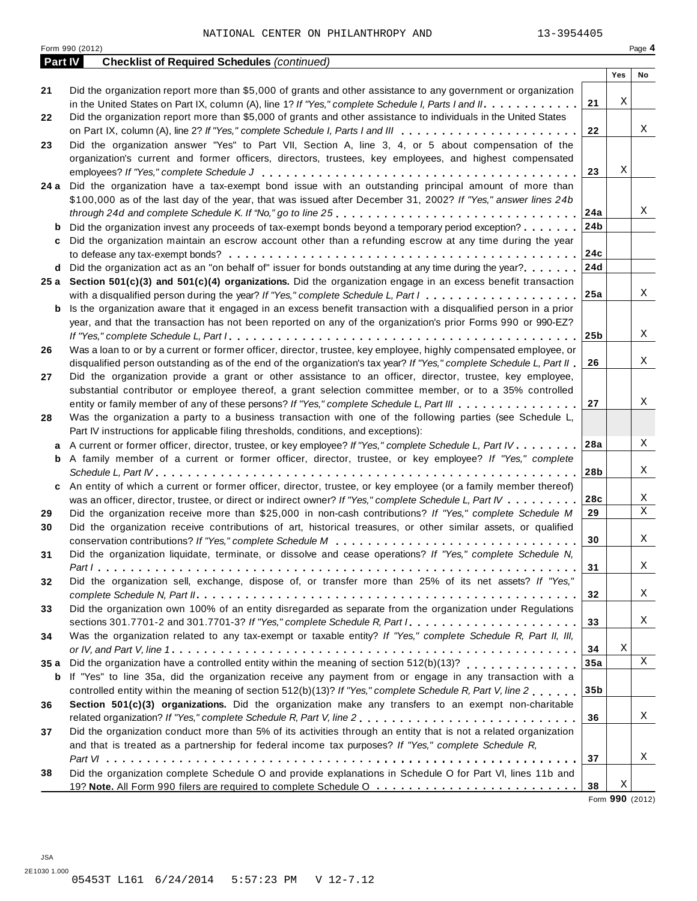NATIONAL CENTER ON PHILANTHROPY AND 13-3954405

Form 990 (2012) Page 4

**Part IV Checklist of Required Schedules** *(continued)*

| | | | Yes | No |
|---|---|---|---|---|
| 21 | Did the organization report more than $5,000 of grants and other assistance to any government or organization in the United States on Part IX, column (A), line 1? *If "Yes," complete Schedule I, Parts I and II* | 21 | X | |
| 22 | Did the organization report more than $5,000 of grants and other assistance to individuals in the United States on Part IX, column (A), line 2? *If "Yes," complete Schedule I, Parts I and III* | 22 | | X |
| 23 | Did the organization answer "Yes" to Part VII, Section A, line 3, 4, or 5 about compensation of the organization's current and former officers, directors, trustees, key employees, and highest compensated employees? *If "Yes," complete Schedule J* | 23 | X | |
| 24 a | Did the organization have a tax-exempt bond issue with an outstanding principal amount of more than $100,000 as of the last day of the year, that was issued after December 31, 2002? *If "Yes," answer lines 24b through 24d and complete Schedule K. If "No," go to line 25* | 24a | | X |
| b | Did the organization invest any proceeds of tax-exempt bonds beyond a temporary period exception? | 24b | | |
| c | Did the organization maintain an escrow account other than a refunding escrow at any time during the year to defease any tax-exempt bonds? | 24c | | |
| d | Did the organization act as an "on behalf of" issuer for bonds outstanding at any time during the year? | 24d | | |
| 25 a | **Section 501(c)(3) and 501(c)(4) organizations.** Did the organization engage in an excess benefit transaction with a disqualified person during the year? *If "Yes," complete Schedule L, Part I* | 25a | | X |
| b | Is the organization aware that it engaged in an excess benefit transaction with a disqualified person in a prior year, and that the transaction has not been reported on any of the organization's prior Forms 990 or 990-EZ? *If "Yes," complete Schedule L, Part I* | 25b | | X |
| 26 | Was a loan to or by a current or former officer, director, trustee, key employee, highly compensated employee, or disqualified person outstanding as of the end of the organization's tax year? *If "Yes," complete Schedule L, Part II* | 26 | | X |
| 27 | Did the organization provide a grant or other assistance to an officer, director, trustee, key employee, substantial contributor or employee thereof, a grant selection committee member, or to a 35% controlled entity or family member of any of these persons? *If "Yes," complete Schedule L, Part III* | 27 | | X |
| 28 | Was the organization a party to a business transaction with one of the following parties (see Schedule L, Part IV instructions for applicable filing thresholds, conditions, and exceptions): | | | |
| a | A current or former officer, director, trustee, or key employee? *If "Yes," complete Schedule L, Part IV* | 28a | | X |
| b | A family member of a current or former officer, director, trustee, or key employee? *If "Yes," complete Schedule L, Part IV* | 28b | | X |
| c | An entity of which a current or former officer, director, trustee, or key employee (or a family member thereof) was an officer, director, trustee, or direct or indirect owner? *If "Yes," complete Schedule L, Part IV* | 28c | | X |
| 29 | Did the organization receive more than $25,000 in non-cash contributions? *If "Yes," complete Schedule M* | 29 | | X |
| 30 | Did the organization receive contributions of art, historical treasures, or other similar assets, or qualified conservation contributions? *If "Yes," complete Schedule M* | 30 | | X |
| 31 | Did the organization liquidate, terminate, or dissolve and cease operations? *If "Yes," complete Schedule N, Part I* | 31 | | X |
| 32 | Did the organization sell, exchange, dispose of, or transfer more than 25% of its net assets? *If "Yes," complete Schedule N, Part II* | 32 | | X |
| 33 | Did the organization own 100% of an entity disregarded as separate from the organization under Regulations sections 301.7701-2 and 301.7701-3? *If "Yes," complete Schedule R, Part I* | 33 | | X |
| 34 | Was the organization related to any tax-exempt or taxable entity? *If "Yes," complete Schedule R, Part II, III, or IV, and Part V, line 1* | 34 | X | |
| 35 a | Did the organization have a controlled entity within the meaning of section 512(b)(13)? | 35a | | X |
| b | If "Yes" to line 35a, did the organization receive any payment from or engage in any transaction with a controlled entity within the meaning of section 512(b)(13)? *If "Yes," complete Schedule R, Part V, line 2* | 35b | | |
| 36 | **Section 501(c)(3) organizations.** Did the organization make any transfers to an exempt non-charitable related organization? *If "Yes," complete Schedule R, Part V, line 2* | 36 | | X |
| 37 | Did the organization conduct more than 5% of its activities through an entity that is not a related organization and that is treated as a partnership for federal income tax purposes? *If "Yes," complete Schedule R, Part VI* | 37 | | X |
| 38 | Did the organization complete Schedule O and provide explanations in Schedule O for Part VI, lines 11b and 19? **Note.** All Form 990 filers are required to complete Schedule O | 38 | X | |

Form **990** (2012)

JSA
2E1030 1.000
05453T L161 6/24/2014 5:57:23 PM V 12-7.12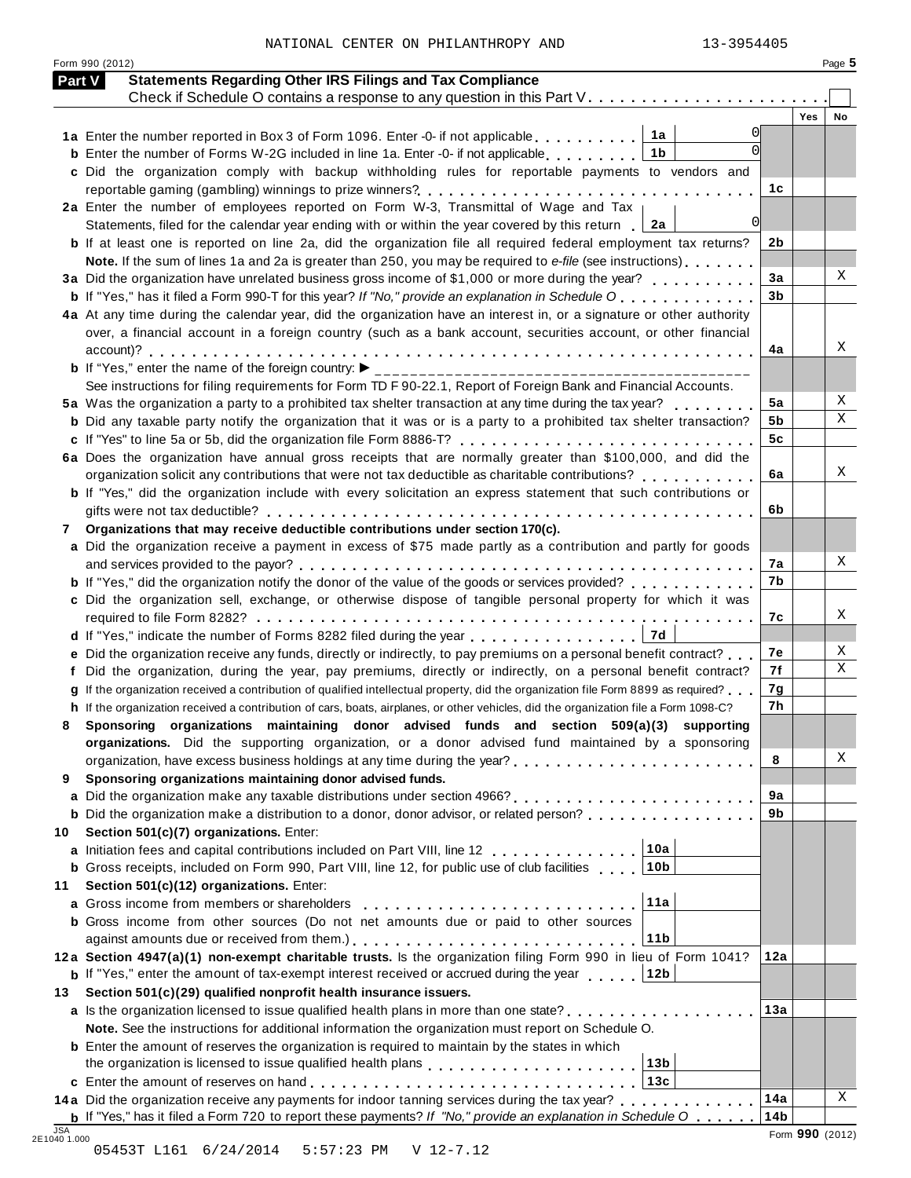NATIONAL CENTER ON PHILANTHROPY AND 13-3954405

Form 990 (2012) Page **5**

## Part V Statements Regarding Other IRS Filings and Tax Compliance

Check if Schedule O contains a response to any question in this Part V . . . . . . . . . . . . . . . . . . . . . . . ☐

| | | | | Yes | No |
|---|---|---|---|---|---|
| **1a** | Enter the number reported in Box 3 of Form 1096. Enter -0- if not applicable | 1a | 0 | | |
| **b** | Enter the number of Forms W-2G included in line 1a. Enter -0- if not applicable | 1b | 0 | | |
| **c** | Did the organization comply with backup withholding rules for reportable payments to vendors and reportable gaming (gambling) winnings to prize winners? | | 1c | | |
| **2a** | Enter the number of employees reported on Form W-3, Transmittal of Wage and Tax Statements, filed for the calendar year ending with or within the year covered by this return | 2a | 0 | | |
| **b** | If at least one is reported on line 2a, did the organization file all required federal employment tax returns? | | 2b | | |
| | **Note.** If the sum of lines 1a and 2a is greater than 250, you may be required to *e-file* (see instructions) | | | | |
| **3a** | Did the organization have unrelated business gross income of $1,000 or more during the year? | | 3a | | X |
| **b** | If "Yes," has it filed a Form 990-T for this year? *If "No," provide an explanation in Schedule O* | | 3b | | |
| **4a** | At any time during the calendar year, did the organization have an interest in, or a signature or other authority over, a financial account in a foreign country (such as a bank account, securities account, or other financial account)? | | 4a | | X |
| **b** | If "Yes," enter the name of the foreign country: ▶ | | | | |
| | See instructions for filing requirements for Form TD F 90-22.1, Report of Foreign Bank and Financial Accounts. | | | | |
| **5a** | Was the organization a party to a prohibited tax shelter transaction at any time during the tax year? | | 5a | | X |
| **b** | Did any taxable party notify the organization that it was or is a party to a prohibited tax shelter transaction? | | 5b | | X |
| **c** | If "Yes" to line 5a or 5b, did the organization file Form 8886-T? | | 5c | | |
| **6a** | Does the organization have annual gross receipts that are normally greater than $100,000, and did the organization solicit any contributions that were not tax deductible as charitable contributions? | | 6a | | X |
| **b** | If "Yes," did the organization include with every solicitation an express statement that such contributions or gifts were not tax deductible? | | 6b | | |
| **7** | **Organizations that may receive deductible contributions under section 170(c).** | | | | |
| **a** | Did the organization receive a payment in excess of $75 made partly as a contribution and partly for goods and services provided to the payor? | | 7a | | X |
| **b** | If "Yes," did the organization notify the donor of the value of the goods or services provided? | | 7b | | |
| **c** | Did the organization sell, exchange, or otherwise dispose of tangible personal property for which it was required to file Form 8282? | | 7c | | X |
| **d** | If "Yes," indicate the number of Forms 8282 filed during the year | 7d | | | |
| **e** | Did the organization receive any funds, directly or indirectly, to pay premiums on a personal benefit contract? | | 7e | | X |
| **f** | Did the organization, during the year, pay premiums, directly or indirectly, on a personal benefit contract? | | 7f | | X |
| **g** | If the organization received a contribution of qualified intellectual property, did the organization file Form 8899 as required? | | 7g | | |
| **h** | If the organization received a contribution of cars, boats, airplanes, or other vehicles, did the organization file a Form 1098-C? | | 7h | | |
| **8** | **Sponsoring organizations maintaining donor advised funds and section 509(a)(3) supporting organizations.** Did the supporting organization, or a donor advised fund maintained by a sponsoring organization, have excess business holdings at any time during the year? | | 8 | | X |
| **9** | **Sponsoring organizations maintaining donor advised funds.** | | | | |
| **a** | Did the organization make any taxable distributions under section 4966? | | 9a | | |
| **b** | Did the organization make a distribution to a donor, donor advisor, or related person? | | 9b | | |
| **10** | **Section 501(c)(7) organizations.** Enter: | | | | |
| **a** | Initiation fees and capital contributions included on Part VIII, line 12 | 10a | | | |
| **b** | Gross receipts, included on Form 990, Part VIII, line 12, for public use of club facilities | 10b | | | |
| **11** | **Section 501(c)(12) organizations.** Enter: | | | | |
| **a** | Gross income from members or shareholders | 11a | | | |
| **b** | Gross income from other sources (Do not net amounts due or paid to other sources against amounts due or received from them.) | 11b | | | |
| **12a** | **Section 4947(a)(1) non-exempt charitable trusts.** Is the organization filing Form 990 in lieu of Form 1041? | | 12a | | |
| **b** | If "Yes," enter the amount of tax-exempt interest received or accrued during the year | 12b | | | |
| **13** | **Section 501(c)(29) qualified nonprofit health insurance issuers.** | | | | |
| **a** | Is the organization licensed to issue qualified health plans in more than one state? | | 13a | | |
| | **Note.** See the instructions for additional information the organization must report on Schedule O. | | | | |
| **b** | Enter the amount of reserves the organization is required to maintain by the states in which the organization is licensed to issue qualified health plans | 13b | | | |
| **c** | Enter the amount of reserves on hand | 13c | | | |
| **14a** | Did the organization receive any payments for indoor tanning services during the tax year? | | 14a | | X |
| **b** | If "Yes," has it filed a Form 720 to report these payments? *If "No," provide an explanation in Schedule O* | | 14b | | |

Form **990** (2012)

05453T L161 6/24/2014 5:57:23 PM V 12-7.12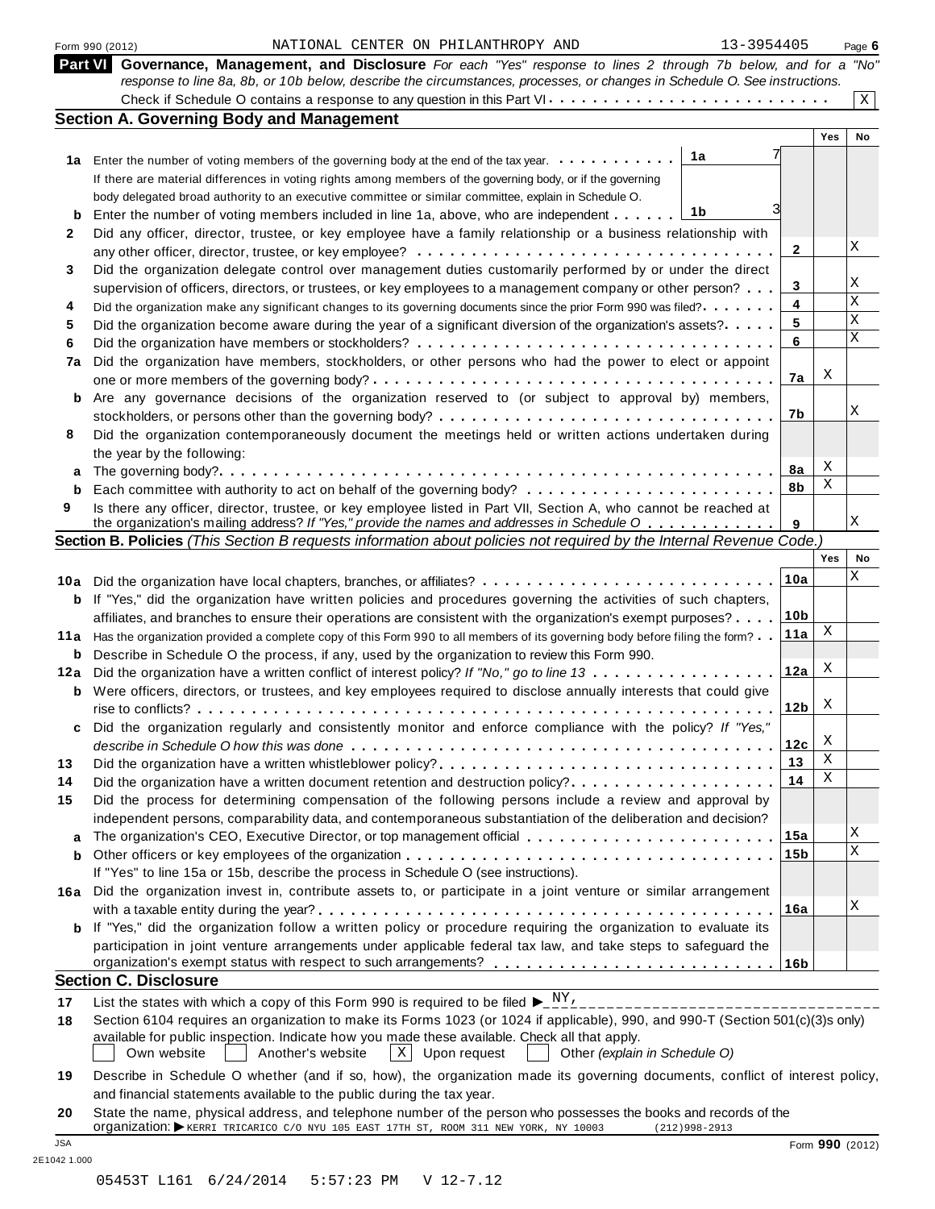Form 990 (2012) NATIONAL CENTER ON PHILANTHROPY AND 13-3954405 Page 6

## Part VI Governance, Management, and Disclosure

*For each "Yes" response to lines 2 through 7b below, and for a "No" response to line 8a, 8b, or 10b below, describe the circumstances, processes, or changes in Schedule O. See instructions.*

Check if Schedule O contains a response to any question in this Part VI . . . . . . . . . . . . . . . . . . . . . . . . . [X]

### Section A. Governing Body and Management

| | | | Yes | No |
|---|---|---|---|---|
| **1a** | Enter the number of voting members of the governing body at the end of the tax year. . . . . . . . . . . **1a** 7 <br> If there are material differences in voting rights among members of the governing body, or if the governing body delegated broad authority to an executive committee or similar committee, explain in Schedule O. | | | |
| **b** | Enter the number of voting members included in line 1a, above, who are independent . . . . . . **1b** 3 | | | |
| **2** | Did any officer, director, trustee, or key employee have a family relationship or a business relationship with any other officer, director, trustee, or key employee? . . . . . . . . . . . . . . . . . . . . . . . . . . . . . . . . | 2 | | X |
| **3** | Did the organization delegate control over management duties customarily performed by or under the direct supervision of officers, directors, or trustees, or key employees to a management company or other person? . . . | 3 | | X |
| **4** | Did the organization make any significant changes to its governing documents since the prior Form 990 was filed? . . . . . . | 4 | | X |
| **5** | Did the organization become aware during the year of a significant diversion of the organization's assets? . . . . . | 5 | | X |
| **6** | Did the organization have members or stockholders? . . . . . . . . . . . . . . . . . . . . . . . . . . . . . . . . | 6 | | X |
| **7a** | Did the organization have members, stockholders, or other persons who had the power to elect or appoint one or more members of the governing body? . . . . . . . . . . . . . . . . . . . . . . . . . . . . . . . . . . | 7a | X | |
| **b** | Are any governance decisions of the organization reserved to (or subject to approval by) members, stockholders, or persons other than the governing body? . . . . . . . . . . . . . . . . . . . . . . . . . . . . | 7b | | X |
| **8** | Did the organization contemporaneously document the meetings held or written actions undertaken during the year by the following: | | | |
| **a** | The governing body? . . . . . . . . . . . . . . . . . . . . . . . . . . . . . . . . . . . . . . . . . . . . . . . | 8a | X | |
| **b** | Each committee with authority to act on behalf of the governing body? . . . . . . . . . . . . . . . . . . . . . | 8b | X | |
| **9** | Is there any officer, director, trustee, or key employee listed in Part VII, Section A, who cannot be reached at the organization's mailing address? *If "Yes," provide the names and addresses in Schedule O* . . . . . . . . . . . . | 9 | | X |

### Section B. Policies *(This Section B requests information about policies not required by the Internal Revenue Code.)*

| | | | Yes | No |
|---|---|---|---|---|
| **10a** | Did the organization have local chapters, branches, or affiliates? . . . . . . . . . . . . . . . . . . . . . . . . . | 10a | | X |
| **b** | If "Yes," did the organization have written policies and procedures governing the activities of such chapters, affiliates, and branches to ensure their operations are consistent with the organization's exempt purposes? . . . . | 10b | | |
| **11a** | Has the organization provided a complete copy of this Form 990 to all members of its governing body before filing the form? . . | 11a | X | |
| **b** | Describe in Schedule O the process, if any, used by the organization to review this Form 990. | | | |
| **12a** | Did the organization have a written conflict of interest policy? *If "No," go to line 13* . . . . . . . . . . . . . . . . | 12a | X | |
| **b** | Were officers, directors, or trustees, and key employees required to disclose annually interests that could give rise to conflicts? . . . . . . . . . . . . . . . . . . . . . . . . . . . . . . . . . . . . . . . . . . . . . . | 12b | X | |
| **c** | Did the organization regularly and consistently monitor and enforce compliance with the policy? *If "Yes," describe in Schedule O how this was done* . . . . . . . . . . . . . . . . . . . . . . . . . . . . . . . . . | 12c | X | |
| **13** | Did the organization have a written whistleblower policy? . . . . . . . . . . . . . . . . . . . . . . . . . . . . . | 13 | X | |
| **14** | Did the organization have a written document retention and destruction policy? . . . . . . . . . . . . . . . . . . | 14 | X | |
| **15** | Did the process for determining compensation of the following persons include a review and approval by independent persons, comparability data, and contemporaneous substantiation of the deliberation and decision? | | | |
| **a** | The organization's CEO, Executive Director, or top management official . . . . . . . . . . . . . . . . . . . . . . | 15a | | X |
| **b** | Other officers or key employees of the organization . . . . . . . . . . . . . . . . . . . . . . . . . . . . . . . . <br> If "Yes" to line 15a or 15b, describe the process in Schedule O (see instructions). | 15b | | X |
| **16a** | Did the organization invest in, contribute assets to, or participate in a joint venture or similar arrangement with a taxable entity during the year? . . . . . . . . . . . . . . . . . . . . . . . . . . . . . . . . . . . . . | 16a | | X |
| **b** | If "Yes," did the organization follow a written policy or procedure requiring the organization to evaluate its participation in joint venture arrangements under applicable federal tax law, and take steps to safeguard the organization's exempt status with respect to such arrangements? . . . . . . . . . . . . . . . . . . . . . . . . | 16b | | |

### Section C. Disclosure

**17** List the states with which a copy of this Form 990 is required to be filed ► NY,

**18** Section 6104 requires an organization to make its Forms 1023 (or 1024 if applicable), 990, and 990-T (Section 501(c)(3)s only) available for public inspection. Indicate how you made these available. Check all that apply.

[ ] Own website [ ] Another's website [X] Upon request [ ] Other *(explain in Schedule O)*

**19** Describe in Schedule O whether (and if so, how), the organization made its governing documents, conflict of interest policy, and financial statements available to the public during the tax year.

**20** State the name, physical address, and telephone number of the person who possesses the books and records of the organization: ► KERRI TRICARICO C/O NYU 105 EAST 17TH ST, ROOM 311 NEW YORK, NY 10003 (212)998-2913

Form **990** (2012)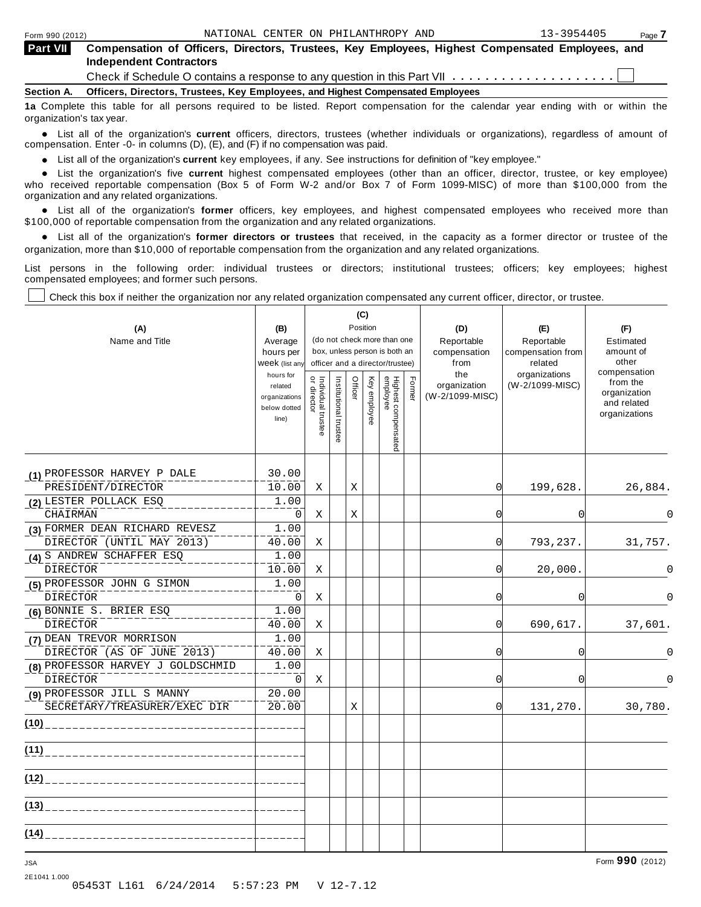Form 990 (2012) NATIONAL CENTER ON PHILANTHROPY AND 13-3954405 Page 7

**Part VII Compensation of Officers, Directors, Trustees, Key Employees, Highest Compensated Employees, and Independent Contractors**

Check if Schedule O contains a response to any question in this Part VII . . . . . . . . . . . . . . . . . . . . ☐

**Section A. Officers, Directors, Trustees, Key Employees, and Highest Compensated Employees**

**1a** Complete this table for all persons required to be listed. Report compensation for the calendar year ending with or within the organization's tax year.

- List all of the organization's **current** officers, directors, trustees (whether individuals or organizations), regardless of amount of compensation. Enter -0- in columns (D), (E), and (F) if no compensation was paid.
- List all of the organization's **current** key employees, if any. See instructions for definition of "key employee."
- List the organization's five **current** highest compensated employees (other than an officer, director, trustee, or key employee) who received reportable compensation (Box 5 of Form W-2 and/or Box 7 of Form 1099-MISC) of more than $100,000 from the organization and any related organizations.
- List all of the organization's **former** officers, key employees, and highest compensated employees who received more than $100,000 of reportable compensation from the organization and any related organizations.
- List all of the organization's **former directors or trustees** that received, in the capacity as a former director or trustee of the organization, more than $10,000 of reportable compensation from the organization and any related organizations.

List persons in the following order: individual trustees or directors; institutional trustees; officers; key employees; highest compensated employees; and former such persons.

☐ Check this box if neither the organization nor any related organization compensated any current officer, director, or trustee.

| (A) Name and Title | (B) Average hours per week (list any hours for related organizations below dotted line) | (C) Position: Individual trustee or director | Institutional trustee | Officer | Key employee | Highest compensated employee | Former | (D) Reportable compensation from the organization (W-2/1099-MISC) | (E) Reportable compensation from related organizations (W-2/1099-MISC) | (F) Estimated amount of other compensation from the organization and related organizations |
|---|---|---|---|---|---|---|---|---|---|---|
| (1) PROFESSOR HARVEY P DALE<br>PRESIDENT/DIRECTOR | 30.00<br>10.00 | X | | X | | | | 0 | 199,628. | 26,884. |
| (2) LESTER POLLACK ESQ<br>CHAIRMAN | 1.00<br>0 | X | | X | | | | 0 | 0 | 0 |
| (3) FORMER DEAN RICHARD REVESZ<br>DIRECTOR (UNTIL MAY 2013) | 1.00<br>40.00 | X | | | | | | 0 | 793,237. | 31,757. |
| (4) S ANDREW SCHAFFER ESQ<br>DIRECTOR | 1.00<br>10.00 | X | | | | | | 0 | 20,000. | 0 |
| (5) PROFESSOR JOHN G SIMON<br>DIRECTOR | 1.00<br>0 | X | | | | | | 0 | 0 | 0 |
| (6) BONNIE S. BRIER ESQ<br>DIRECTOR | 1.00<br>40.00 | X | | | | | | 0 | 690,617. | 37,601. |
| (7) DEAN TREVOR MORRISON<br>DIRECTOR (AS OF JUNE 2013) | 1.00<br>40.00 | X | | | | | | 0 | 0 | 0 |
| (8) PROFESSOR HARVEY J GOLDSCHMID<br>DIRECTOR | 1.00<br>0 | X | | | | | | 0 | 0 | 0 |
| (9) PROFESSOR JILL S MANNY<br>SECRETARY/TREASURER/EXEC DIR | 20.00<br>20.00 | | | X | | | | 0 | 131,270. | 30,780. |
| (10) | | | | | | | | | | |
| (11) | | | | | | | | | | |
| (12) | | | | | | | | | | |
| (13) | | | | | | | | | | |
| (14) | | | | | | | | | | |

Form **990** (2012)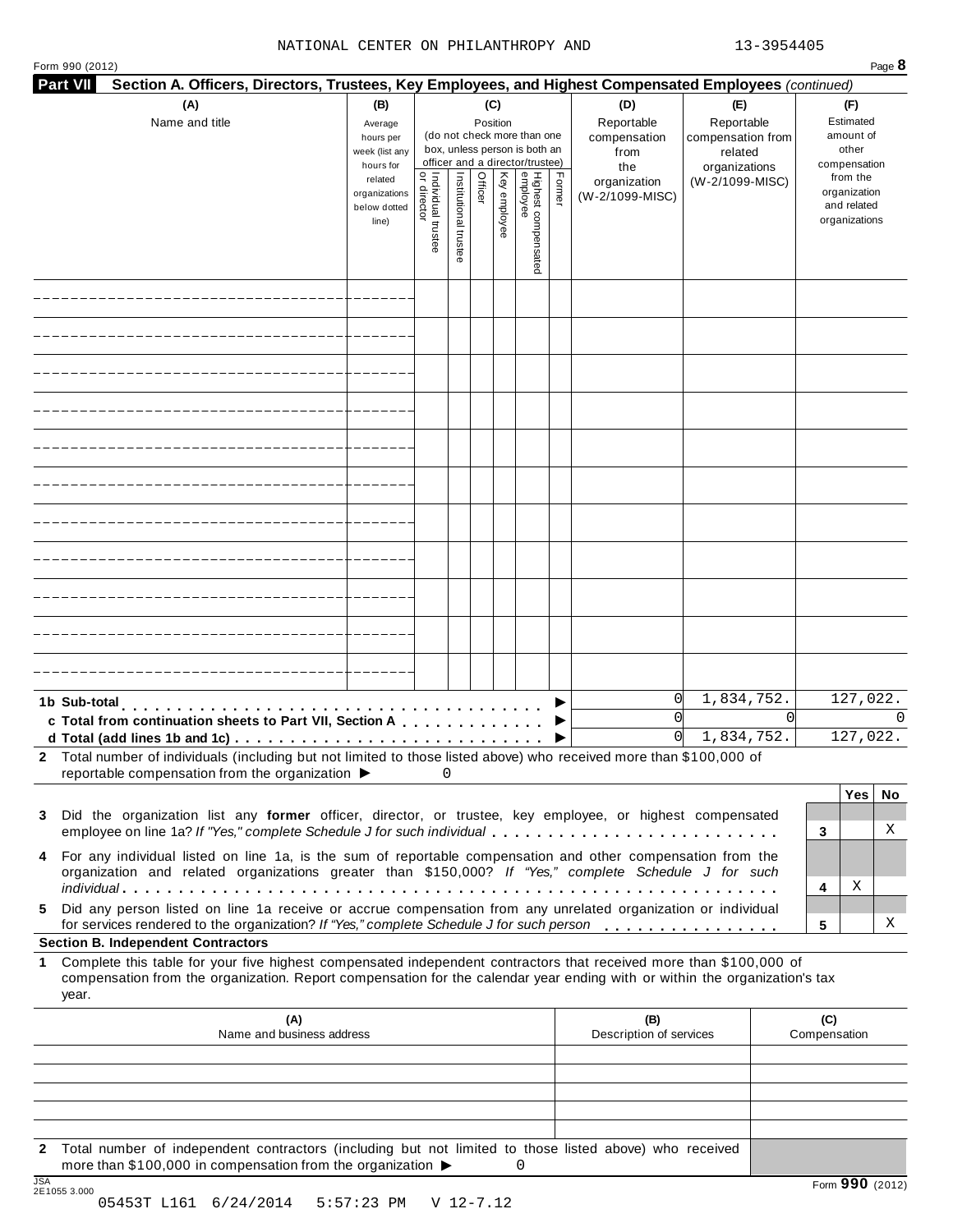NATIONAL CENTER ON PHILANTHROPY AND 13-3954405

Form 990 (2012) Page **8**

**Part VII Section A. Officers, Directors, Trustees, Key Employees, and Highest Compensated Employees** *(continued)*

| (A) Name and title | (B) Average hours per week (list any hours for related organizations below dotted line) | (C) Position (do not check more than one box, unless person is both an officer and a director/trustee): Individual trustee or director | Institutional trustee | Officer | Key employee | Highest compensated employee | Former | (D) Reportable compensation from the organization (W-2/1099-MISC) | (E) Reportable compensation from related organizations (W-2/1099-MISC) | (F) Estimated amount of other compensation from the organization and related organizations |
|---|---|---|---|---|---|---|---|---|---|---|
| | | | | | | | | | | |
| | | | | | | | | | | |
| | | | | | | | | | | |
| | | | | | | | | | | |
| | | | | | | | | | | |
| | | | | | | | | | | |
| | | | | | | | | | | |
| | | | | | | | | | | |
| | | | | | | | | | | |
| | | | | | | | | | | |
| | | | | | | | | | | |

| | (D) | (E) | (F) |
|---|---|---|---|
| **1b Sub-total** ▶ | 0 | 1,834,752. | 127,022. |
| **c Total from continuation sheets to Part VII, Section A** ▶ | 0 | 0 | 0 |
| **d Total (add lines 1b and 1c)** ▶ | 0 | 1,834,752. | 127,022. |

**2** Total number of individuals (including but not limited to those listed above) who received more than $100,000 of reportable compensation from the organization ▶ 0

| | | Yes | No |
|---|---|---|---|
| **3** Did the organization list any **former** officer, director, or trustee, key employee, or highest compensated employee on line 1a? *If "Yes," complete Schedule J for such individual* | 3 | | X |
| **4** For any individual listed on line 1a, is the sum of reportable compensation and other compensation from the organization and related organizations greater than $150,000? *If "Yes," complete Schedule J for such individual* | 4 | X | |
| **5** Did any person listed on line 1a receive or accrue compensation from any unrelated organization or individual for services rendered to the organization? *If "Yes," complete Schedule J for such person* | 5 | | X |

**Section B. Independent Contractors**

**1** Complete this table for your five highest compensated independent contractors that received more than $100,000 of compensation from the organization. Report compensation for the calendar year ending with or within the organization's tax year.

| (A) Name and business address | (B) Description of services | (C) Compensation |
|---|---|---|
| | | |
| | | |
| | | |
| | | |
| | | |

**2** Total number of independent contractors (including but not limited to those listed above) who received more than $100,000 in compensation from the organization ▶ 0

Form **990** (2012)

JSA 2E1055 3.000

05453T L161 6/24/2014 5:57:23 PM V 12-7.12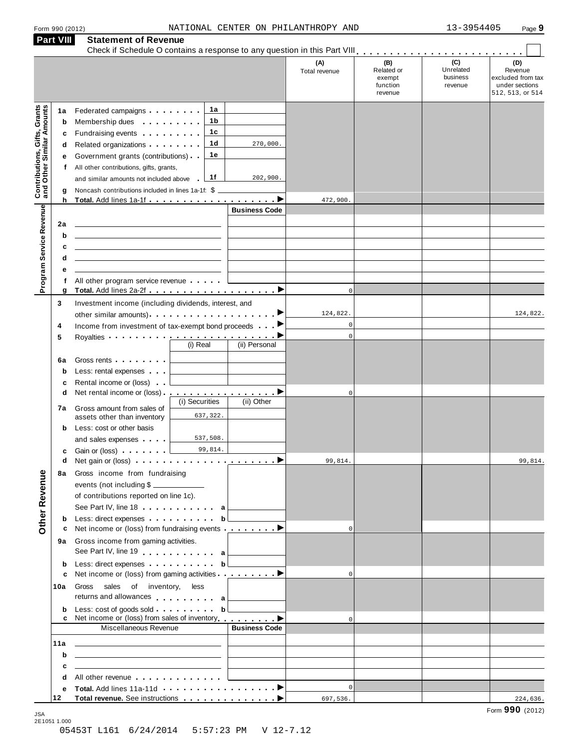Form 990 (2012) NATIONAL CENTER ON PHILANTHROPY AND 13-3954405 Page 9

## Part VIII Statement of Revenue

Check if Schedule O contains a response to any question in this Part VIII . . . . . . . . . . . . . . . . . . . . . . . . ☐

| | | | | (A) Total revenue | (B) Related or exempt function revenue | (C) Unrelated business revenue | (D) Revenue excluded from tax under sections 512, 513, or 514 |
|---|---|---|---|---|---|---|---|
| **Contributions, Gifts, Grants and Other Similar Amounts** | 1a | Federated campaigns . . . . . . . . 1a | | | | | |
| | b | Membership dues . . . . . . . . . 1b | | | | | |
| | c | Fundraising events . . . . . . . . . 1c | | | | | |
| | d | Related organizations . . . . . . . . 1d | 270,000. | | | | |
| | e | Government grants (contributions) . . 1e | | | | | |
| | f | All other contributions, gifts, grants, and similar amounts not included above . 1f | 202,900. | | | | |
| | g | Noncash contributions included in lines 1a-1f: $ | | | | | |
| | h | **Total.** Add lines 1a-1f . . . . . . . . . . . . . . . . . . . ▶ | | 472,900. | | | |
| **Program Service Revenue** | | | Business Code | | | | |
| | 2a | | | | | | |
| | b | | | | | | |
| | c | | | | | | |
| | d | | | | | | |
| | e | | | | | | |
| | f | All other program service revenue . . . . . | | | | | |
| | g | **Total.** Add lines 2a-2f . . . . . . . . . . . . . . . . . . . ▶ | | 0 | | | |
| **Other Revenue** | 3 | Investment income (including dividends, interest, and other similar amounts) . . . . . . . . . . . . . . . . . . ▶ | | 124,822. | | | 124,822. |
| | 4 | Income from investment of tax-exempt bond proceeds . . . ▶ | | 0 | | | |
| | 5 | Royalties . . . . . . . . . . . . . . . . . . . . . . . . . ▶ | | 0 | | | |
| | | (i) Real | (ii) Personal | | | | |
| | 6a | Gross rents . . . . . . . . | | | | | |
| | b | Less: rental expenses . . . | | | | | |
| | c | Rental income or (loss) . . | | | | | |
| | d | Net rental income or (loss) . . . . . . . . . . . . . . . . . ▶ | | 0 | | | |
| | | (i) Securities | (ii) Other | | | | |
| | 7a | Gross amount from sales of assets other than inventory — 637,322. | | | | | |
| | b | Less: cost or other basis and sales expenses . . . . — 537,508. | | | | | |
| | c | Gain or (loss) . . . . . . . — 99,814. | | | | | |
| | d | Net gain or (loss) . . . . . . . . . . . . . . . . . . . . . ▶ | | 99,814. | | | 99,814. |
| | 8a | Gross income from fundraising events (not including $ of contributions reported on line 1c). See Part IV, line 18 . . . . . . . . . . . a | | | | | |
| | b | Less: direct expenses . . . . . . . . . . b | | | | | |
| | c | Net income or (loss) from fundraising events . . . . . . . . ▶ | | 0 | | | |
| | 9a | Gross income from gaming activities. See Part IV, line 19 . . . . . . . . . . . a | | | | | |
| | b | Less: direct expenses . . . . . . . . . . b | | | | | |
| | c | Net income or (loss) from gaming activities . . . . . . . . . ▶ | | 0 | | | |
| | 10a | Gross sales of inventory, less returns and allowances . . . . . . . . . . a | | | | | |
| | b | Less: cost of goods sold . . . . . . . . . b | | | | | |
| | c | Net income or (loss) from sales of inventory . . . . . . . . ▶ | | 0 | | | |
| | | Miscellaneous Revenue | Business Code | | | | |
| | 11a | | | | | | |
| | b | | | | | | |
| | c | | | | | | |
| | d | All other revenue . . . . . . . . . . . . . | | | | | |
| | e | **Total.** Add lines 11a-11d . . . . . . . . . . . . . . . . . ▶ | | 0 | | | |
| | 12 | **Total revenue.** See instructions . . . . . . . . . . . . . . ▶ | | 697,536. | | | 224,636. |

JSA 2E1051 1.000

Form **990** (2012)

05453T L161 6/24/2014 5:57:23 PM V 12-7.12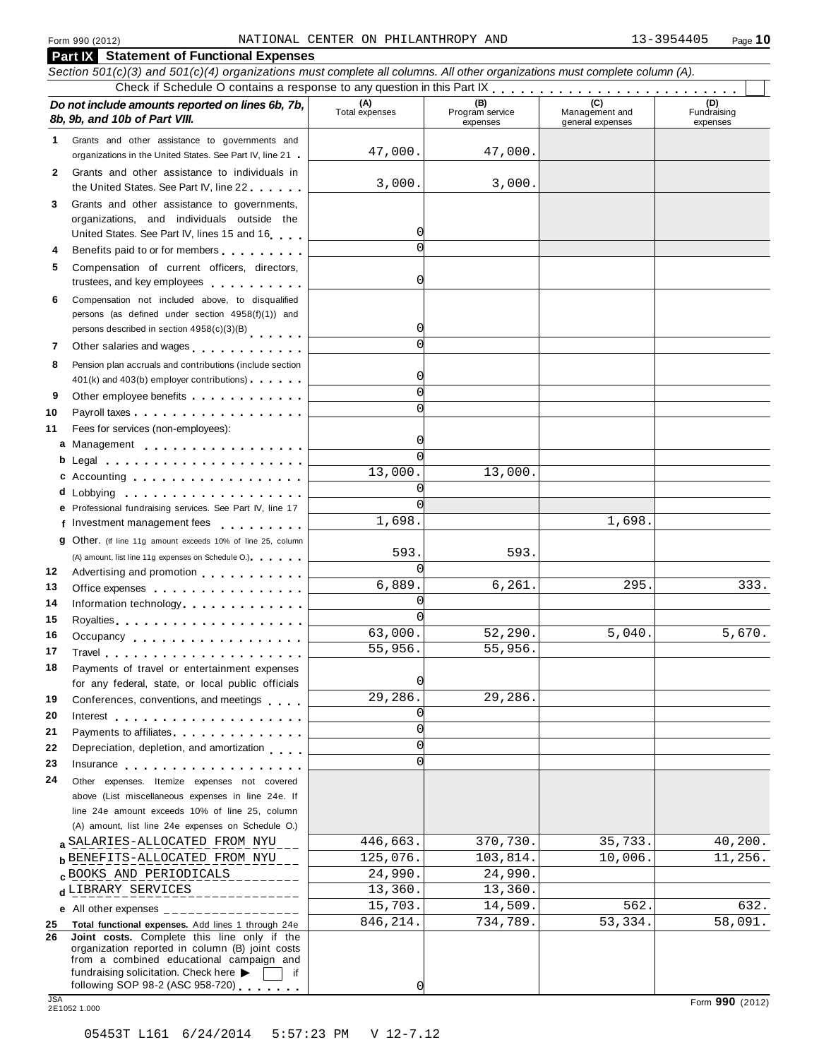Form 990 (2012) NATIONAL CENTER ON PHILANTHROPY AND 13-3954405

## Part IX Statement of Functional Expenses

*Section 501(c)(3) and 501(c)(4) organizations must complete all columns. All other organizations must complete column (A).*

Check if Schedule O contains a response to any question in this Part IX . . . . . . . . . . . . . . . . . . . . . . . . . ☐

| | *Do not include amounts reported on lines 6b, 7b, 8b, 9b, and 10b of Part VIII.* | (A) Total expenses | (B) Program service expenses | (C) Management and general expenses | (D) Fundraising expenses |
|---|---|---|---|---|---|
| 1 | Grants and other assistance to governments and organizations in the United States. See Part IV, line 21 | 47,000. | 47,000. | | |
| 2 | Grants and other assistance to individuals in the United States. See Part IV, line 22 | 3,000. | 3,000. | | |
| 3 | Grants and other assistance to governments, organizations, and individuals outside the United States. See Part IV, lines 15 and 16 | 0 | | | |
| 4 | Benefits paid to or for members | 0 | | | |
| 5 | Compensation of current officers, directors, trustees, and key employees | 0 | | | |
| 6 | Compensation not included above, to disqualified persons (as defined under section 4958(f)(1)) and persons described in section 4958(c)(3)(B) | 0 | | | |
| 7 | Other salaries and wages | 0 | | | |
| 8 | Pension plan accruals and contributions (include section 401(k) and 403(b) employer contributions) | 0 | | | |
| 9 | Other employee benefits | 0 | | | |
| 10 | Payroll taxes | 0 | | | |
| 11 | Fees for services (non-employees): | | | | |
| a | Management | 0 | | | |
| b | Legal | 0 | | | |
| c | Accounting | 13,000. | 13,000. | | |
| d | Lobbying | 0 | | | |
| e | Professional fundraising services. See Part IV, line 17 | 0 | | | |
| f | Investment management fees | 1,698. | | 1,698. | |
| g | Other. (If line 11g amount exceeds 10% of line 25, column (A) amount, list line 11g expenses on Schedule O.) | 593. | 593. | | |
| 12 | Advertising and promotion | 0 | | | |
| 13 | Office expenses | 6,889. | 6,261. | 295. | 333. |
| 14 | Information technology | 0 | | | |
| 15 | Royalties | 0 | | | |
| 16 | Occupancy | 63,000. | 52,290. | 5,040. | 5,670. |
| 17 | Travel | 55,956. | 55,956. | | |
| 18 | Payments of travel or entertainment expenses for any federal, state, or local public officials | 0 | | | |
| 19 | Conferences, conventions, and meetings | 29,286. | 29,286. | | |
| 20 | Interest | 0 | | | |
| 21 | Payments to affiliates | 0 | | | |
| 22 | Depreciation, depletion, and amortization | 0 | | | |
| 23 | Insurance | 0 | | | |
| 24 | Other expenses. Itemize expenses not covered above (List miscellaneous expenses in line 24e. If line 24e amount exceeds 10% of line 25, column (A) amount, list line 24e expenses on Schedule O.) | | | | |
| a | SALARIES-ALLOCATED FROM NYU | 446,663. | 370,730. | 35,733. | 40,200. |
| b | BENEFITS-ALLOCATED FROM NYU | 125,076. | 103,814. | 10,006. | 11,256. |
| c | BOOKS AND PERIODICALS | 24,990. | 24,990. | | |
| d | LIBRARY SERVICES | 13,360. | 13,360. | | |
| e | All other expenses | 15,703. | 14,509. | 562. | 632. |
| 25 | **Total functional expenses.** Add lines 1 through 24e | 846,214. | 734,789. | 53,334. | 58,091. |
| 26 | **Joint costs.** Complete this line only if the organization reported in column (B) joint costs from a combined educational campaign and fundraising solicitation. Check here ▶ ☐ if following SOP 98-2 (ASC 958-720) | 0 | | | |

Form **990** (2012)

05453T L161 6/24/2014 5:57:23 PM V 12-7.12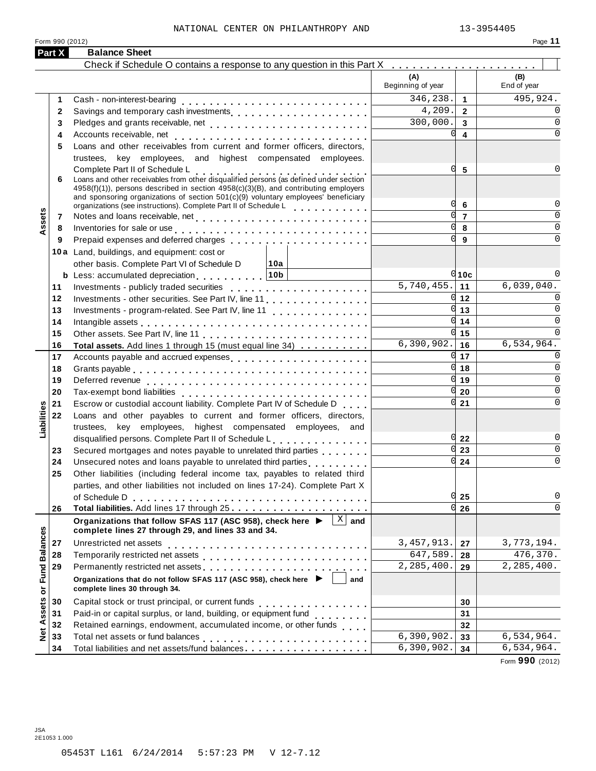NATIONAL CENTER ON PHILANTHROPY AND 13-3954405

Form 990 (2012) Page 11

## Part X Balance Sheet

Check if Schedule O contains a response to any question in this Part X . . . . . . . . . . . . . . . . . . . . . . .

| | | | (A) Beginning of year | | (B) End of year |
|---|---|---|---|---|---|
| Assets | 1 | Cash - non-interest-bearing | 346,238. | 1 | 495,924. |
| | 2 | Savings and temporary cash investments | 4,209. | 2 | 0 |
| | 3 | Pledges and grants receivable, net | 300,000. | 3 | 0 |
| | 4 | Accounts receivable, net | 0 | 4 | 0 |
| | 5 | Loans and other receivables from current and former officers, directors, trustees, key employees, and highest compensated employees. Complete Part II of Schedule L | 0 | 5 | 0 |
| | 6 | Loans and other receivables from other disqualified persons (as defined under section 4958(f)(1)), persons described in section 4958(c)(3)(B), and contributing employers and sponsoring organizations of section 501(c)(9) voluntary employees' beneficiary organizations (see instructions). Complete Part II of Schedule L | 0 | 6 | 0 |
| | 7 | Notes and loans receivable, net | 0 | 7 | 0 |
| | 8 | Inventories for sale or use | 0 | 8 | 0 |
| | 9 | Prepaid expenses and deferred charges | 0 | 9 | 0 |
| | 10a | Land, buildings, and equipment: cost or other basis. Complete Part VI of Schedule D — 10a | | | |
| | b | Less: accumulated depreciation — 10b | 0 | 10c | 0 |
| | 11 | Investments - publicly traded securities | 5,740,455. | 11 | 6,039,040. |
| | 12 | Investments - other securities. See Part IV, line 11 | 0 | 12 | 0 |
| | 13 | Investments - program-related. See Part IV, line 11 | 0 | 13 | 0 |
| | 14 | Intangible assets | 0 | 14 | 0 |
| | 15 | Other assets. See Part IV, line 11 | 0 | 15 | 0 |
| | 16 | **Total assets.** Add lines 1 through 15 (must equal line 34) | 6,390,902. | 16 | 6,534,964. |
| Liabilities | 17 | Accounts payable and accrued expenses | 0 | 17 | 0 |
| | 18 | Grants payable | 0 | 18 | 0 |
| | 19 | Deferred revenue | 0 | 19 | 0 |
| | 20 | Tax-exempt bond liabilities | 0 | 20 | 0 |
| | 21 | Escrow or custodial account liability. Complete Part IV of Schedule D | 0 | 21 | 0 |
| | 22 | Loans and other payables to current and former officers, directors, trustees, key employees, highest compensated employees, and disqualified persons. Complete Part II of Schedule L | 0 | 22 | 0 |
| | 23 | Secured mortgages and notes payable to unrelated third parties | 0 | 23 | 0 |
| | 24 | Unsecured notes and loans payable to unrelated third parties | 0 | 24 | 0 |
| | 25 | Other liabilities (including federal income tax, payables to related third parties, and other liabilities not included on lines 17-24). Complete Part X of Schedule D | 0 | 25 | 0 |
| | 26 | **Total liabilities.** Add lines 17 through 25 | 0 | 26 | 0 |
| Net Assets or Fund Balances | | **Organizations that follow SFAS 117 (ASC 958), check here ▶ [X] and complete lines 27 through 29, and lines 33 and 34.** | | | |
| | 27 | Unrestricted net assets | 3,457,913. | 27 | 3,773,194. |
| | 28 | Temporarily restricted net assets | 647,589. | 28 | 476,370. |
| | 29 | Permanently restricted net assets | 2,285,400. | 29 | 2,285,400. |
| | | **Organizations that do not follow SFAS 117 (ASC 958), check here ▶ [ ] and complete lines 30 through 34.** | | | |
| | 30 | Capital stock or trust principal, or current funds | | 30 | |
| | 31 | Paid-in or capital surplus, or land, building, or equipment fund | | 31 | |
| | 32 | Retained earnings, endowment, accumulated income, or other funds | | 32 | |
| | 33 | Total net assets or fund balances | 6,390,902. | 33 | 6,534,964. |
| | 34 | Total liabilities and net assets/fund balances | 6,390,902. | 34 | 6,534,964. |

Form **990** (2012)

JSA
2E1053 1.000

05453T L161 6/24/2014 5:57:23 PM V 12-7.12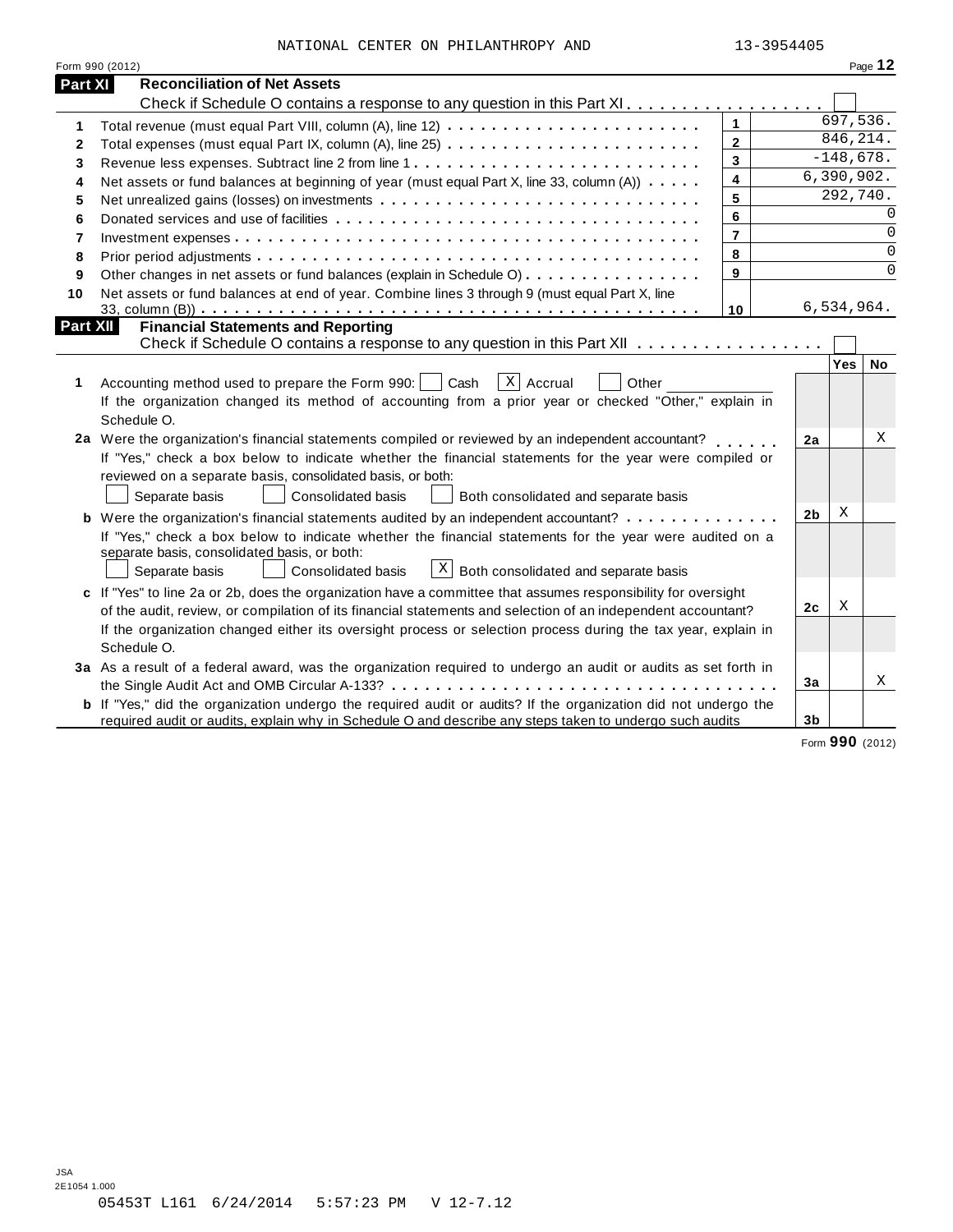NATIONAL CENTER ON PHILANTHROPY AND 13-3954405

Form 990 (2012) Page **12**

## Part XI Reconciliation of Net Assets

Check if Schedule O contains a response to any question in this Part XI . . . . . . . . . . . . . . . . . . . ☐

| | | | |
|---|---|---|---|
| 1 | Total revenue (must equal Part VIII, column (A), line 12) | 1 | 697,536. |
| 2 | Total expenses (must equal Part IX, column (A), line 25) | 2 | 846,214. |
| 3 | Revenue less expenses. Subtract line 2 from line 1 | 3 | -148,678. |
| 4 | Net assets or fund balances at beginning of year (must equal Part X, line 33, column (A)) | 4 | 6,390,902. |
| 5 | Net unrealized gains (losses) on investments | 5 | 292,740. |
| 6 | Donated services and use of facilities | 6 | 0 |
| 7 | Investment expenses | 7 | 0 |
| 8 | Prior period adjustments | 8 | 0 |
| 9 | Other changes in net assets or fund balances (explain in Schedule O) | 9 | 0 |
| 10 | Net assets or fund balances at end of year. Combine lines 3 through 9 (must equal Part X, line 33, column (B)) | 10 | 6,534,964. |

## Part XII Financial Statements and Reporting

Check if Schedule O contains a response to any question in this Part XII . . . . . . . . . . . . . . . . . . ☐

| | | | Yes | No |
|---|---|---|---|---|
| 1 | Accounting method used to prepare the Form 990: ☐ Cash ☒ Accrual ☐ Other ___ <br> If the organization changed its method of accounting from a prior year or checked "Other," explain in Schedule O. | | | |
| 2a | Were the organization's financial statements compiled or reviewed by an independent accountant? <br> If "Yes," check a box below to indicate whether the financial statements for the year were compiled or reviewed on a separate basis, consolidated basis, or both: <br> ☐ Separate basis ☐ Consolidated basis ☐ Both consolidated and separate basis | 2a | | X |
| b | Were the organization's financial statements audited by an independent accountant? <br> If "Yes," check a box below to indicate whether the financial statements for the year were audited on a separate basis, consolidated basis, or both: <br> ☐ Separate basis ☐ Consolidated basis ☒ Both consolidated and separate basis | 2b | X | |
| c | If "Yes" to line 2a or 2b, does the organization have a committee that assumes responsibility for oversight of the audit, review, or compilation of its financial statements and selection of an independent accountant? <br> If the organization changed either its oversight process or selection process during the tax year, explain in Schedule O. | 2c | X | |
| 3a | As a result of a federal award, was the organization required to undergo an audit or audits as set forth in the Single Audit Act and OMB Circular A-133? | 3a | | X |
| b | If "Yes," did the organization undergo the required audit or audits? If the organization did not undergo the required audit or audits, explain in Schedule O and describe any steps taken to undergo such audits | 3b | | |

Form **990** (2012)

JSA
2E1054 1.000
05453T L161 6/24/2014 5:57:23 PM V 12-7.12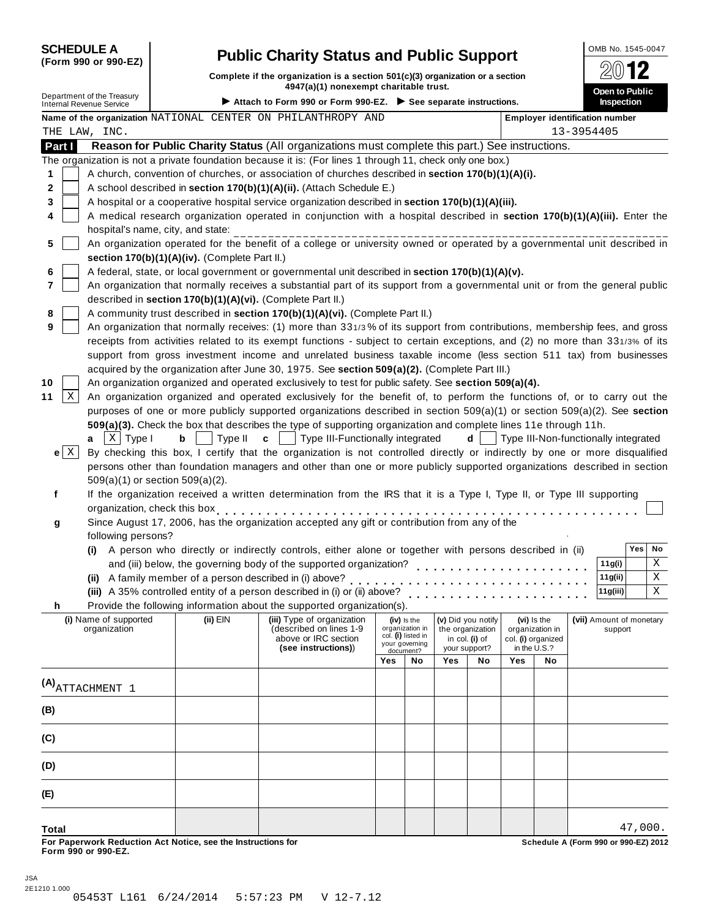# SCHEDULE A (Form 990 or 990-EZ)

# Public Charity Status and Public Support

**Complete if the organization is a section 501(c)(3) organization or a section 4947(a)(1) nonexempt charitable trust.**

Department of the Treasury
Internal Revenue Service

▶ Attach to Form 990 or Form 990-EZ. ▶ See separate instructions.

OMB No. 1545-0047

2012

Open to Public Inspection

**Name of the organization** NATIONAL CENTER ON PHILANTHROPY AND THE LAW, INC.

**Employer identification number** 13-3954405

## Part I Reason for Public Charity Status (All organizations must complete this part.) See instructions.

The organization is not a private foundation because it is: (For lines 1 through 11, check only one box.)

1 [ ] A church, convention of churches, or association of churches described in **section 170(b)(1)(A)(i).**

2 [ ] A school described in **section 170(b)(1)(A)(ii).** (Attach Schedule E.)

3 [ ] A hospital or a cooperative hospital service organization described in **section 170(b)(1)(A)(iii).**

4 [ ] A medical research organization operated in conjunction with a hospital described in **section 170(b)(1)(A)(iii).** Enter the hospital's name, city, and state: ______________

5 [ ] An organization operated for the benefit of a college or university owned or operated by a governmental unit described in **section 170(b)(1)(A)(iv).** (Complete Part II.)

6 [ ] A federal, state, or local government or governmental unit described in **section 170(b)(1)(A)(v).**

7 [ ] An organization that normally receives a substantial part of its support from a governmental unit or from the general public described in **section 170(b)(1)(A)(vi).** (Complete Part II.)

8 [ ] A community trust described in **section 170(b)(1)(A)(vi).** (Complete Part II.)

9 [ ] An organization that normally receives: (1) more than 33 1/3 % of its support from contributions, membership fees, and gross receipts from activities related to its exempt functions - subject to certain exceptions, and (2) no more than 33 1/3% of its support from gross investment income and unrelated business taxable income (less section 511 tax) from businesses acquired by the organization after June 30, 1975. See **section 509(a)(2).** (Complete Part III.)

10 [ ] An organization organized and operated exclusively to test for public safety. See **section 509(a)(4).**

11 [X] An organization organized and operated exclusively for the benefit of, to perform the functions of, or to carry out the purposes of one or more publicly supported organizations described in section 509(a)(1) or section 509(a)(2). See **section 509(a)(3).** Check the box that describes the type of supporting organization and complete lines 11e through 11h.

**a** [X] Type I **b** [ ] Type II **c** [ ] Type III-Functionally integrated **d** [ ] Type III-Non-functionally integrated

**e** [X] By checking this box, I certify that the organization is not controlled directly or indirectly by one or more disqualified persons other than foundation managers and other than one or more publicly supported organizations described in section 509(a)(1) or section 509(a)(2).

**f** If the organization received a written determination from the IRS that it is a Type I, Type II, or Type III supporting organization, check this box [ ]

**g** Since August 17, 2006, has the organization accepted any gift or contribution from any of the following persons?

| | | Yes | No |
|---|---|---|---|
| (i) A person who directly or indirectly controls, either alone or together with persons described in (ii) and (iii) below, the governing body of the supported organization? | 11g(i) | | X |
| (ii) A family member of a person described in (i) above? | 11g(ii) | | X |
| (iii) A 35% controlled entity of a person described in (i) or (ii) above? | 11g(iii) | | X |

**h** Provide the following information about the supported organization(s).

| (i) Name of supported organization | (ii) EIN | (iii) Type of organization (described on lines 1-9 above or IRC section **(see instructions)**) | (iv) Is the organization in col. (i) listed in your governing document? Yes | No | (v) Did you notify the organization in col. (i) of your support? Yes | No | (vi) Is the organization in col. (i) organized in the U.S.? Yes | No | (vii) Amount of monetary support |
|---|---|---|---|---|---|---|---|---|---|
| (A) ATTACHMENT 1 | | | | | | | | | |
| (B) | | | | | | | | | |
| (C) | | | | | | | | | |
| (D) | | | | | | | | | |
| (E) | | | | | | | | | |
| **Total** | | | | | | | | | 47,000. |

**For Paperwork Reduction Act Notice, see the Instructions for Form 990 or 990-EZ.** **Schedule A (Form 990 or 990-EZ) 2012**

JSA
2E1210 1.000
05453T L161 6/24/2014 5:57:23 PM V 12-7.12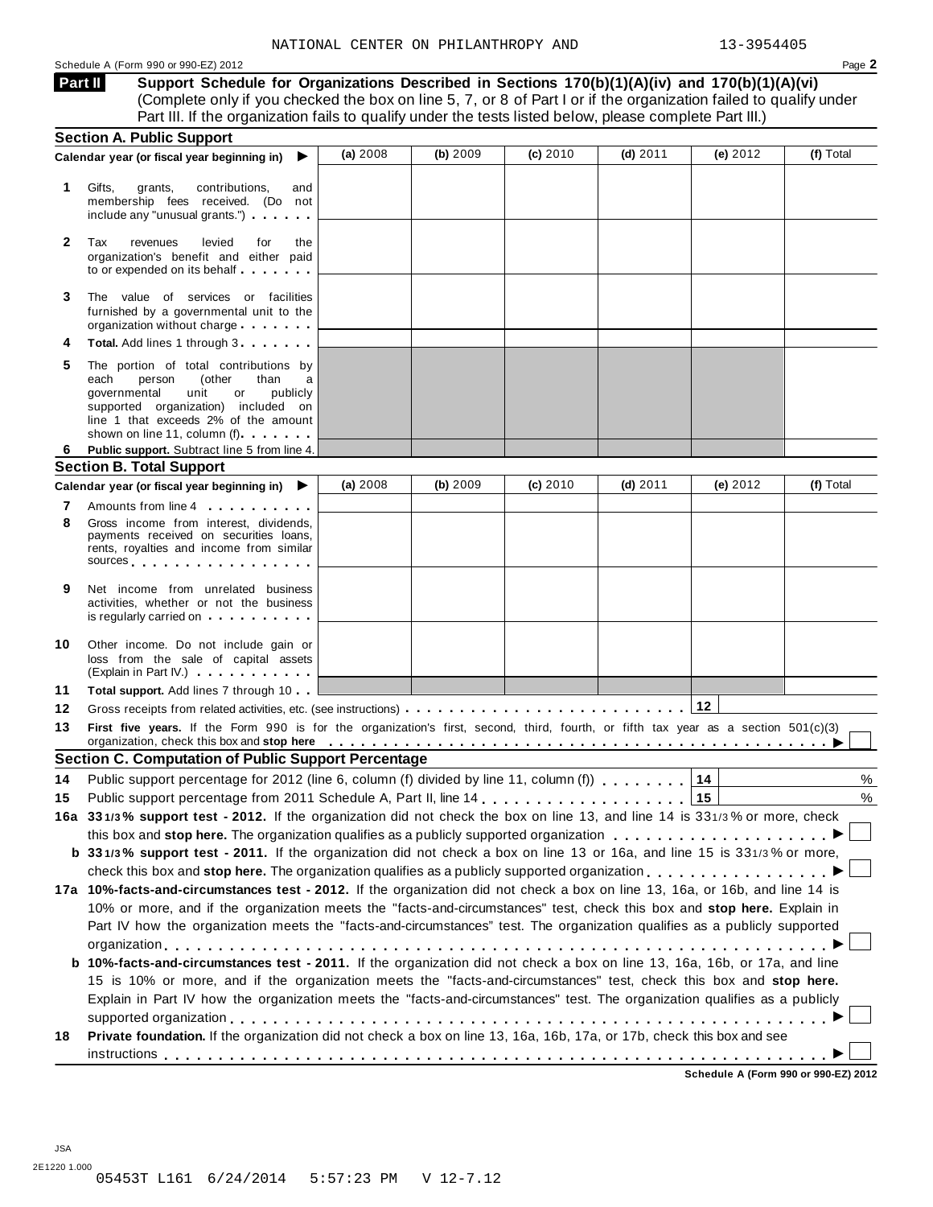NATIONAL CENTER ON PHILANTHROPY AND 13-3954405

Schedule A (Form 990 or 990-EZ) 2012

## Part II Support Schedule for Organizations Described in Sections 170(b)(1)(A)(iv) and 170(b)(1)(A)(vi)

(Complete only if you checked the box on line 5, 7, or 8 of Part I or if the organization failed to qualify under Part III. If the organization fails to qualify under the tests listed below, please complete Part III.)

### Section A. Public Support

| Calendar year (or fiscal year beginning in) ▶ | (a) 2008 | (b) 2009 | (c) 2010 | (d) 2011 | (e) 2012 | (f) Total |
|---|---|---|---|---|---|---|
| **1** Gifts, grants, contributions, and membership fees received. (Do not include any "unusual grants.") | | | | | | |
| **2** Tax revenues levied for the organization's benefit and either paid to or expended on its behalf | | | | | | |
| **3** The value of services or facilities furnished by a governmental unit to the organization without charge | | | | | | |
| **4** **Total.** Add lines 1 through 3 | | | | | | |
| **5** The portion of total contributions by each person (other than a governmental unit or publicly supported organization) included on line 1 that exceeds 2% of the amount shown on line 11, column (f) | | | | | | |
| **6** **Public support.** Subtract line 5 from line 4. | | | | | | |

### Section B. Total Support

| Calendar year (or fiscal year beginning in) ▶ | (a) 2008 | (b) 2009 | (c) 2010 | (d) 2011 | (e) 2012 | (f) Total |
|---|---|---|---|---|---|---|
| **7** Amounts from line 4 | | | | | | |
| **8** Gross income from interest, dividends, payments received on securities loans, rents, royalties and income from similar sources | | | | | | |
| **9** Net income from unrelated business activities, whether or not the business is regularly carried on | | | | | | |
| **10** Other income. Do not include gain or loss from the sale of capital assets (Explain in Part IV.) | | | | | | |
| **11** **Total support.** Add lines 7 through 10 | | | | | | |

**12** Gross receipts from related activities, etc. (see instructions) . . . **12**

**13** **First five years.** If the Form 990 is for the organization's first, second, third, fourth, or fifth tax year as a section 501(c)(3) organization, check this box and **stop here** ▶ ☐

### Section C. Computation of Public Support Percentage

**14** Public support percentage for 2012 (line 6, column (f) divided by line 11, column (f)) . . . **14** %

**15** Public support percentage from 2011 Schedule A, Part II, line 14 . . . **15** %

**16a** **33 1/3% support test - 2012.** If the organization did not check the box on line 13, and line 14 is 33 1/3% or more, check this box and **stop here.** The organization qualifies as a publicly supported organization ▶ ☐

**b** **33 1/3% support test - 2011.** If the organization did not check a box on line 13 or 16a, and line 15 is 33 1/3% or more, check this box and **stop here.** The organization qualifies as a publicly supported organization ▶ ☐

**17a** **10%-facts-and-circumstances test - 2012.** If the organization did not check a box on line 13, 16a, or 16b, and line 14 is 10% or more, and if the organization meets the "facts-and-circumstances" test, check this box and **stop here.** Explain in Part IV how the organization meets the "facts-and-circumstances" test. The organization qualifies as a publicly supported organization ▶ ☐

**b** **10%-facts-and-circumstances test - 2011.** If the organization did not check a box on line 13, 16a, 16b, or 17a, and line 15 is 10% or more, and if the organization meets the "facts-and-circumstances" test, check this box and **stop here.** Explain in Part IV how the organization meets the "facts-and-circumstances" test. The organization qualifies as a publicly supported organization ▶ ☐

**18** **Private foundation.** If the organization did not check a box on line 13, 16a, 16b, 17a, or 17b, check this box and see instructions ▶ ☐

Schedule A (Form 990 or 990-EZ) 2012

JSA
2E1220 1.000
05453T L161 6/24/2014 5:57:23 PM V 12-7.12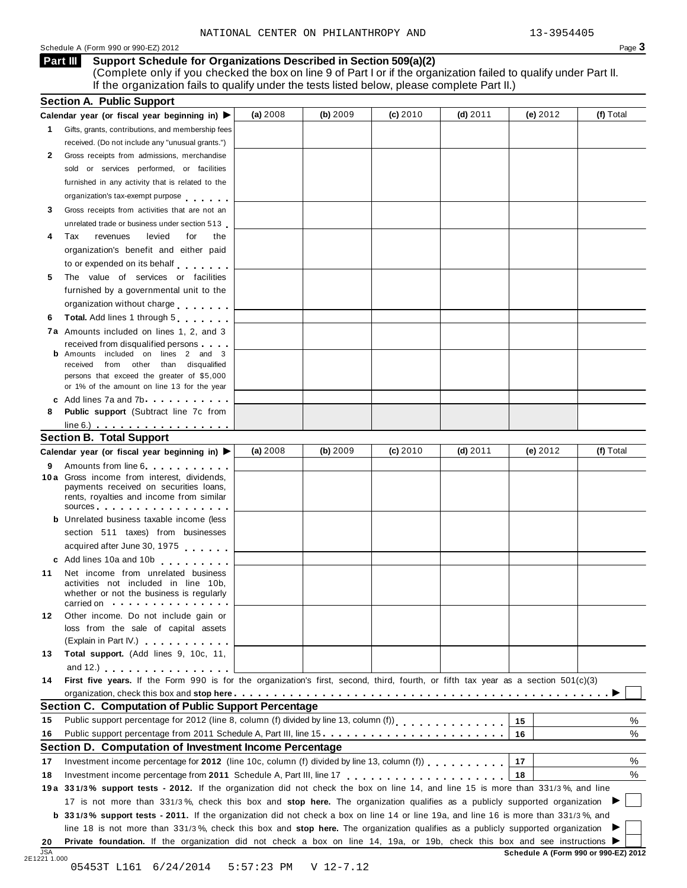NATIONAL CENTER ON PHILANTHROPY AND 13-3954405

Schedule A (Form 990 or 990-EZ) 2012

## Part III Support Schedule for Organizations Described in Section 509(a)(2)

(Complete only if you checked the box on line 9 of Part I or if the organization failed to qualify under Part II. If the organization fails to qualify under the tests listed below, please complete Part II.)

### Section A. Public Support

| Calendar year (or fiscal year beginning in) ▶ | (a) 2008 | (b) 2009 | (c) 2010 | (d) 2011 | (e) 2012 | (f) Total |
|---|---|---|---|---|---|---|
| **1** Gifts, grants, contributions, and membership fees received. (Do not include any "unusual grants.") | | | | | | |
| **2** Gross receipts from admissions, merchandise sold or services performed, or facilities furnished in any activity that is related to the organization's tax-exempt purpose | | | | | | |
| **3** Gross receipts from activities that are not an unrelated trade or business under section 513 | | | | | | |
| **4** Tax revenues levied for the organization's benefit and either paid to or expended on its behalf | | | | | | |
| **5** The value of services or facilities furnished by a governmental unit to the organization without charge | | | | | | |
| **6** **Total.** Add lines 1 through 5 | | | | | | |
| **7a** Amounts included on lines 1, 2, and 3 received from disqualified persons | | | | | | |
| **b** Amounts included on lines 2 and 3 received from other than disqualified persons that exceed the greater of $5,000 or 1% of the amount on line 13 for the year | | | | | | |
| **c** Add lines 7a and 7b | | | | | | |
| **8** **Public support** (Subtract line 7c from line 6.) | | | | | | |

### Section B. Total Support

| Calendar year (or fiscal year beginning in) ▶ | (a) 2008 | (b) 2009 | (c) 2010 | (d) 2011 | (e) 2012 | (f) Total |
|---|---|---|---|---|---|---|
| **9** Amounts from line 6 | | | | | | |
| **10a** Gross income from interest, dividends, payments received on securities loans, rents, royalties and income from similar sources | | | | | | |
| **b** Unrelated business taxable income (less section 511 taxes) from businesses acquired after June 30, 1975 | | | | | | |
| **c** Add lines 10a and 10b | | | | | | |
| **11** Net income from unrelated business activities not included in line 10b, whether or not the business is regularly carried on | | | | | | |
| **12** Other income. Do not include gain or loss from the sale of capital assets (Explain in Part IV.) | | | | | | |
| **13** **Total support.** (Add lines 9, 10c, 11, and 12.) | | | | | | |

**14** **First five years.** If the Form 990 is for the organization's first, second, third, fourth, or fifth tax year as a section 501(c)(3) organization, check this box and **stop here** ▶ ☐

### Section C. Computation of Public Support Percentage

| | | | |
|---|---|---|---|
| **15** | Public support percentage for 2012 (line 8, column (f) divided by line 13, column (f)) | 15 | % |
| **16** | Public support percentage from 2011 Schedule A, Part III, line 15 | 16 | % |

### Section D. Computation of Investment Income Percentage

| | | | |
|---|---|---|---|
| **17** | Investment income percentage for **2012** (line 10c, column (f) divided by line 13, column (f)) | 17 | % |
| **18** | Investment income percentage from **2011** Schedule A, Part III, line 17 | 18 | % |

**19a** **33 1/3% support tests - 2012.** If the organization did not check the box on line 14, and line 15 is more than 33 1/3%, and line 17 is not more than 33 1/3%, check this box and **stop here.** The organization qualifies as a publicly supported organization ▶ ☐

**b** **33 1/3% support tests - 2011.** If the organization did not check a box on line 14 or line 19a, and line 16 is more than 33 1/3%, and line 18 is not more than 33 1/3%, check this box and **stop here.** The organization qualifies as a publicly supported organization ▶ ☐

**20** **Private foundation.** If the organization did not check a box on line 14, 19a, or 19b, check this box and see instructions ▶ ☐

JSA 2E1221 1.000

**Schedule A (Form 990 or 990-EZ) 2012**

05453T L161 6/24/2014 5:57:23 PM V 12-7.12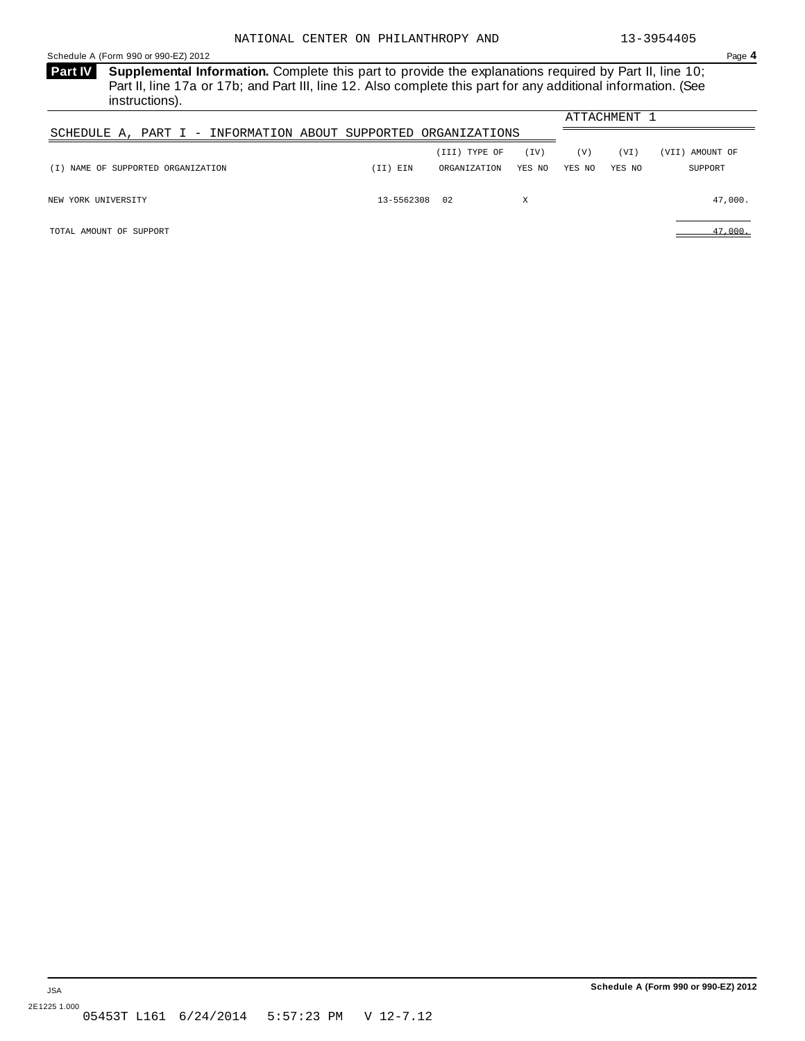NATIONAL CENTER ON PHILANTHROPY AND 13-3954405

Schedule A (Form 990 or 990-EZ) 2012 Page **4**

**Part IV** **Supplemental Information.** Complete this part to provide the explanations required by Part II, line 10; Part II, line 17a or 17b; and Part III, line 12. Also complete this part for any additional information. (See instructions).

ATTACHMENT 1

SCHEDULE A, PART I - INFORMATION ABOUT SUPPORTED ORGANIZATIONS

| (I) NAME OF SUPPORTED ORGANIZATION | (II) EIN | (III) TYPE OF ORGANIZATION | (IV) YES | (IV) NO | (V) YES | (V) NO | (VI) YES | (VI) NO | (VII) AMOUNT OF SUPPORT |
|---|---|---|---|---|---|---|---|---|---|
| NEW YORK UNIVERSITY | 13-5562308 | 02 | X | | | | | | 47,000. |
| TOTAL AMOUNT OF SUPPORT | | | | | | | | | 47,000. |

Schedule A (Form 990 or 990-EZ) 2012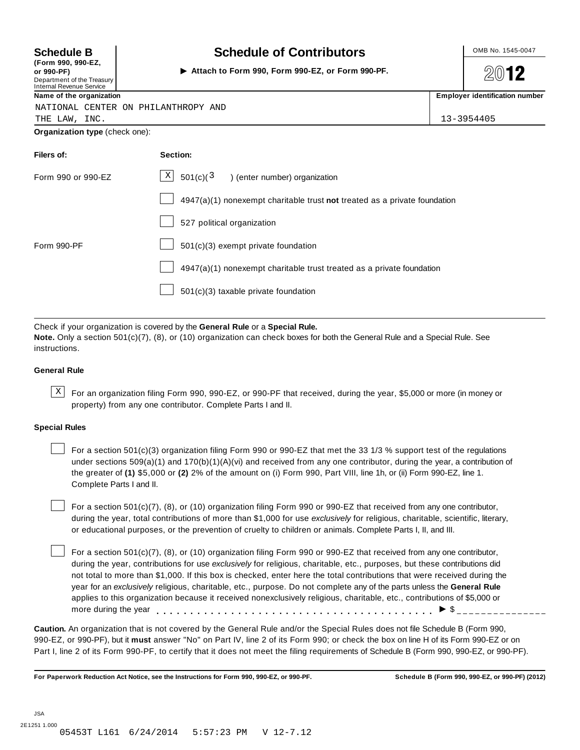**Schedule B**
**(Form 990, 990-EZ, or 990-PF)**
Department of the Treasury
Internal Revenue Service

# Schedule of Contributors

▶ **Attach to Form 990, Form 990-EZ, or Form 990-PF.**

OMB No. 1545-0047

**2012**

| Name of the organization | Employer identification number |
|---|---|
| NATIONAL CENTER ON PHILANTHROPY AND THE LAW, INC. | 13-3954405 |

**Organization type** (check one):

| Filers of: | Section: |
|---|---|
| Form 990 or 990-EZ | [X] 501(c)( 3 ) (enter number) organization |
| | [ ] 4947(a)(1) nonexempt charitable trust **not** treated as a private foundation |
| | [ ] 527 political organization |
| Form 990-PF | [ ] 501(c)(3) exempt private foundation |
| | [ ] 4947(a)(1) nonexempt charitable trust treated as a private foundation |
| | [ ] 501(c)(3) taxable private foundation |

Check if your organization is covered by the **General Rule** or a **Special Rule.**
**Note.** Only a section 501(c)(7), (8), or (10) organization can check boxes for both the General Rule and a Special Rule. See instructions.

### General Rule

[X] For an organization filing Form 990, 990-EZ, or 990-PF that received, during the year, $5,000 or more (in money or property) from any one contributor. Complete Parts I and II.

### Special Rules

[ ] For a section 501(c)(3) organization filing Form 990 or 990-EZ that met the 33 1/3 % support test of the regulations under sections 509(a)(1) and 170(b)(1)(A)(vi) and received from any one contributor, during the year, a contribution of the greater of **(1)** $5,000 or **(2)** 2% of the amount on (i) Form 990, Part VIII, line 1h, or (ii) Form 990-EZ, line 1. Complete Parts I and II.

[ ] For a section 501(c)(7), (8), or (10) organization filing Form 990 or 990-EZ that received from any one contributor, during the year, total contributions of more than $1,000 for use *exclusively* for religious, charitable, scientific, literary, or educational purposes, or the prevention of cruelty to children or animals. Complete Parts I, II, and III.

[ ] For a section 501(c)(7), (8), or (10) organization filing Form 990 or 990-EZ that received from any one contributor, during the year, contributions for use *exclusively* for religious, charitable, etc., purposes, but these contributions did not total to more than $1,000. If this box is checked, enter here the total contributions that were received during the year for an *exclusively* religious, charitable, etc., purpose. Do not complete any of the parts unless the **General Rule** applies to this organization because it received nonexclusively religious, charitable, etc., contributions of $5,000 or more during the year . . . . . . . . . . . . . . . . . . . . . . . . . . . . . . . . . . . . . ▶ $ _______________

**Caution.** An organization that is not covered by the General Rule and/or the Special Rules does not file Schedule B (Form 990, 990-EZ, or 990-PF), but it **must** answer "No" on Part IV, line 2 of its Form 990; or check the box on line H of its Form 990-EZ or on Part I, line 2 of its Form 990-PF, to certify that it does not meet the filing requirements of Schedule B (Form 990, 990-EZ, or 990-PF).

**For Paperwork Reduction Act Notice, see the Instructions for Form 990, 990-EZ, or 990-PF.** **Schedule B (Form 990, 990-EZ, or 990-PF) (2012)**

JSA
2E1251 1.000
05453T L161 6/24/2014 5:57:23 PM V 12-7.12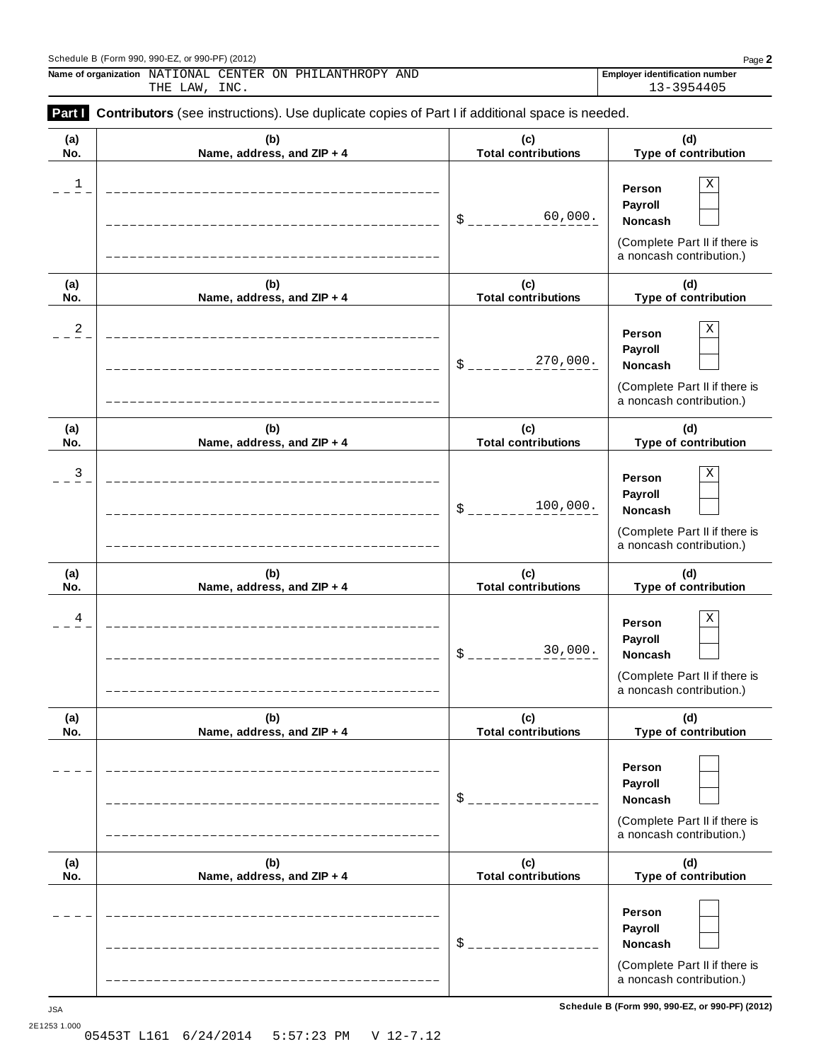Schedule B (Form 990, 990-EZ, or 990-PF) (2012)

**Name of organization** NATIONAL CENTER ON PHILANTHROPY AND THE LAW, INC.

**Employer identification number** 13-3954405

**Part I** **Contributors** (see instructions). Use duplicate copies of Part I if additional space is needed.

| (a) No. | (b) Name, address, and ZIP + 4 | (c) Total contributions | (d) Type of contribution |
|---|---|---|---|
| 1 | | $ 60,000. | Person [X] Payroll [ ] Noncash [ ] (Complete Part II if there is a noncash contribution.) |
| 2 | | $ 270,000. | Person [X] Payroll [ ] Noncash [ ] (Complete Part II if there is a noncash contribution.) |
| 3 | | $ 100,000. | Person [X] Payroll [ ] Noncash [ ] (Complete Part II if there is a noncash contribution.) |
| 4 | | $ 30,000. | Person [X] Payroll [ ] Noncash [ ] (Complete Part II if there is a noncash contribution.) |
| | | $ | Person [ ] Payroll [ ] Noncash [ ] (Complete Part II if there is a noncash contribution.) |
| | | $ | Person [ ] Payroll [ ] Noncash [ ] (Complete Part II if there is a noncash contribution.) |

JSA 2E1253 1.000

**Schedule B (Form 990, 990-EZ, or 990-PF) (2012)**

05453T L161 6/24/2014 5:57:23 PM V 12-7.12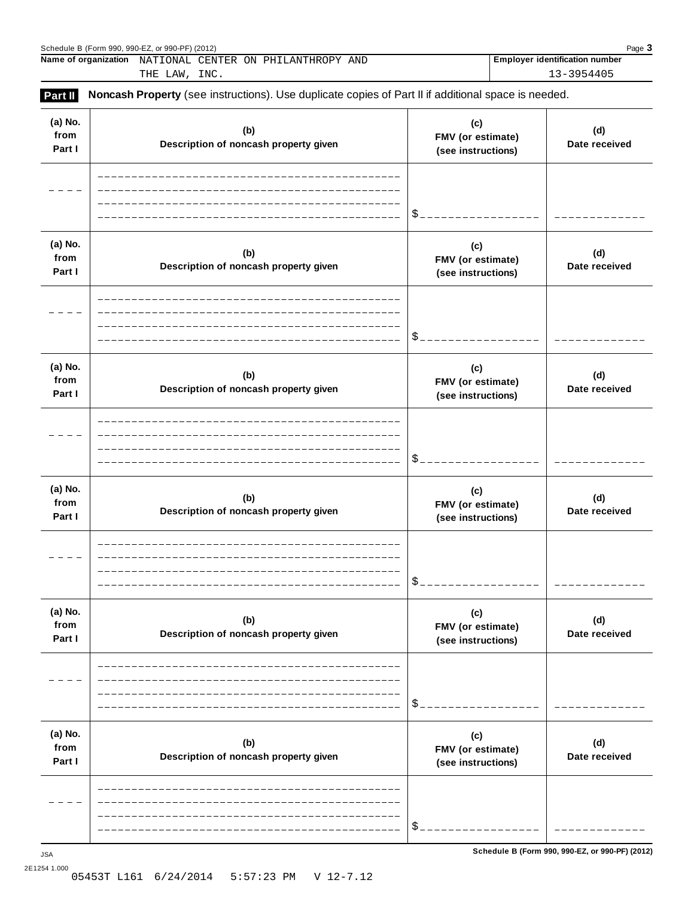Name of organization NATIONAL CENTER ON PHILANTHROPY AND THE LAW, INC.

Employer identification number 13-3954405

**Part II** **Noncash Property** (see instructions). Use duplicate copies of Part II if additional space is needed.

| (a) No. from Part I | (b) Description of noncash property given | (c) FMV (or estimate) (see instructions) | (d) Date received |
|---|---|---|---|
| | | $ | |

| (a) No. from Part I | (b) Description of noncash property given | (c) FMV (or estimate) (see instructions) | (d) Date received |
|---|---|---|---|
| | | $ | |

| (a) No. from Part I | (b) Description of noncash property given | (c) FMV (or estimate) (see instructions) | (d) Date received |
|---|---|---|---|
| | | $ | |

| (a) No. from Part I | (b) Description of noncash property given | (c) FMV (or estimate) (see instructions) | (d) Date received |
|---|---|---|---|
| | | $ | |

| (a) No. from Part I | (b) Description of noncash property given | (c) FMV (or estimate) (see instructions) | (d) Date received |
|---|---|---|---|
| | | $ | |

| (a) No. from Part I | (b) Description of noncash property given | (c) FMV (or estimate) (see instructions) | (d) Date received |
|---|---|---|---|
| | | $ | |

JSA

2E1254 1.000

05453T L161 6/24/2014 5:57:23 PM V 12-7.12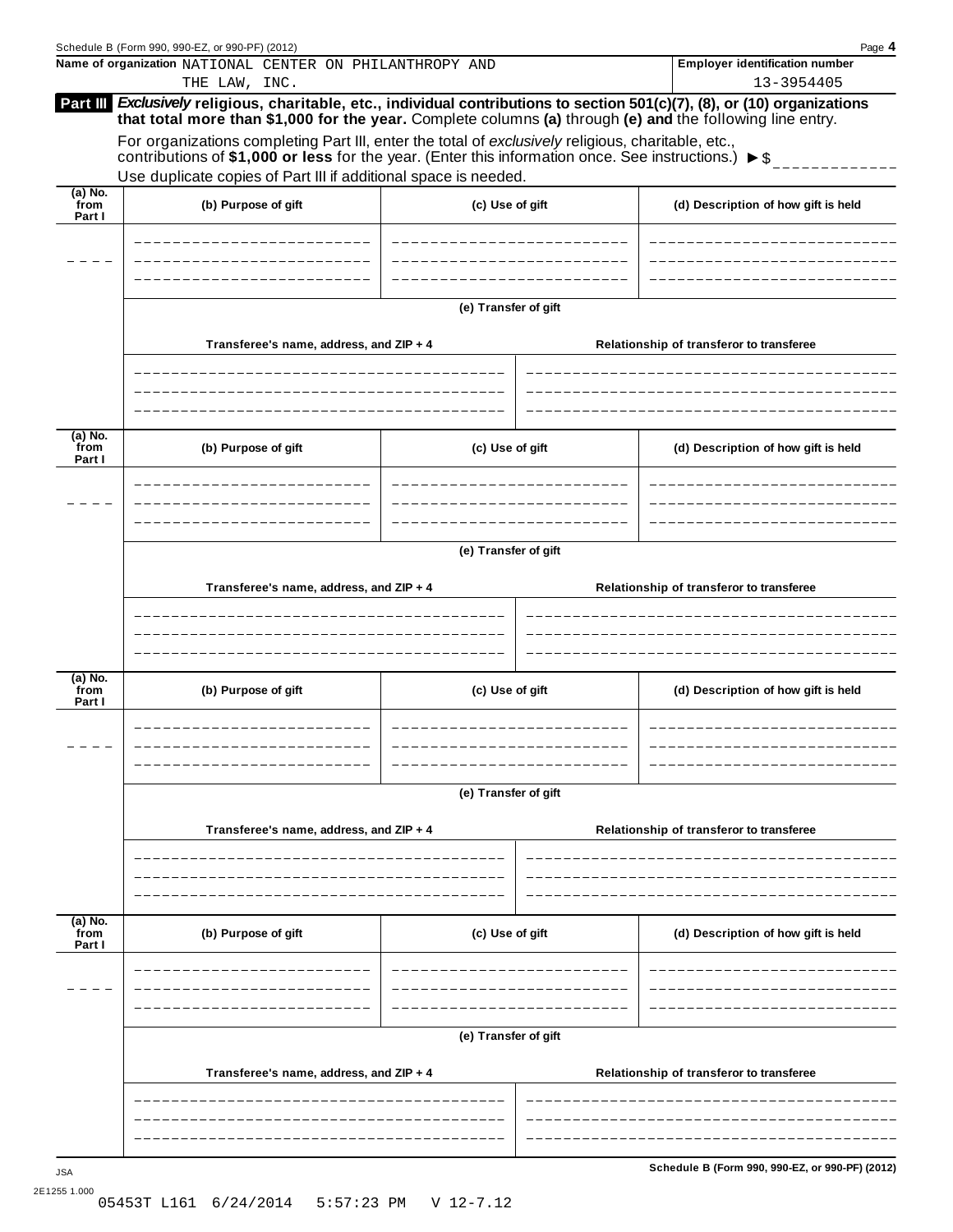**Name of organization** NATIONAL CENTER ON PHILANTHROPY AND THE LAW, INC.

**Employer identification number** 13-3954405

## Part III *Exclusively* religious, charitable, etc., individual contributions to section 501(c)(7), (8), or (10) organizations that total more than $1,000 for the year. Complete columns (a) through (e) and the following line entry.

For organizations completing Part III, enter the total of *exclusively* religious, charitable, etc., contributions of **$1,000 or less** for the year. (Enter this information once. See instructions.) ► $

Use duplicate copies of Part III if additional space is needed.

| (a) No. from Part I | (b) Purpose of gift | (c) Use of gift | (d) Description of how gift is held |
|---|---|---|---|
| | | | |

(e) Transfer of gift

| Transferee's name, address, and ZIP + 4 | Relationship of transferor to transferee |
|---|---|
| | |

| (a) No. from Part I | (b) Purpose of gift | (c) Use of gift | (d) Description of how gift is held |
|---|---|---|---|
| | | | |

(e) Transfer of gift

| Transferee's name, address, and ZIP + 4 | Relationship of transferor to transferee |
|---|---|
| | |

| (a) No. from Part I | (b) Purpose of gift | (c) Use of gift | (d) Description of how gift is held |
|---|---|---|---|
| | | | |

(e) Transfer of gift

| Transferee's name, address, and ZIP + 4 | Relationship of transferor to transferee |
|---|---|
| | |

| (a) No. from Part I | (b) Purpose of gift | (c) Use of gift | (d) Description of how gift is held |
|---|---|---|---|
| | | | |

(e) Transfer of gift

| Transferee's name, address, and ZIP + 4 | Relationship of transferor to transferee |
|---|---|
| | |

JSA 2E1255 1.000

05453T L161 6/24/2014 5:57:23 PM V 12-7.12

**Schedule B (Form 990, 990-EZ, or 990-PF) (2012)**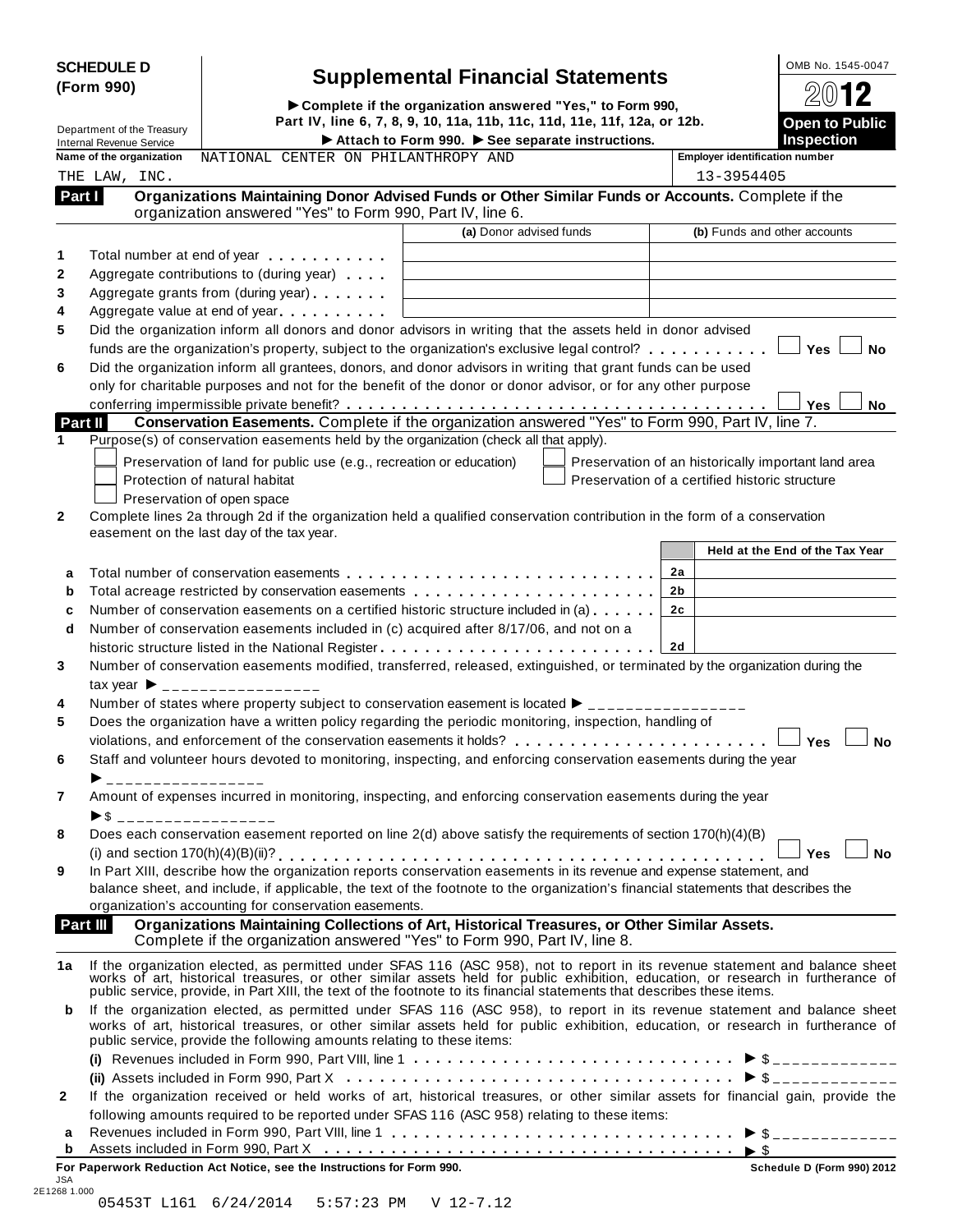**SCHEDULE D (Form 990)**

Department of the Treasury
Internal Revenue Service

# Supplemental Financial Statements

▶ Complete if the organization answered "Yes," to Form 990, Part IV, line 6, 7, 8, 9, 10, 11a, 11b, 11c, 11d, 11e, 11f, 12a, or 12b.

▶ Attach to Form 990. ▶ See separate instructions.

OMB No. 1545-0047

**2012**

**Open to Public Inspection**

Name of the organization: NATIONAL CENTER ON PHILANTHROPY AND THE LAW, INC.

Employer identification number: 13-3954405

## Part I Organizations Maintaining Donor Advised Funds or Other Similar Funds or Accounts. Complete if the organization answered "Yes" to Form 990, Part IV, line 6.

| | | (a) Donor advised funds | (b) Funds and other accounts |
|---|---|---|---|
| 1 | Total number at end of year | | |
| 2 | Aggregate contributions to (during year) | | |
| 3 | Aggregate grants from (during year) | | |
| 4 | Aggregate value at end of year | | |

5 Did the organization inform all donors and donor advisors in writing that the assets held in donor advised funds are the organization's property, subject to the organization's exclusive legal control? ☐ Yes ☐ No

6 Did the organization inform all grantees, donors, and donor advisors in writing that grant funds can be used only for charitable purposes and not for the benefit of the donor or donor advisor, or for any other purpose conferring impermissible private benefit? ☐ Yes ☐ No

## Part II Conservation Easements. Complete if the organization answered "Yes" to Form 990, Part IV, line 7.

1 Purpose(s) of conservation easements held by the organization (check all that apply).

☐ Preservation of land for public use (e.g., recreation or education)
☐ Protection of natural habitat
☐ Preservation of open space
☐ Preservation of an historically important land area
☐ Preservation of a certified historic structure

2 Complete lines 2a through 2d if the organization held a qualified conservation contribution in the form of a conservation easement on the last day of the tax year.

| | | | Held at the End of the Tax Year |
|---|---|---|---|
| a | Total number of conservation easements | 2a | |
| b | Total acreage restricted by conservation easements | 2b | |
| c | Number of conservation easements on a certified historic structure included in (a) | 2c | |
| d | Number of conservation easements included in (c) acquired after 8/17/06, and not on a historic structure listed in the National Register | 2d | |

3 Number of conservation easements modified, transferred, released, extinguished, or terminated by the organization during the tax year ▶ ________________

4 Number of states where property subject to conservation easement is located ▶ ________________

5 Does the organization have a written policy regarding the periodic monitoring, inspection, handling of violations, and enforcement of the conservation easements it holds? ☐ Yes ☐ No

6 Staff and volunteer hours devoted to monitoring, inspecting, and enforcing conservation easements during the year ▶ ________________

7 Amount of expenses incurred in monitoring, inspecting, and enforcing conservation easements during the year ▶$ ________________

8 Does each conservation easement reported on line 2(d) above satisfy the requirements of section 170(h)(4)(B)(i) and section 170(h)(4)(B)(ii)? ☐ Yes ☐ No

9 In Part XIII, describe how the organization reports conservation easements in its revenue and expense statement, and balance sheet, and include, if applicable, the text of the footnote to the organization's financial statements that describes the organization's accounting for conservation easements.

## Part III Organizations Maintaining Collections of Art, Historical Treasures, or Other Similar Assets. Complete if the organization answered "Yes" to Form 990, Part IV, line 8.

1a If the organization elected, as permitted under SFAS 116 (ASC 958), not to report in its revenue statement and balance sheet works of art, historical treasures, or other similar assets held for public exhibition, education, or research in furtherance of public service, provide, in Part XIII, the text of the footnote to its financial statements that describes these items.

b If the organization elected, as permitted under SFAS 116 (ASC 958), to report in its revenue statement and balance sheet works of art, historical treasures, or other similar assets held for public exhibition, education, or research in furtherance of public service, provide the following amounts relating to these items:

(i) Revenues included in Form 990, Part VIII, line 1 ▶ $ ____________

(ii) Assets included in Form 990, Part X ▶ $ ____________

2 If the organization received or held works of art, historical treasures, or other similar assets for financial gain, provide the following amounts required to be reported under SFAS 116 (ASC 958) relating to these items:

a Revenues included in Form 990, Part VIII, line 1 ▶ $ ____________

b Assets included in Form 990, Part X ▶ $

**For Paperwork Reduction Act Notice, see the Instructions for Form 990.** **Schedule D (Form 990) 2012**

JSA
2E1268 1.000
05453T L161 6/24/2014 5:57:23 PM V 12-7.12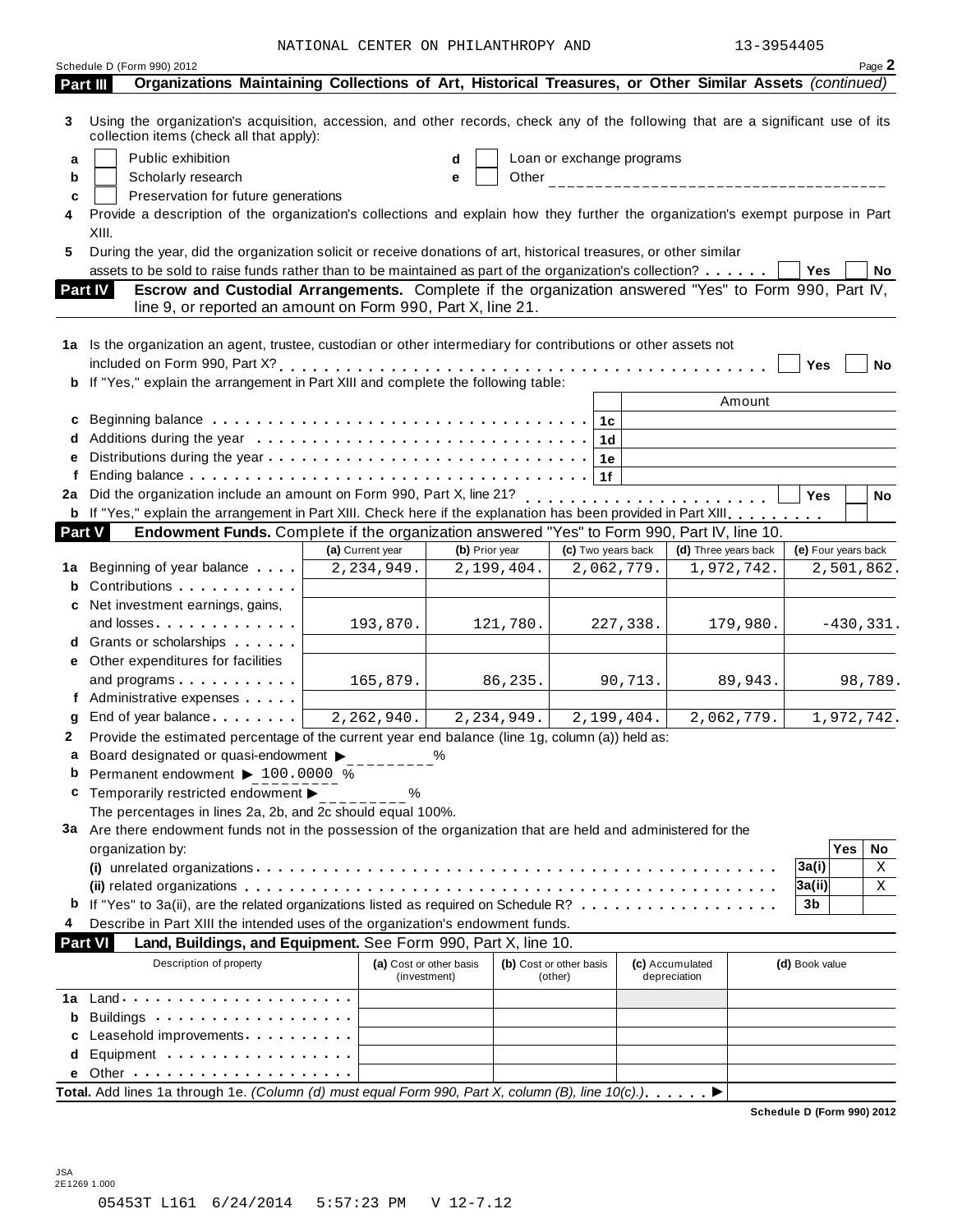NATIONAL CENTER ON PHILANTHROPY AND 13-3954405

Schedule D (Form 990) 2012 Page **2**

**Part III Organizations Maintaining Collections of Art, Historical Treasures, or Other Similar Assets** *(continued)*

**3** Using the organization's acquisition, accession, and other records, check any of the following that are a significant use of its collection items (check all that apply):

**a** ☐ Public exhibition
**b** ☐ Scholarly research
**c** ☐ Preservation for future generations
**d** ☐ Loan or exchange programs
**e** ☐ Other ____________________

**4** Provide a description of the organization's collections and explain how they further the organization's exempt purpose in Part XIII.

**5** During the year, did the organization solicit or receive donations of art, historical treasures, or other similar assets to be sold to raise funds rather than to be maintained as part of the organization's collection? ☐ Yes ☐ No

**Part IV Escrow and Custodial Arrangements.** Complete if the organization answered "Yes" to Form 990, Part IV, line 9, or reported an amount on Form 990, Part X, line 21.

**1a** Is the organization an agent, trustee, custodian or other intermediary for contributions or other assets not included on Form 990, Part X? ☐ Yes ☐ No

**b** If "Yes," explain the arrangement in Part XIII and complete the following table:

| | | Amount |
|---|---|---|
| **c** Beginning balance | 1c | |
| **d** Additions during the year | 1d | |
| **e** Distributions during the year | 1e | |
| **f** Ending balance | 1f | |

**2a** Did the organization include an amount on Form 990, Part X, line 21? ☐ Yes ☐ No

**b** If "Yes," explain the arrangement in Part XIII. Check here if the explanation has been provided in Part XIII ☐

**Part V Endowment Funds.** Complete if the organization answered "Yes" to Form 990, Part IV, line 10.

| | (a) Current year | (b) Prior year | (c) Two years back | (d) Three years back | (e) Four years back |
|---|---|---|---|---|---|
| **1a** Beginning of year balance | 2,234,949. | 2,199,404. | 2,062,779. | 1,972,742. | 2,501,862. |
| **b** Contributions | | | | | |
| **c** Net investment earnings, gains, and losses | 193,870. | 121,780. | 227,338. | 179,980. | -430,331. |
| **d** Grants or scholarships | | | | | |
| **e** Other expenditures for facilities and programs | 165,879. | 86,235. | 90,713. | 89,943. | 98,789. |
| **f** Administrative expenses | | | | | |
| **g** End of year balance | 2,262,940. | 2,234,949. | 2,199,404. | 2,062,779. | 1,972,742. |

**2** Provide the estimated percentage of the current year end balance (line 1g, column (a)) held as:

**a** Board designated or quasi-endowment ▶ ________ %

**b** Permanent endowment ▶ 100.0000 %

**c** Temporarily restricted endowment ▶ ________ %

The percentages in lines 2a, 2b, and 2c should equal 100%.

**3a** Are there endowment funds not in the possession of the organization that are held and administered for the organization by:

| | | Yes | No |
|---|---|---|---|
| **(i)** unrelated organizations | 3a(i) | | X |
| **(ii)** related organizations | 3a(ii) | | X |
| **b** If "Yes" to 3a(ii), are the related organizations listed as required on Schedule R? | 3b | | |

**4** Describe in Part XIII the intended uses of the organization's endowment funds.

**Part VI Land, Buildings, and Equipment.** See Form 990, Part X, line 10.

| Description of property | (a) Cost or other basis (investment) | (b) Cost or other basis (other) | (c) Accumulated depreciation | (d) Book value |
|---|---|---|---|---|
| **1a** Land | | | | |
| **b** Buildings | | | | |
| **c** Leasehold improvements | | | | |
| **d** Equipment | | | | |
| **e** Other | | | | |

**Total.** Add lines 1a through 1e. *(Column (d) must equal Form 990, Part X, column (B), line 10(c).)* ▶

**Schedule D (Form 990) 2012**

JSA
2E1269 1.000

05453T L161 6/24/2014 5:57:23 PM V 12-7.12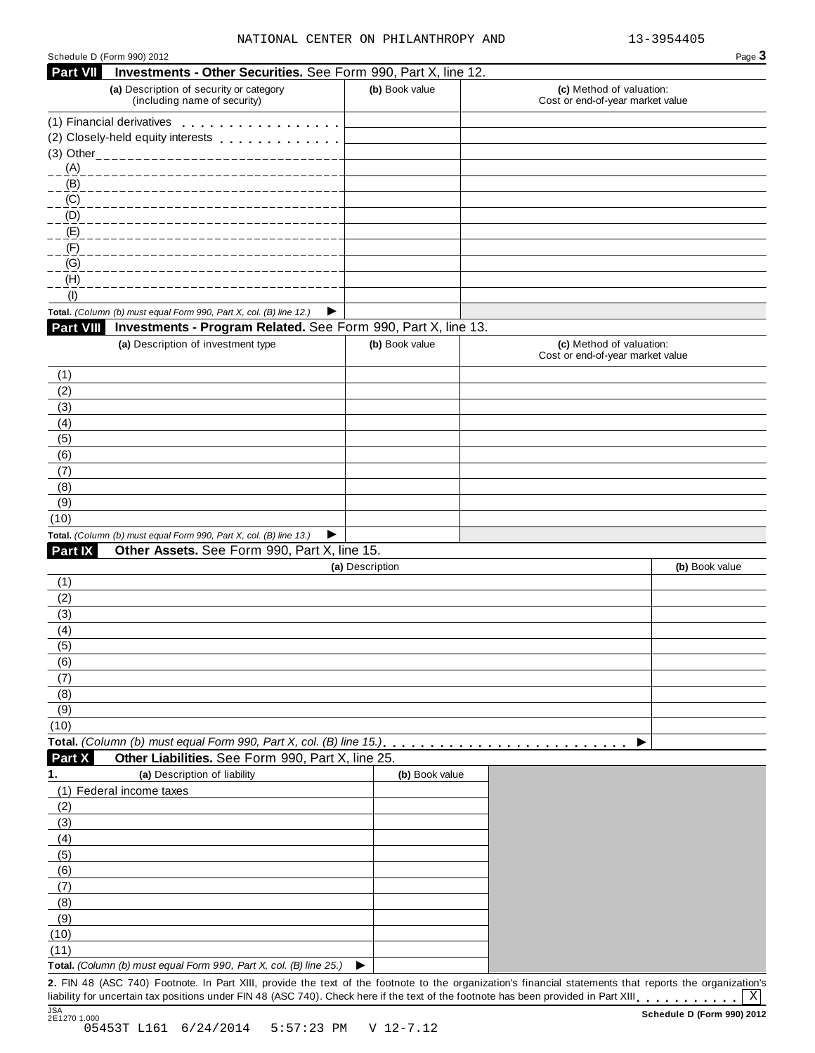NATIONAL CENTER ON PHILANTHROPY AND 13-3954405

Schedule D (Form 990) 2012 Page **3**

## Part VII Investments - Other Securities. See Form 990, Part X, line 12.

| (a) Description of security or category (including name of security) | (b) Book value | (c) Method of valuation: Cost or end-of-year market value |
|---|---|---|
| (1) Financial derivatives | | |
| (2) Closely-held equity interests | | |
| (3) Other | | |
| (A) | | |
| (B) | | |
| (C) | | |
| (D) | | |
| (E) | | |
| (F) | | |
| (G) | | |
| (H) | | |
| (I) | | |
| **Total.** *(Column (b) must equal Form 990, Part X, col. (B) line 12.)* ▶ | | |

## Part VIII Investments - Program Related. See Form 990, Part X, line 13.

| (a) Description of investment type | (b) Book value | (c) Method of valuation: Cost or end-of-year market value |
|---|---|---|
| (1) | | |
| (2) | | |
| (3) | | |
| (4) | | |
| (5) | | |
| (6) | | |
| (7) | | |
| (8) | | |
| (9) | | |
| (10) | | |
| **Total.** *(Column (b) must equal Form 990, Part X, col. (B) line 13.)* ▶ | | |

## Part IX Other Assets. See Form 990, Part X, line 15.

| (a) Description | (b) Book value |
|---|---|
| (1) | |
| (2) | |
| (3) | |
| (4) | |
| (5) | |
| (6) | |
| (7) | |
| (8) | |
| (9) | |
| (10) | |
| **Total.** *(Column (b) must equal Form 990, Part X, col. (B) line 15.)* ▶ | |

## Part X Other Liabilities. See Form 990, Part X, line 25.

| 1. (a) Description of liability | (b) Book value |
|---|---|
| (1) Federal income taxes | |
| (2) | |
| (3) | |
| (4) | |
| (5) | |
| (6) | |
| (7) | |
| (8) | |
| (9) | |
| (10) | |
| (11) | |
| **Total.** *(Column (b) must equal Form 990, Part X, col. (B) line 25.)* ▶ | |

**2.** FIN 48 (ASC 740) Footnote. In Part XIII, provide the text of the footnote to the organization's financial statements that reports the organization's liability for uncertain tax positions under FIN 48 (ASC 740). Check here if the text of the footnote has been provided in Part XIII . . . . . . . . . . [X]

JSA 2E1270 1.000 **Schedule D (Form 990) 2012**

05453T L161 6/24/2014 5:57:23 PM V 12-7.12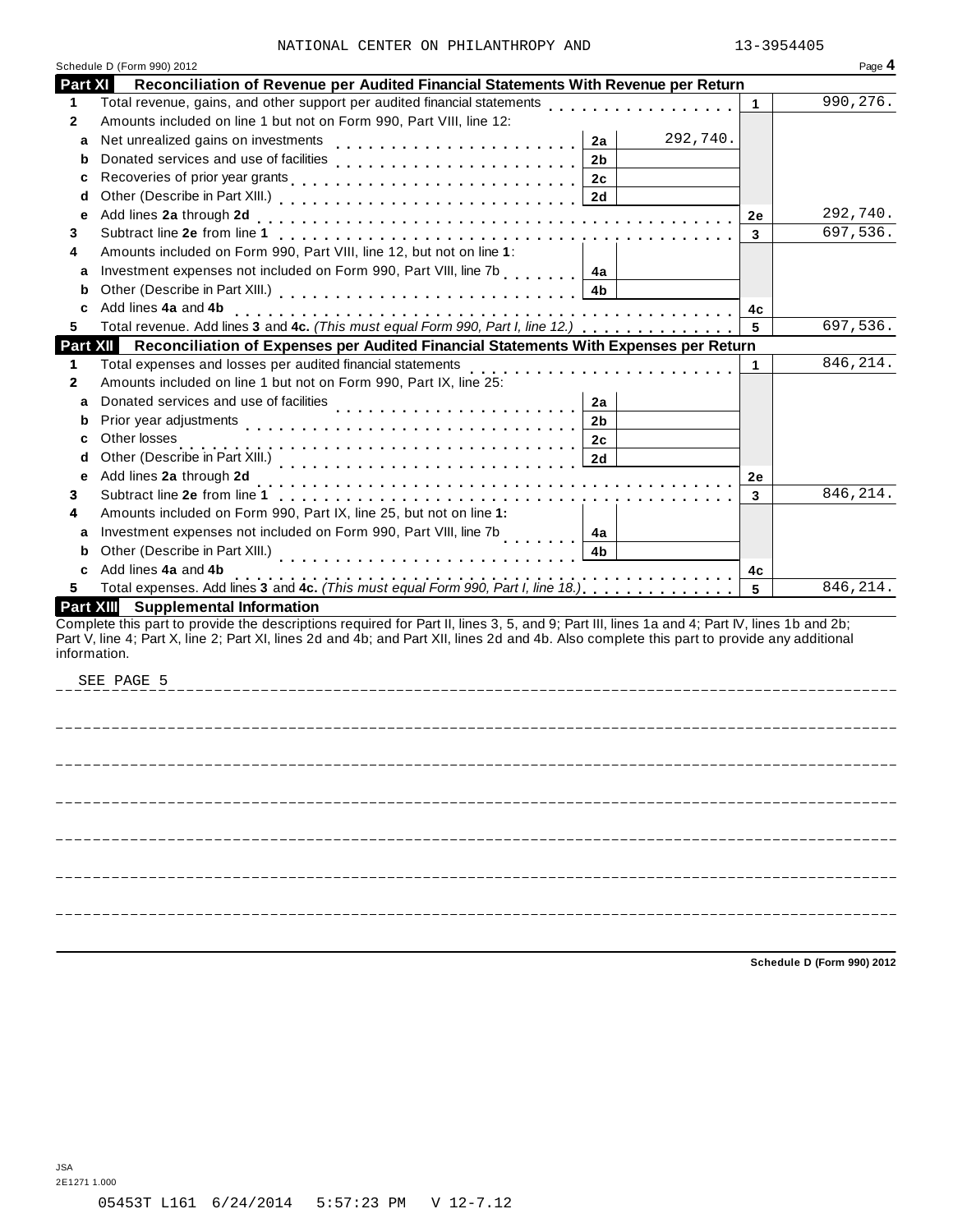NATIONAL CENTER ON PHILANTHROPY AND 13-3954405

Schedule D (Form 990) 2012 Page **4**

## Part XI Reconciliation of Revenue per Audited Financial Statements With Revenue per Return

| | | | | | |
|---|---|---|---|---|---|
| **1** | Total revenue, gains, and other support per audited financial statements | | | **1** | 990,276. |
| **2** | Amounts included on line 1 but not on Form 990, Part VIII, line 12: | | | | |
| **a** | Net unrealized gains on investments | **2a** | 292,740. | | |
| **b** | Donated services and use of facilities | **2b** | | | |
| **c** | Recoveries of prior year grants | **2c** | | | |
| **d** | Other (Describe in Part XIII.) | **2d** | | | |
| **e** | Add lines **2a** through **2d** | | | **2e** | 292,740. |
| **3** | Subtract line **2e** from line **1** | | | **3** | 697,536. |
| **4** | Amounts included on Form 990, Part VIII, line 12, but not on line **1**: | | | | |
| **a** | Investment expenses not included on Form 990, Part VIII, line 7b | **4a** | | | |
| **b** | Other (Describe in Part XIII.) | **4b** | | | |
| **c** | Add lines **4a** and **4b** | | | **4c** | |
| **5** | Total revenue. Add lines **3** and **4c.** *(This must equal Form 990, Part I, line 12.)* | | | **5** | 697,536. |

## Part XII Reconciliation of Expenses per Audited Financial Statements With Expenses per Return

| | | | | | |
|---|---|---|---|---|---|
| **1** | Total expenses and losses per audited financial statements | | | **1** | 846,214. |
| **2** | Amounts included on line 1 but not on Form 990, Part IX, line 25: | | | | |
| **a** | Donated services and use of facilities | **2a** | | | |
| **b** | Prior year adjustments | **2b** | | | |
| **c** | Other losses | **2c** | | | |
| **d** | Other (Describe in Part XIII.) | **2d** | | | |
| **e** | Add lines **2a** through **2d** | | | **2e** | |
| **3** | Subtract line **2e** from line **1** | | | **3** | 846,214. |
| **4** | Amounts included on Form 990, Part IX, line 25, but not on line **1:** | | | | |
| **a** | Investment expenses not included on Form 990, Part VIII, line 7b | **4a** | | | |
| **b** | Other (Describe in Part XIII.) | **4b** | | | |
| **c** | Add lines **4a** and **4b** | | | **4c** | |
| **5** | Total expenses. Add lines **3** and **4c.** *(This must equal Form 990, Part I, line 18.)* | | | **5** | 846,214. |

## Part XIII Supplemental Information

Complete this part to provide the descriptions required for Part II, lines 3, 5, and 9; Part III, lines 1a and 4; Part IV, lines 1b and 2b; Part V, line 4; Part X, line 2; Part XI, lines 2d and 4b; and Part XII, lines 2d and 4b. Also complete this part to provide any additional information.

SEE PAGE 5

**Schedule D (Form 990) 2012**

JSA
2E1271 1.000

05453T L161 6/24/2014 5:57:23 PM V 12-7.12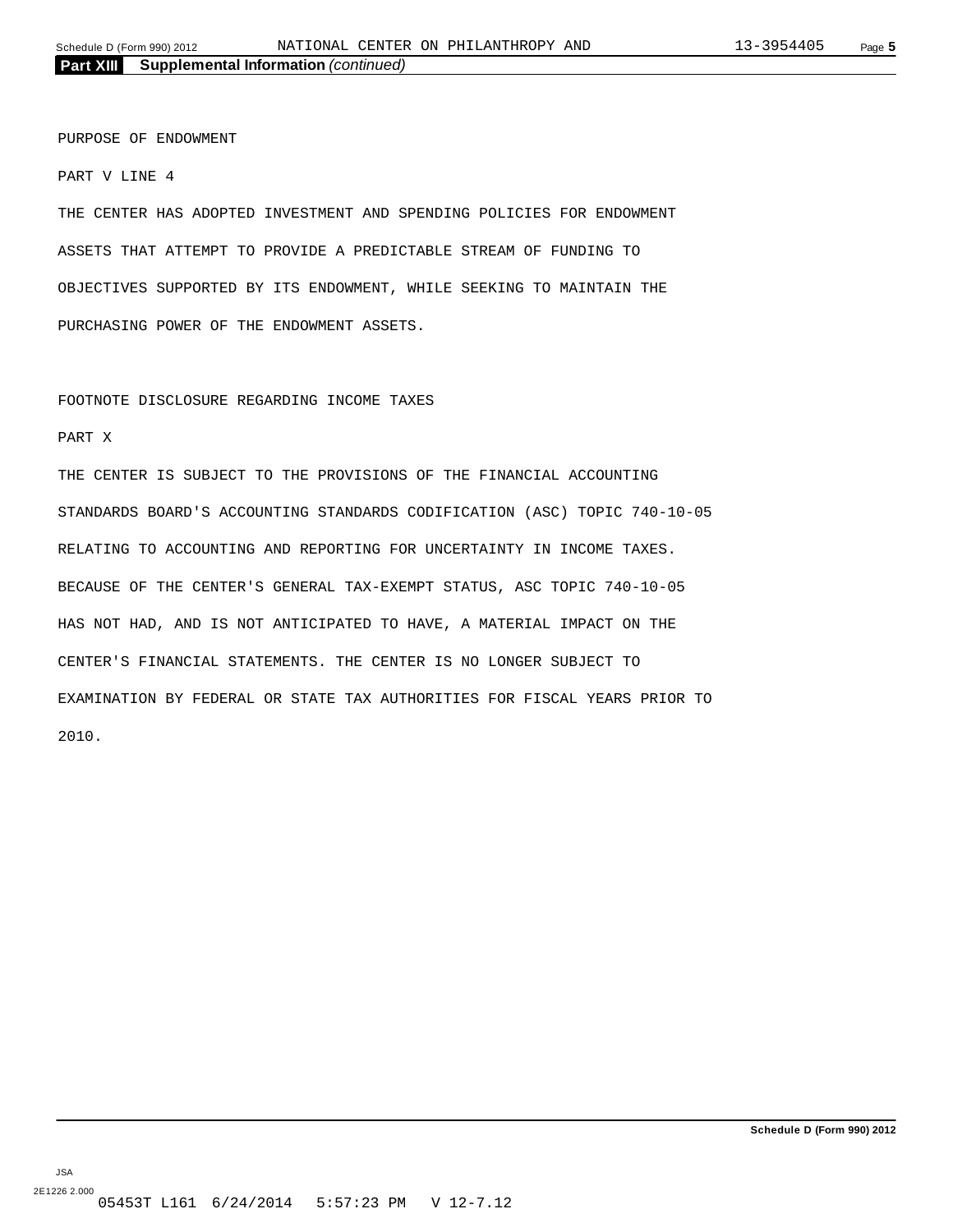## Part XIII Supplemental Information *(continued)*

PURPOSE OF ENDOWMENT

PART V LINE 4

THE CENTER HAS ADOPTED INVESTMENT AND SPENDING POLICIES FOR ENDOWMENT ASSETS THAT ATTEMPT TO PROVIDE A PREDICTABLE STREAM OF FUNDING TO OBJECTIVES SUPPORTED BY ITS ENDOWMENT, WHILE SEEKING TO MAINTAIN THE PURCHASING POWER OF THE ENDOWMENT ASSETS.

FOOTNOTE DISCLOSURE REGARDING INCOME TAXES

PART X

THE CENTER IS SUBJECT TO THE PROVISIONS OF THE FINANCIAL ACCOUNTING STANDARDS BOARD'S ACCOUNTING STANDARDS CODIFICATION (ASC) TOPIC 740-10-05 RELATING TO ACCOUNTING AND REPORTING FOR UNCERTAINTY IN INCOME TAXES. BECAUSE OF THE CENTER'S GENERAL TAX-EXEMPT STATUS, ASC TOPIC 740-10-05 HAS NOT HAD, AND IS NOT ANTICIPATED TO HAVE, A MATERIAL IMPACT ON THE CENTER'S FINANCIAL STATEMENTS. THE CENTER IS NO LONGER SUBJECT TO EXAMINATION BY FEDERAL OR STATE TAX AUTHORITIES FOR FISCAL YEARS PRIOR TO 2010.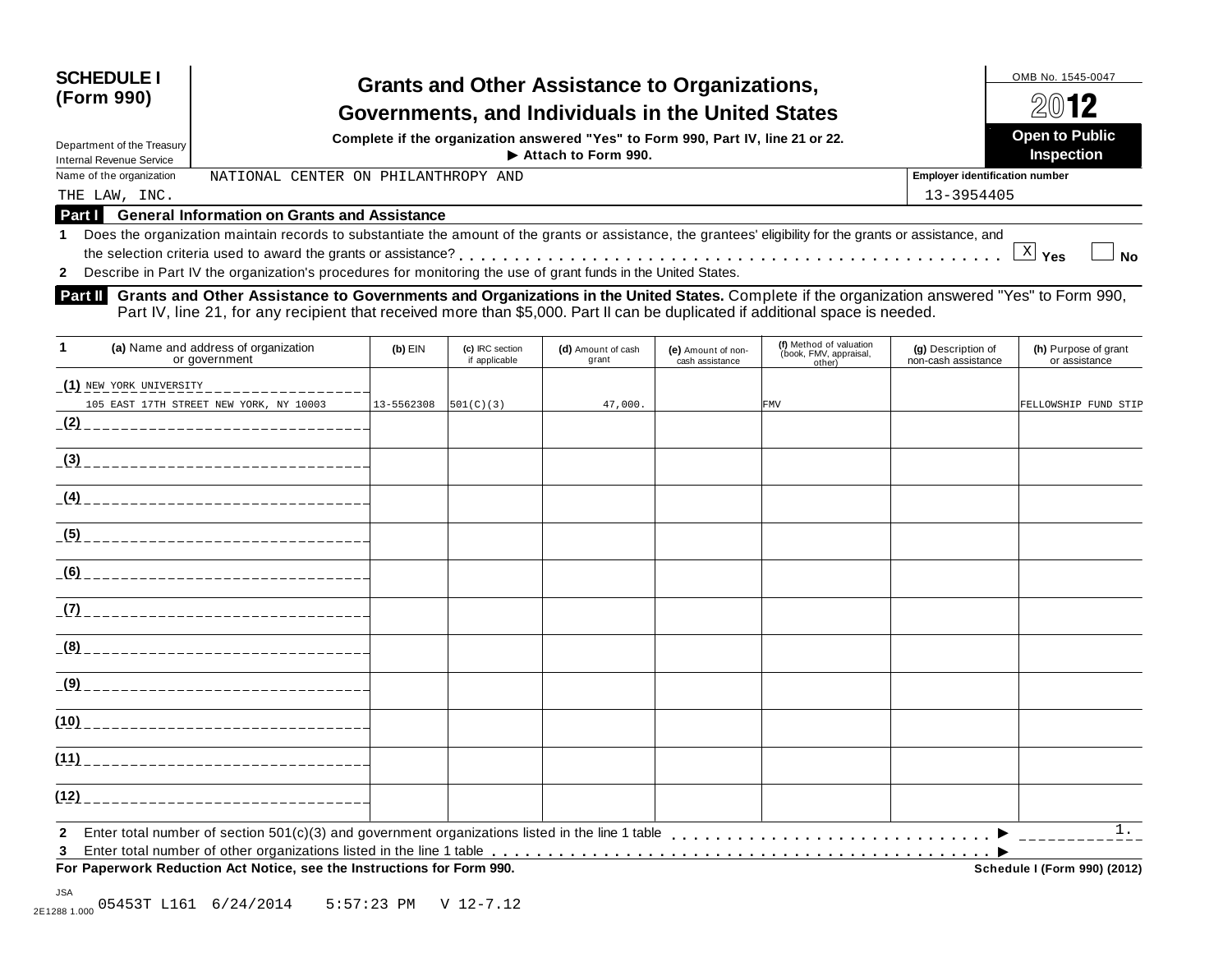**SCHEDULE I (Form 990)**

Department of the Treasury
Internal Revenue Service

# Grants and Other Assistance to Organizations, Governments, and Individuals in the United States

**Complete if the organization answered "Yes" to Form 990, Part IV, line 21 or 22.**
**▶ Attach to Form 990.**

OMB No. 1545-0047

**2012**

**Open to Public Inspection**

Name of the organization: NATIONAL CENTER ON PHILANTHROPY AND THE LAW, INC.

**Employer identification number:** 13-3954405

## Part I General Information on Grants and Assistance

1 Does the organization maintain records to substantiate the amount of the grants or assistance, the grantees' eligibility for the grants or assistance, and the selection criteria used to award the grants or assistance? . . . . . [X] **Yes** [ ] **No**

2 Describe in Part IV the organization's procedures for monitoring the use of grant funds in the United States.

## Part II Grants and Other Assistance to Governments and Organizations in the United States.

Complete if the organization answered "Yes" to Form 990, Part IV, line 21, for any recipient that received more than $5,000. Part II can be duplicated if additional space is needed.

| 1 (a) Name and address of organization or government | (b) EIN | (c) IRC section if applicable | (d) Amount of cash grant | (e) Amount of non-cash assistance | (f) Method of valuation (book, FMV, appraisal, other) | (g) Description of non-cash assistance | (h) Purpose of grant or assistance |
|---|---|---|---|---|---|---|---|
| (1) NEW YORK UNIVERSITY 105 EAST 17TH STREET NEW YORK, NY 10003 | 13-5562308 | 501(C)(3) | 47,000. | | FMV | | FELLOWSHIP FUND STIP |
| (2) | | | | | | | |
| (3) | | | | | | | |
| (4) | | | | | | | |
| (5) | | | | | | | |
| (6) | | | | | | | |
| (7) | | | | | | | |
| (8) | | | | | | | |
| (9) | | | | | | | |
| (10) | | | | | | | |
| (11) | | | | | | | |
| (12) | | | | | | | |

2 Enter total number of section 501(c)(3) and government organizations listed in the line 1 table . . . . . ▶ 1.

3 Enter total number of other organizations listed in the line 1 table . . . . . ▶

**For Paperwork Reduction Act Notice, see the Instructions for Form 990.** **Schedule I (Form 990) (2012)**

JSA
2E1288 1.000 05453T L161 6/24/2014 5:57:23 PM V 12-7.12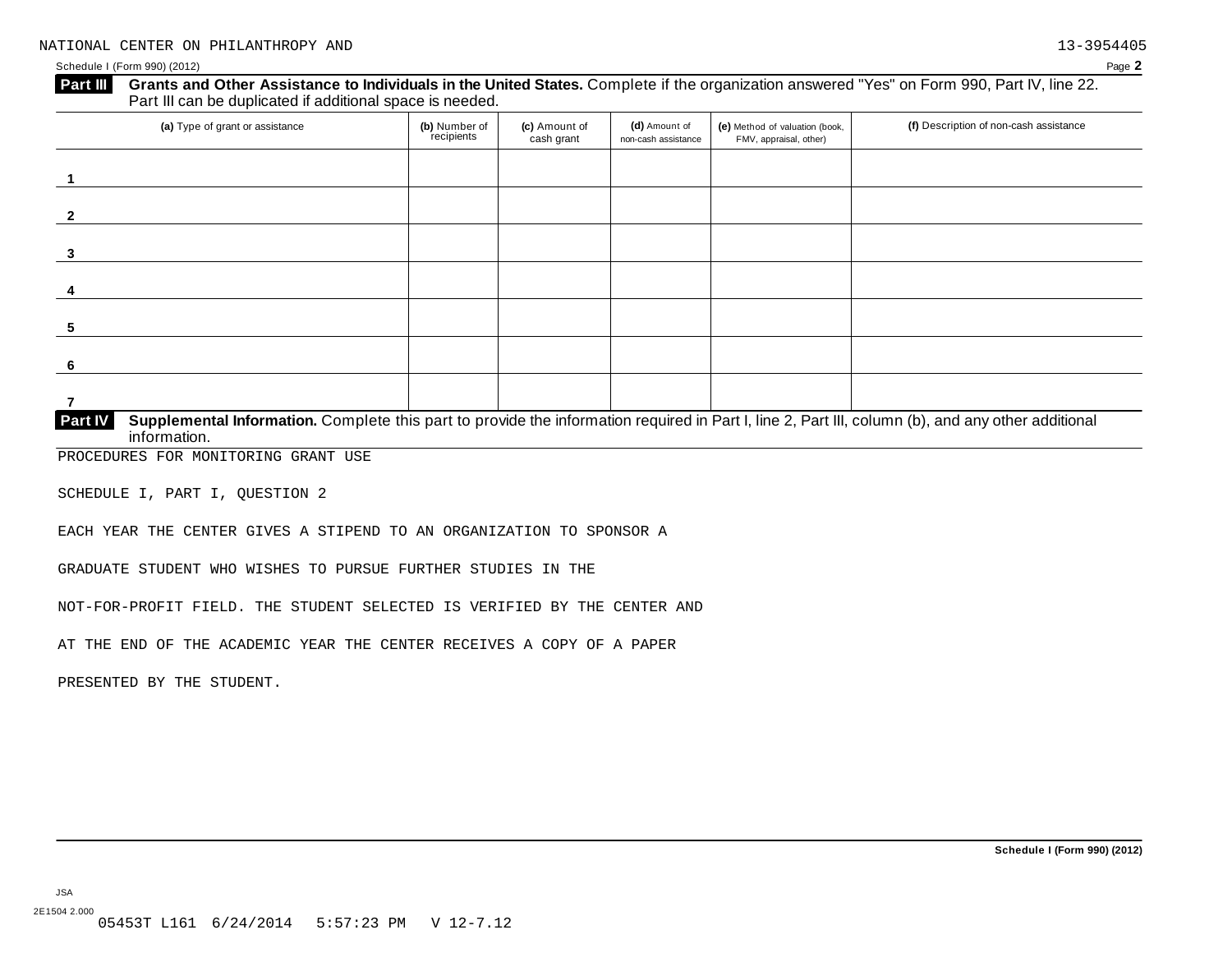NATIONAL CENTER ON PHILANTHROPY AND 13-3954405

Schedule I (Form 990) (2012) Page **2**

**Part III** **Grants and Other Assistance to Individuals in the United States.** Complete if the organization answered "Yes" on Form 990, Part IV, line 22. Part III can be duplicated if additional space is needed.

| (a) Type of grant or assistance | (b) Number of recipients | (c) Amount of cash grant | (d) Amount of non-cash assistance | (e) Method of valuation (book, FMV, appraisal, other) | (f) Description of non-cash assistance |
|---|---|---|---|---|---|
| 1 | | | | | |
| 2 | | | | | |
| 3 | | | | | |
| 4 | | | | | |
| 5 | | | | | |
| 6 | | | | | |
| 7 | | | | | |

**Part IV** **Supplemental Information.** Complete this part to provide the information required in Part I, line 2, Part III, column (b), and any other additional information.

PROCEDURES FOR MONITORING GRANT USE

SCHEDULE I, PART I, QUESTION 2

EACH YEAR THE CENTER GIVES A STIPEND TO AN ORGANIZATION TO SPONSOR A

GRADUATE STUDENT WHO WISHES TO PURSUE FURTHER STUDIES IN THE

NOT-FOR-PROFIT FIELD. THE STUDENT SELECTED IS VERIFIED BY THE CENTER AND

AT THE END OF THE ACADEMIC YEAR THE CENTER RECEIVES A COPY OF A PAPER

PRESENTED BY THE STUDENT.

**Schedule I (Form 990) (2012)**

JSA
2E1504 2.000
05453T L161 6/24/2014 5:57:23 PM V 12-7.12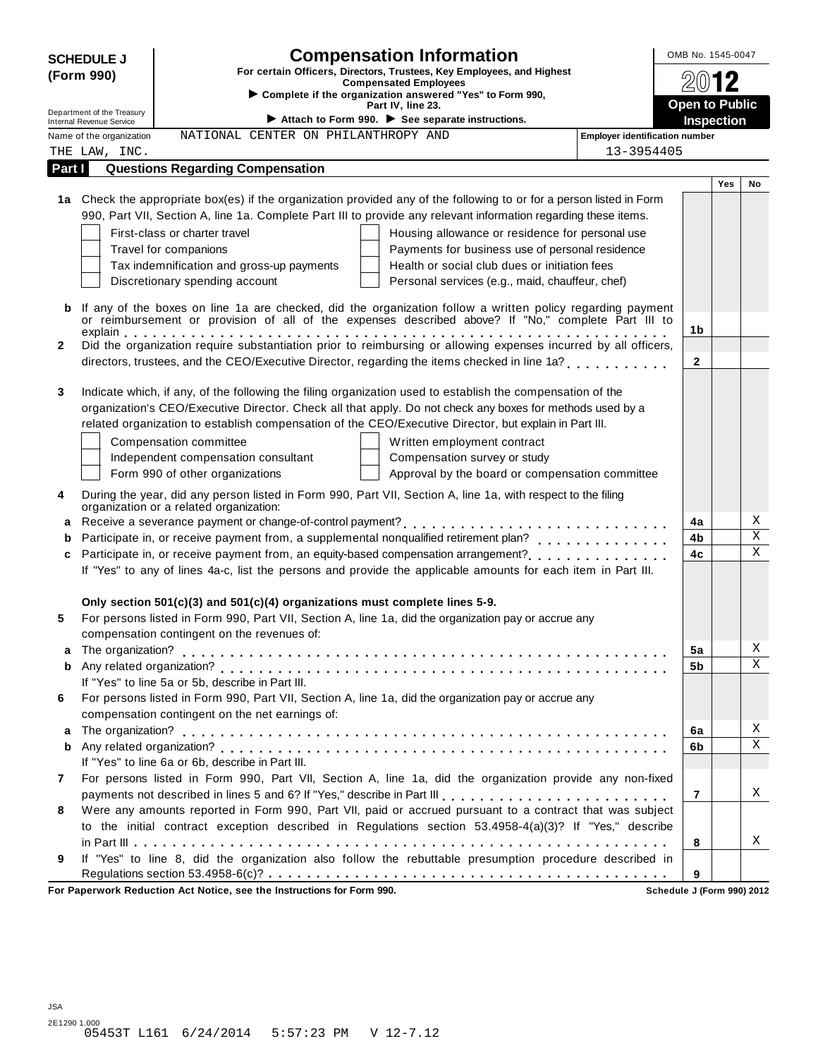**SCHEDULE J (Form 990)**

# Compensation Information

For certain Officers, Directors, Trustees, Key Employees, and Highest Compensated Employees

▶ Complete if the organization answered "Yes" to Form 990, Part IV, line 23.

▶ Attach to Form 990. ▶ See separate instructions.

OMB No. 1545-0047

2012

**Open to Public Inspection**

Department of the Treasury
Internal Revenue Service

Name of the organization: NATIONAL CENTER ON PHILANTHROPY AND THE LAW, INC.

Employer identification number: 13-3954405

## Part I Questions Regarding Compensation

| | | | Yes | No |
|---|---|---|---|---|
| **1a** | Check the appropriate box(es) if the organization provided any of the following to or for a person listed in Form 990, Part VII, Section A, line 1a. Complete Part III to provide any relevant information regarding these items.<br>☐ First-class or charter travel ☐ Housing allowance or residence for personal use<br>☐ Travel for companions ☐ Payments for business use of personal residence<br>☐ Tax indemnification and gross-up payments ☐ Health or social club dues or initiation fees<br>☐ Discretionary spending account ☐ Personal services (e.g., maid, chauffeur, chef) | | | |
| **b** | If any of the boxes on line 1a are checked, did the organization follow a written policy regarding payment or reimbursement or provision of all of the expenses described above? If "No," complete Part III to explain | 1b | | |
| **2** | Did the organization require substantiation prior to reimbursing or allowing expenses incurred by all officers, directors, trustees, and the CEO/Executive Director, regarding the items checked in line 1a? | 2 | | |
| **3** | Indicate which, if any, of the following the filing organization used to establish the compensation of the organization's CEO/Executive Director. Check all that apply. Do not check any boxes for methods used by a related organization to establish compensation of the CEO/Executive Director, but explain in Part III.<br>☐ Compensation committee ☐ Written employment contract<br>☐ Independent compensation consultant ☐ Compensation survey or study<br>☐ Form 990 of other organizations ☐ Approval by the board or compensation committee | | | |
| **4** | During the year, did any person listed in Form 990, Part VII, Section A, line 1a, with respect to the filing organization or a related organization: | | | |
| **a** | Receive a severance payment or change-of-control payment? | 4a | | X |
| **b** | Participate in, or receive payment from, a supplemental nonqualified retirement plan? | 4b | | X |
| **c** | Participate in, or receive payment from, an equity-based compensation arrangement? | 4c | | X |
| | If "Yes" to any of lines 4a-c, list the persons and provide the applicable amounts for each item in Part III. | | | |
| | **Only section 501(c)(3) and 501(c)(4) organizations must complete lines 5-9.** | | | |
| **5** | For persons listed in Form 990, Part VII, Section A, line 1a, did the organization pay or accrue any compensation contingent on the revenues of: | | | |
| **a** | The organization? | 5a | | X |
| **b** | Any related organization? | 5b | | X |
| | If "Yes" to line 5a or 5b, describe in Part III. | | | |
| **6** | For persons listed in Form 990, Part VII, Section A, line 1a, did the organization pay or accrue any compensation contingent on the net earnings of: | | | |
| **a** | The organization? | 6a | | X |
| **b** | Any related organization? | 6b | | X |
| | If "Yes" to line 6a or 6b, describe in Part III. | | | |
| **7** | For persons listed in Form 990, Part VII, Section A, line 1a, did the organization provide any non-fixed payments not described in lines 5 and 6? If "Yes," describe in Part III | 7 | | X |
| **8** | Were any amounts reported in Form 990, Part VII, paid or accrued pursuant to a contract that was subject to the initial contract exception described in Regulations section 53.4958-4(a)(3)? If "Yes," describe in Part III | 8 | | X |
| **9** | If "Yes" to line 8, did the organization also follow the rebuttable presumption procedure described in Regulations section 53.4958-6(c)? | 9 | | |

For Paperwork Reduction Act Notice, see the Instructions for Form 990. Schedule J (Form 990) 2012

JSA
2E1290 1.000
05453T L161 6/24/2014 5:57:23 PM V 12-7.12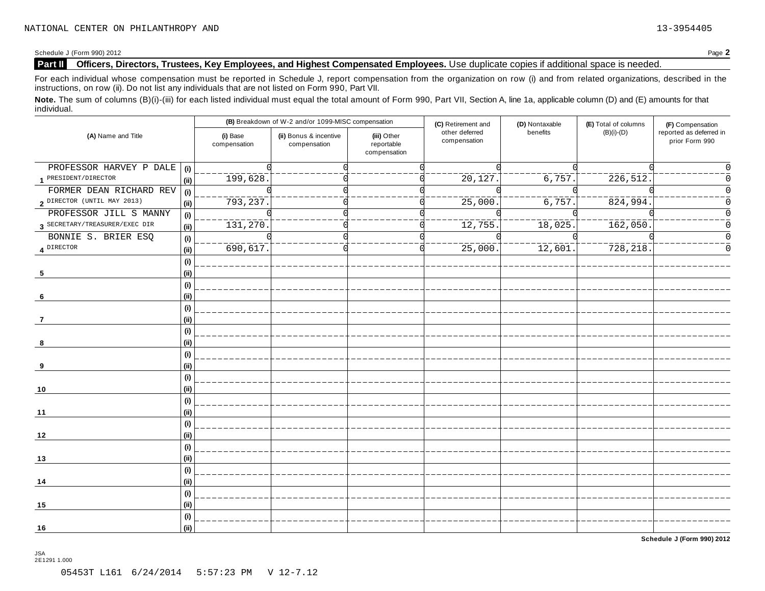NATIONAL CENTER ON PHILANTHROPY AND 13-3954405

Schedule J (Form 990) 2012

## Part II Officers, Directors, Trustees, Key Employees, and Highest Compensated Employees. Use duplicate copies if additional space is needed.

For each individual whose compensation must be reported in Schedule J, report compensation from the organization on row (i) and from related organizations, described in the instructions, on row (ii). Do not list any individuals that are not listed on Form 990, Part VII.

**Note.** The sum of columns (B)(i)-(iii) for each listed individual must equal the total amount of Form 990, Part VII, Section A, line 1a, applicable column (D) and (E) amounts for that individual.

| (A) Name and Title | | (B) Breakdown of W-2 and/or 1099-MISC compensation | | | (C) Retirement and other deferred compensation | (D) Nontaxable benefits | (E) Total of columns (B)(i)-(D) | (F) Compensation reported as deferred in prior Form 990 |
|---|---|---|---|---|---|---|---|---|
| | | (i) Base compensation | (ii) Bonus & incentive compensation | (iii) Other reportable compensation | | | | |
| 1 PROFESSOR HARVEY P DALE PRESIDENT/DIRECTOR | (i) | 0 | 0 | 0 | 0 | 0 | 0 | 0 |
| | (ii) | 199,628. | 0 | 0 | 20,127. | 6,757. | 226,512. | 0 |
| 2 FORMER DEAN RICHARD REV DIRECTOR (UNTIL MAY 2013) | (i) | 0 | 0 | 0 | 0 | 0 | 0 | 0 |
| | (ii) | 793,237. | 0 | 0 | 25,000. | 6,757. | 824,994. | 0 |
| 3 PROFESSOR JILL S MANNY SECRETARY/TREASURER/EXEC DIR | (i) | 0 | 0 | 0 | 0 | 0 | 0 | 0 |
| | (ii) | 131,270. | 0 | 0 | 12,755. | 18,025. | 162,050. | 0 |
| 4 BONNIE S. BRIER ESQ DIRECTOR | (i) | 0 | 0 | 0 | 0 | 0 | 0 | 0 |
| | (ii) | 690,617. | 0 | 0 | 25,000. | 12,601. | 728,218. | 0 |
| 5 | (i) | | | | | | | |
| | (ii) | | | | | | | |
| 6 | (i) | | | | | | | |
| | (ii) | | | | | | | |
| 7 | (i) | | | | | | | |
| | (ii) | | | | | | | |
| 8 | (i) | | | | | | | |
| | (ii) | | | | | | | |
| 9 | (i) | | | | | | | |
| | (ii) | | | | | | | |
| 10 | (i) | | | | | | | |
| | (ii) | | | | | | | |
| 11 | (i) | | | | | | | |
| | (ii) | | | | | | | |
| 12 | (i) | | | | | | | |
| | (ii) | | | | | | | |
| 13 | (i) | | | | | | | |
| | (ii) | | | | | | | |
| 14 | (i) | | | | | | | |
| | (ii) | | | | | | | |
| 15 | (i) | | | | | | | |
| | (ii) | | | | | | | |
| 16 | (i) | | | | | | | |
| | (ii) | | | | | | | |

Schedule J (Form 990) 2012

JSA
2E1291 1.000

05453T L161 6/24/2014 5:57:23 PM V 12-7.12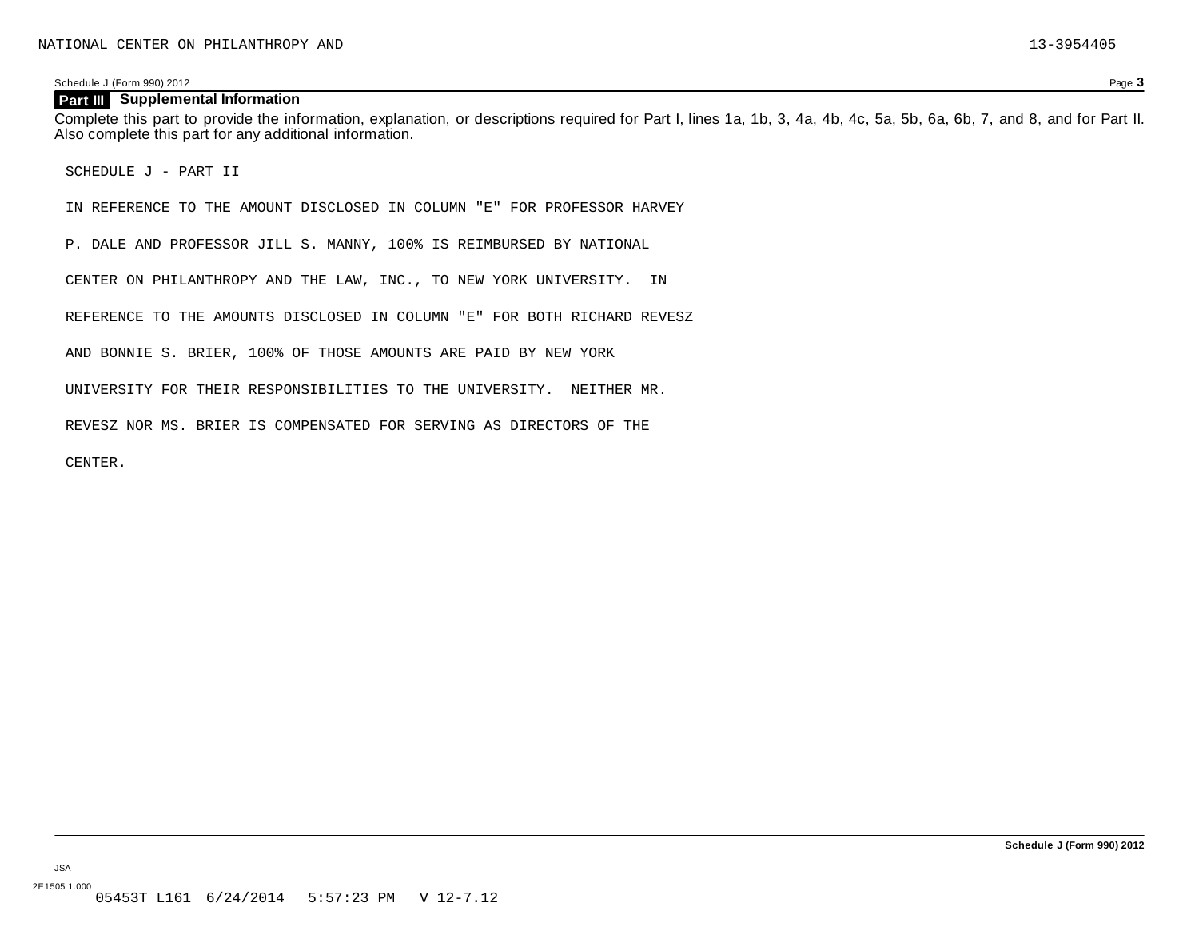NATIONAL CENTER ON PHILANTHROPY AND 13-3954405

Schedule J (Form 990) 2012

## Part III Supplemental Information

Complete this part to provide the information, explanation, or descriptions required for Part I, lines 1a, 1b, 3, 4a, 4b, 4c, 5a, 5b, 6a, 6b, 7, and 8, and for Part II. Also complete this part for any additional information.

SCHEDULE J - PART II

IN REFERENCE TO THE AMOUNT DISCLOSED IN COLUMN "E" FOR PROFESSOR HARVEY P. DALE AND PROFESSOR JILL S. MANNY, 100% IS REIMBURSED BY NATIONAL CENTER ON PHILANTHROPY AND THE LAW, INC., TO NEW YORK UNIVERSITY. IN REFERENCE TO THE AMOUNTS DISCLOSED IN COLUMN "E" FOR BOTH RICHARD REVESZ AND BONNIE S. BRIER, 100% OF THOSE AMOUNTS ARE PAID BY NEW YORK UNIVERSITY FOR THEIR RESPONSIBILITIES TO THE UNIVERSITY. NEITHER MR. REVESZ NOR MS. BRIER IS COMPENSATED FOR SERVING AS DIRECTORS OF THE CENTER.

Schedule J (Form 990) 2012

JSA
2E1505 1.000
05453T L161 6/24/2014 5:57:23 PM V 12-7.12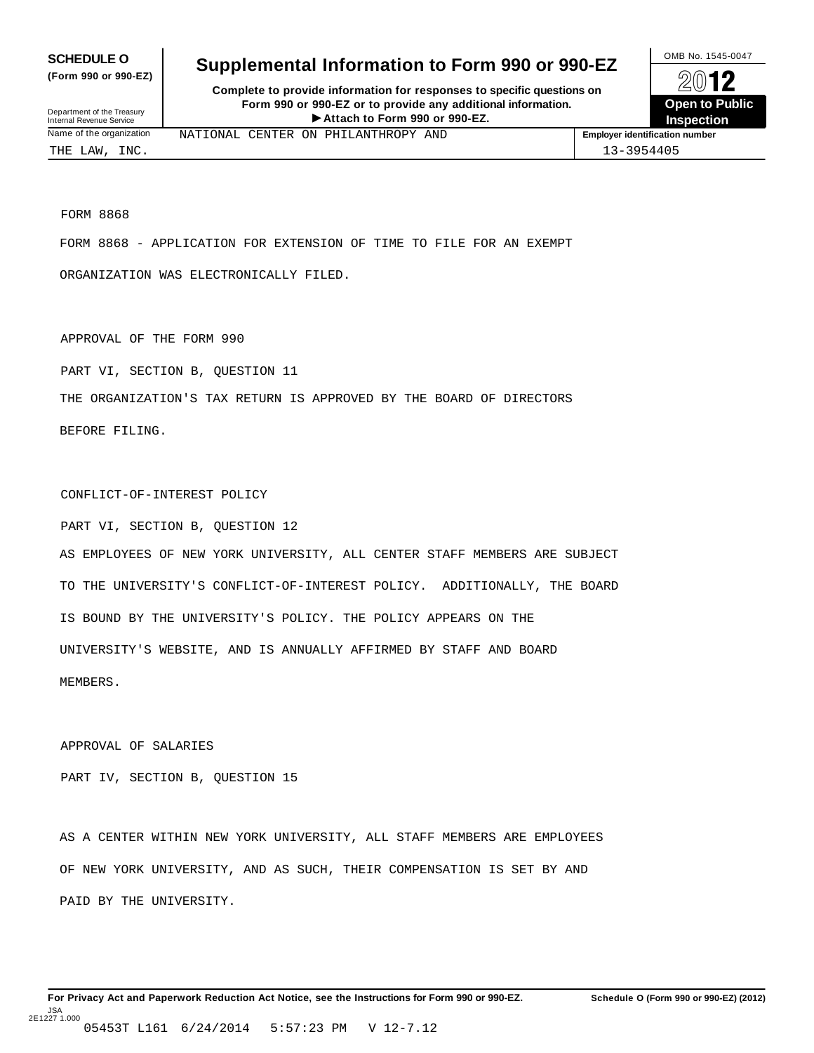**SCHEDULE O**
**(Form 990 or 990-EZ)**

Department of the Treasury
Internal Revenue Service

# Supplemental Information to Form 990 or 990-EZ

**Complete to provide information for responses to specific questions on Form 990 or 990-EZ or to provide any additional information.**
**▶ Attach to Form 990 or 990-EZ.**

OMB No. 1545-0047

**2012**

**Open to Public Inspection**

| Name of the organization | Employer identification number |
|---|---|
| NATIONAL CENTER ON PHILANTHROPY AND THE LAW, INC. | 13-3954405 |

FORM 8868

FORM 8868 - APPLICATION FOR EXTENSION OF TIME TO FILE FOR AN EXEMPT ORGANIZATION WAS ELECTRONICALLY FILED.

APPROVAL OF THE FORM 990

PART VI, SECTION B, QUESTION 11

THE ORGANIZATION'S TAX RETURN IS APPROVED BY THE BOARD OF DIRECTORS BEFORE FILING.

CONFLICT-OF-INTEREST POLICY

PART VI, SECTION B, QUESTION 12

AS EMPLOYEES OF NEW YORK UNIVERSITY, ALL CENTER STAFF MEMBERS ARE SUBJECT TO THE UNIVERSITY'S CONFLICT-OF-INTEREST POLICY. ADDITIONALLY, THE BOARD IS BOUND BY THE UNIVERSITY'S POLICY. THE POLICY APPEARS ON THE UNIVERSITY'S WEBSITE, AND IS ANNUALLY AFFIRMED BY STAFF AND BOARD MEMBERS.

APPROVAL OF SALARIES

PART IV, SECTION B, QUESTION 15

AS A CENTER WITHIN NEW YORK UNIVERSITY, ALL STAFF MEMBERS ARE EMPLOYEES OF NEW YORK UNIVERSITY, AND AS SUCH, THEIR COMPENSATION IS SET BY AND PAID BY THE UNIVERSITY.

**For Privacy Act and Paperwork Reduction Act Notice, see the Instructions for Form 990 or 990-EZ.** **Schedule O (Form 990 or 990-EZ) (2012)**

JSA
2E1227 1.000
05453T L161 6/24/2014 5:57:23 PM V 12-7.12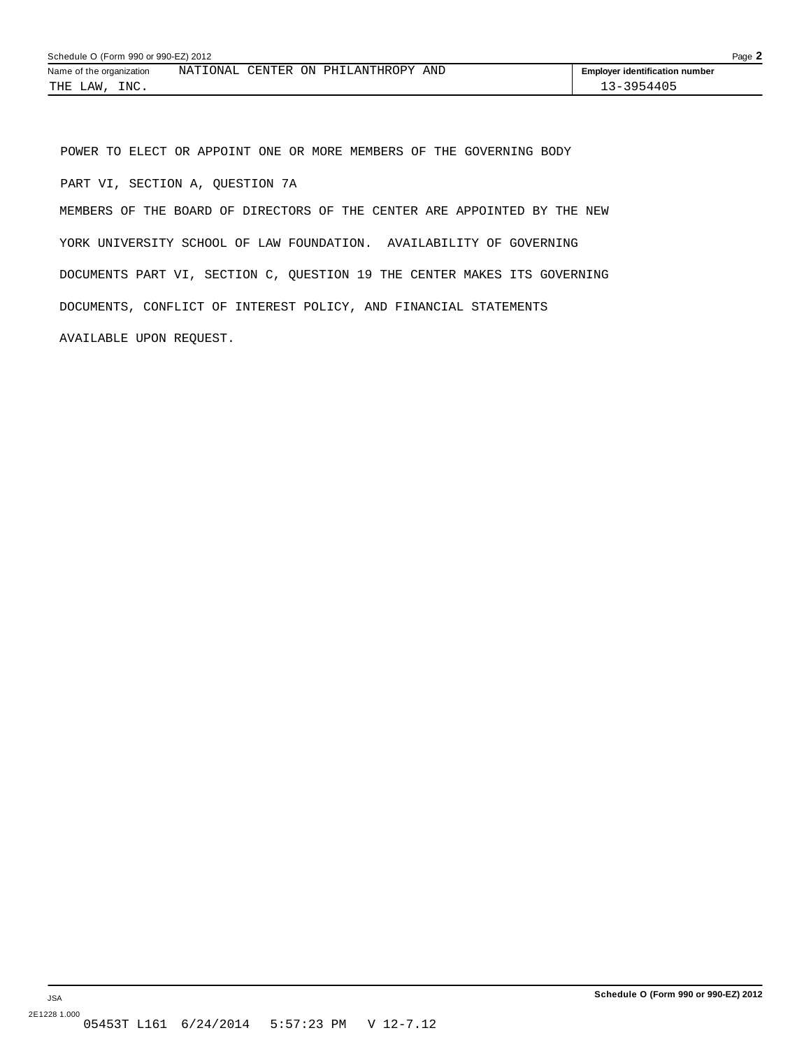Name of the organization NATIONAL CENTER ON PHILANTHROPY AND THE LAW, INC.

Employer identification number 13-3954405

POWER TO ELECT OR APPOINT ONE OR MORE MEMBERS OF THE GOVERNING BODY

PART VI, SECTION A, QUESTION 7A

MEMBERS OF THE BOARD OF DIRECTORS OF THE CENTER ARE APPOINTED BY THE NEW YORK UNIVERSITY SCHOOL OF LAW FOUNDATION.  AVAILABILITY OF GOVERNING DOCUMENTS PART VI, SECTION C, QUESTION 19 THE CENTER MAKES ITS GOVERNING DOCUMENTS, CONFLICT OF INTEREST POLICY, AND FINANCIAL STATEMENTS AVAILABLE UPON REQUEST.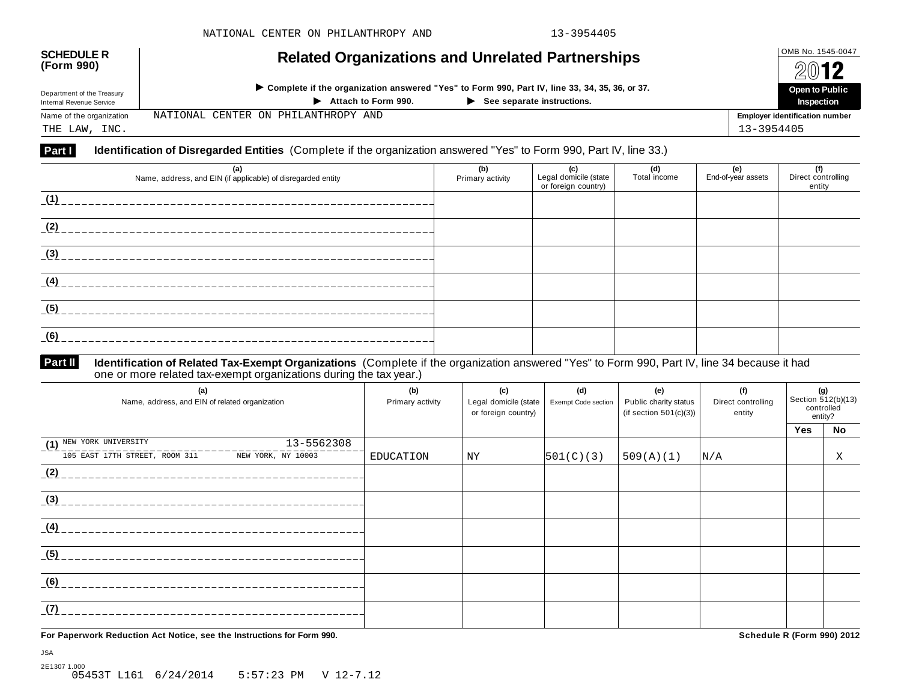**SCHEDULE R (Form 990)**

Department of the Treasury
Internal Revenue Service

# Related Organizations and Unrelated Partnerships

▶ Complete if the organization answered "Yes" to Form 990, Part IV, line 33, 34, 35, 36, or 37.

▶ Attach to Form 990. ▶ See separate instructions.

OMB No. 1545-0047

2012

Open to Public Inspection

Name of the organization: NATIONAL CENTER ON PHILANTHROPY AND THE LAW, INC.

Employer identification number: 13-3954405

## Part I Identification of Disregarded Entities (Complete if the organization answered "Yes" to Form 990, Part IV, line 33.)

| (a) Name, address, and EIN (if applicable) of disregarded entity | (b) Primary activity | (c) Legal domicile (state or foreign country) | (d) Total income | (e) End-of-year assets | (f) Direct controlling entity |
|---|---|---|---|---|---|
| (1) | | | | | |
| (2) | | | | | |
| (3) | | | | | |
| (4) | | | | | |
| (5) | | | | | |
| (6) | | | | | |

## Part II Identification of Related Tax-Exempt Organizations (Complete if the organization answered "Yes" to Form 990, Part IV, line 34 because it had one or more related tax-exempt organizations during the tax year.)

| (a) Name, address, and EIN of related organization | (b) Primary activity | (c) Legal domicile (state or foreign country) | (d) Exempt Code section | (e) Public charity status (if section 501(c)(3)) | (f) Direct controlling entity | (g) Section 512(b)(13) controlled entity? Yes | No |
|---|---|---|---|---|---|---|---|
| (1) NEW YORK UNIVERSITY 13-5562308 105 EAST 17TH STREET, ROOM 311 NEW YORK, NY 10003 | EDUCATION | NY | 501(C)(3) | 509(A)(1) | N/A | | X |
| (2) | | | | | | | |
| (3) | | | | | | | |
| (4) | | | | | | | |
| (5) | | | | | | | |
| (6) | | | | | | | |
| (7) | | | | | | | |

For Paperwork Reduction Act Notice, see the Instructions for Form 990.

Schedule R (Form 990) 2012

JSA
2E1307 1.000
05453T L161 6/24/2014 5:57:23 PM V 12-7.12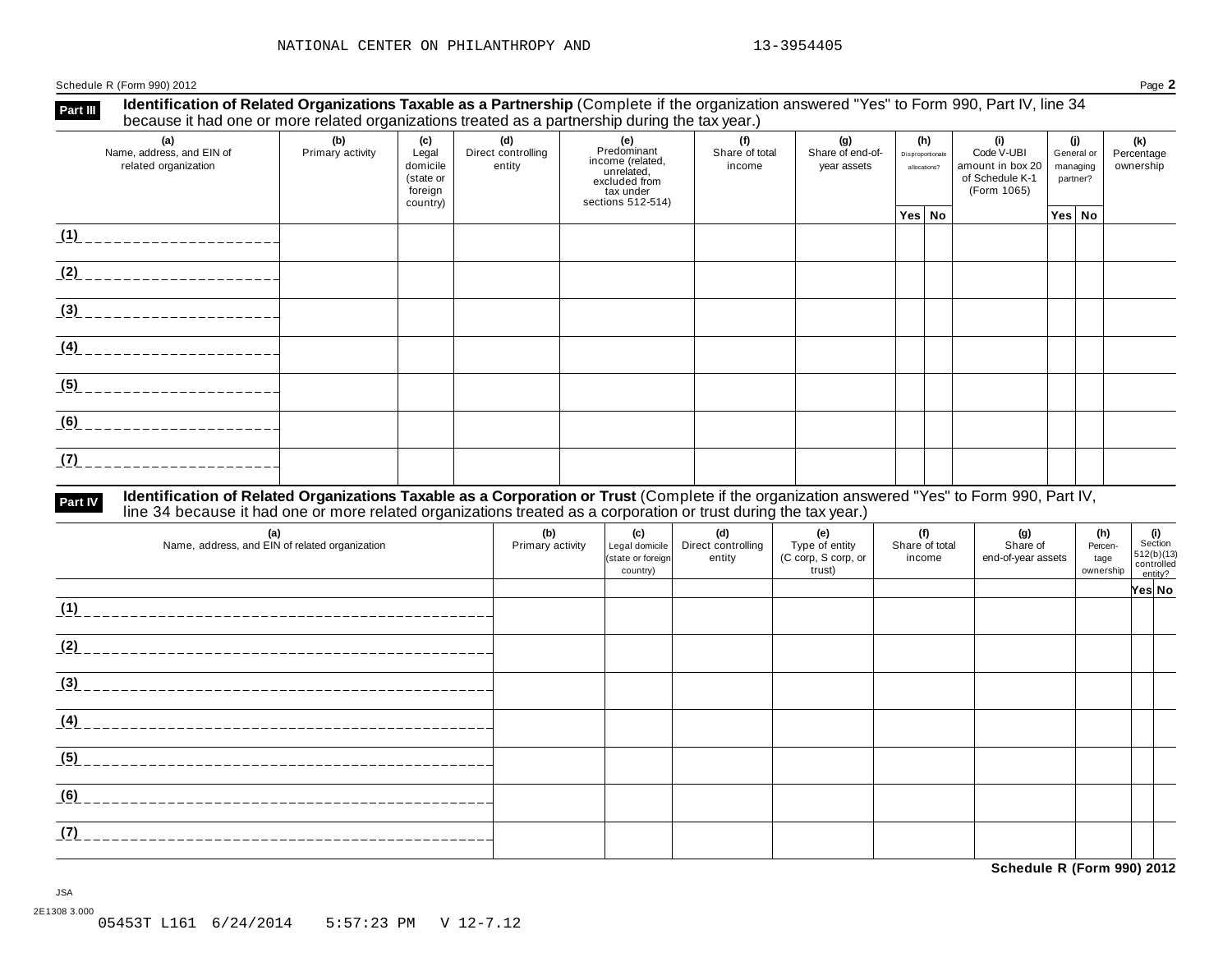NATIONAL CENTER ON PHILANTHROPY AND 13-3954405

Schedule R (Form 990) 2012 Page **2**

## Part III Identification of Related Organizations Taxable as a Partnership

(Complete if the organization answered "Yes" to Form 990, Part IV, line 34 because it had one or more related organizations treated as a partnership during the tax year.)

| (a) Name, address, and EIN of related organization | (b) Primary activity | (c) Legal domicile (state or foreign country) | (d) Direct controlling entity | (e) Predominant income (related, unrelated, excluded from tax under sections 512-514) | (f) Share of total income | (g) Share of end-of-year assets | (h) Disproportionate allocations? | | (i) Code V-UBI amount in box 20 of Schedule K-1 (Form 1065) | (j) General or managing partner? | | (k) Percentage ownership |
|---|---|---|---|---|---|---|---|---|---|---|---|---|
| | | | | | | | Yes | No | | Yes | No | |
| (1) | | | | | | | | | | | | |
| (2) | | | | | | | | | | | | |
| (3) | | | | | | | | | | | | |
| (4) | | | | | | | | | | | | |
| (5) | | | | | | | | | | | | |
| (6) | | | | | | | | | | | | |
| (7) | | | | | | | | | | | | |

## Part IV Identification of Related Organizations Taxable as a Corporation or Trust

(Complete if the organization answered "Yes" to Form 990, Part IV, line 34 because it had one or more related organizations treated as a corporation or trust during the tax year.)

| (a) Name, address, and EIN of related organization | (b) Primary activity | (c) Legal domicile (state or foreign country) | (d) Direct controlling entity | (e) Type of entity (C corp, S corp, or trust) | (f) Share of total income | (g) Share of end-of-year assets | (h) Percentage ownership | (i) Section 512(b)(13) controlled entity? | |
|---|---|---|---|---|---|---|---|---|---|
| | | | | | | | | Yes | No |
| (1) | | | | | | | | | |
| (2) | | | | | | | | | |
| (3) | | | | | | | | | |
| (4) | | | | | | | | | |
| (5) | | | | | | | | | |
| (6) | | | | | | | | | |
| (7) | | | | | | | | | |

**Schedule R (Form 990) 2012**

JSA

2E1308 3.000

05453T L161 6/24/2014 5:57:23 PM V 12-7.12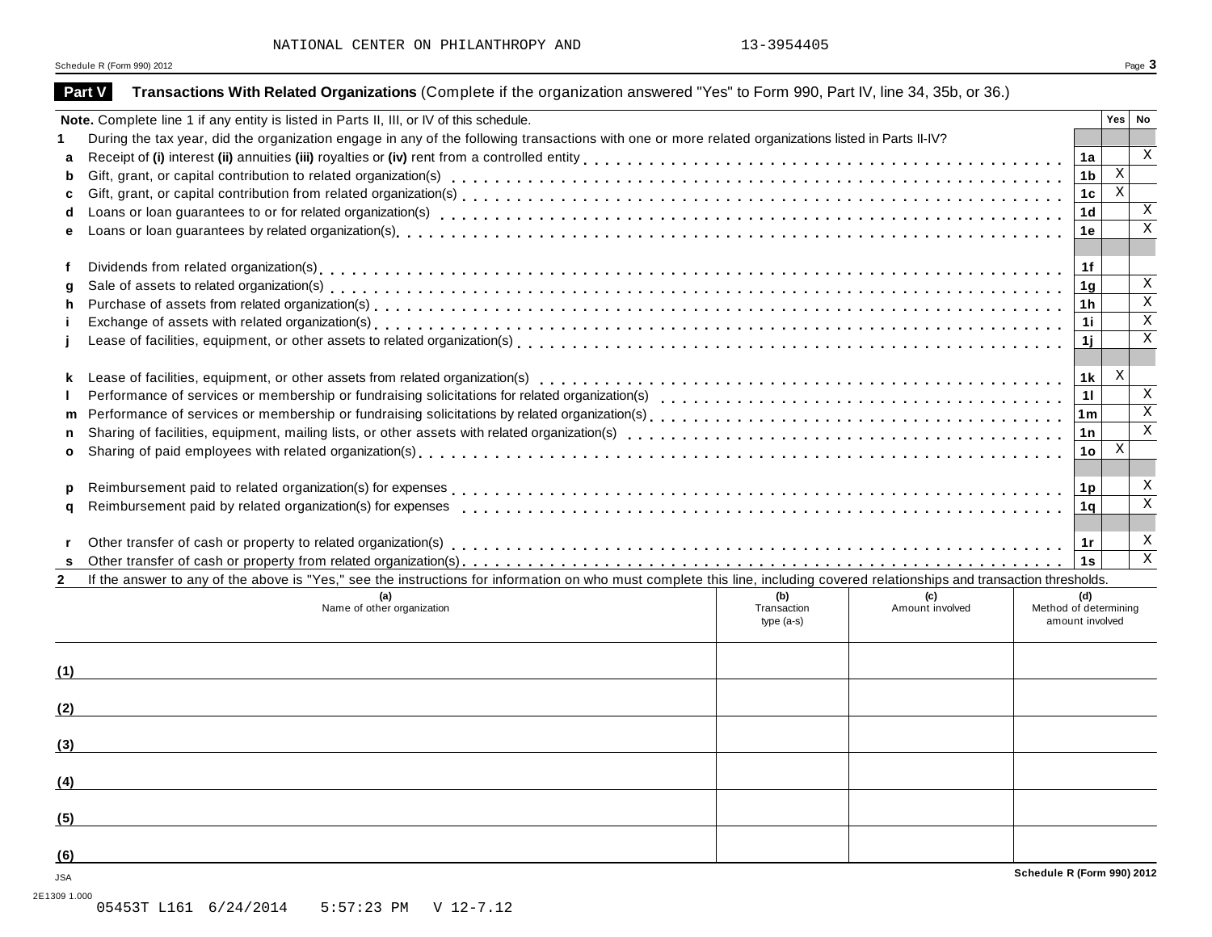NATIONAL CENTER ON PHILANTHROPY AND 13-3954405

## Part V Transactions With Related Organizations (Complete if the organization answered "Yes" to Form 990, Part IV, line 34, 35b, or 36.)

| | Note. Complete line 1 if any entity is listed in Parts II, III, or IV of this schedule. | | Yes | No |
|---|---|---|---|---|
| 1 | During the tax year, did the organization engage in any of the following transactions with one or more related organizations listed in Parts II-IV? | | | |
| a | Receipt of (i) interest (ii) annuities (iii) royalties or (iv) rent from a controlled entity | 1a | | X |
| b | Gift, grant, or capital contribution to related organization(s) | 1b | X | |
| c | Gift, grant, or capital contribution from related organization(s) | 1c | X | |
| d | Loans or loan guarantees to or for related organization(s) | 1d | | X |
| e | Loans or loan guarantees by related organization(s) | 1e | | X |
| f | Dividends from related organization(s) | 1f | | |
| g | Sale of assets to related organization(s) | 1g | | X |
| h | Purchase of assets from related organization(s) | 1h | | X |
| i | Exchange of assets with related organization(s) | 1i | | X |
| j | Lease of facilities, equipment, or other assets to related organization(s) | 1j | | X |
| k | Lease of facilities, equipment, or other assets from related organization(s) | 1k | X | |
| l | Performance of services or membership or fundraising solicitations for related organization(s) | 1l | | X |
| m | Performance of services or membership or fundraising solicitations by related organization(s) | 1m | | X |
| n | Sharing of facilities, equipment, mailing lists, or other assets with related organization(s) | 1n | | X |
| o | Sharing of paid employees with related organization(s) | 1o | X | |
| p | Reimbursement paid to related organization(s) for expenses | 1p | | X |
| q | Reimbursement paid by related organization(s) for expenses | 1q | | X |
| r | Other transfer of cash or property to related organization(s) | 1r | | X |
| s | Other transfer of cash or property from related organization(s) | 1s | | X |

2 If the answer to any of the above is "Yes," see the instructions for information on who must complete this line, including covered relationships and transaction thresholds.

| | (a) Name of other organization | (b) Transaction type (a-s) | (c) Amount involved | (d) Method of determining amount involved |
|---|---|---|---|---|
| (1) | | | | |
| (2) | | | | |
| (3) | | | | |
| (4) | | | | |
| (5) | | | | |
| (6) | | | | |

Schedule R (Form 990) 2012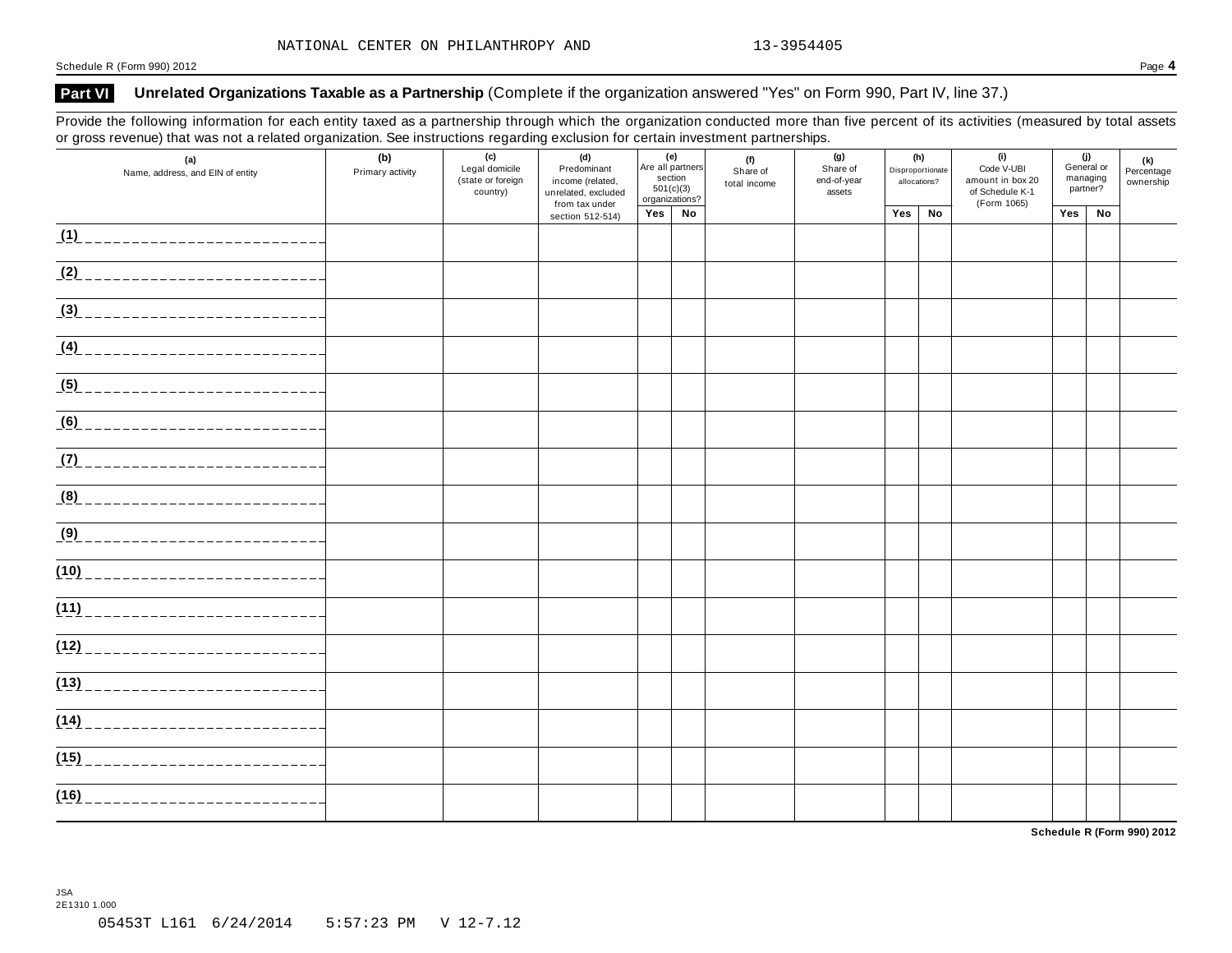NATIONAL CENTER ON PHILANTHROPY AND 13-3954405

Schedule R (Form 990) 2012 Page **4**

## Part VI Unrelated Organizations Taxable as a Partnership (Complete if the organization answered "Yes" on Form 990, Part IV, line 37.)

Provide the following information for each entity taxed as a partnership through which the organization conducted more than five percent of its activities (measured by total assets or gross revenue) that was not a related organization. See instructions regarding exclusion for certain investment partnerships.

| (a) Name, address, and EIN of entity | (b) Primary activity | (c) Legal domicile (state or foreign country) | (d) Predominant income (related, unrelated, excluded from tax under section 512-514) | (e) Are all partners section 501(c)(3) organizations? | | (f) Share of total income | (g) Share of end-of-year assets | (h) Disproportionate allocations? | | (i) Code V-UBI amount in box 20 of Schedule K-1 (Form 1065) | (j) General or managing partner? | | (k) Percentage ownership |
|---|---|---|---|---|---|---|---|---|---|---|---|---|---|
| | | | | Yes | No | | | Yes | No | | Yes | No | |
| (1) | | | | | | | | | | | | | |
| (2) | | | | | | | | | | | | | |
| (3) | | | | | | | | | | | | | |
| (4) | | | | | | | | | | | | | |
| (5) | | | | | | | | | | | | | |
| (6) | | | | | | | | | | | | | |
| (7) | | | | | | | | | | | | | |
| (8) | | | | | | | | | | | | | |
| (9) | | | | | | | | | | | | | |
| (10) | | | | | | | | | | | | | |
| (11) | | | | | | | | | | | | | |
| (12) | | | | | | | | | | | | | |
| (13) | | | | | | | | | | | | | |
| (14) | | | | | | | | | | | | | |
| (15) | | | | | | | | | | | | | |
| (16) | | | | | | | | | | | | | |

**Schedule R (Form 990) 2012**

JSA
2E1310 1.000

05453T L161 6/24/2014 5:57:23 PM V 12-7.12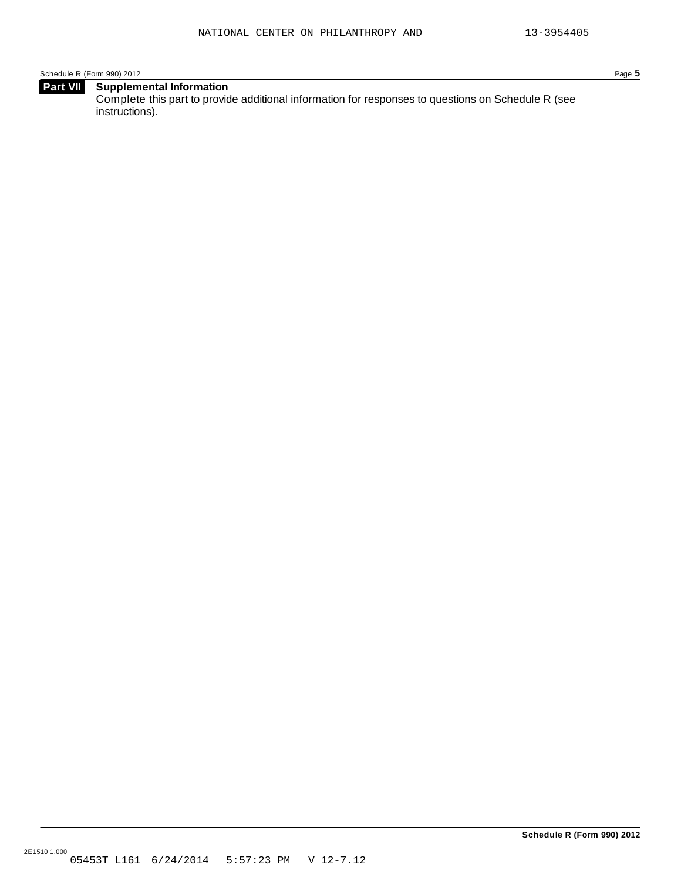## Part VII Supplemental Information

Complete this part to provide additional information for responses to questions on Schedule R (see instructions).